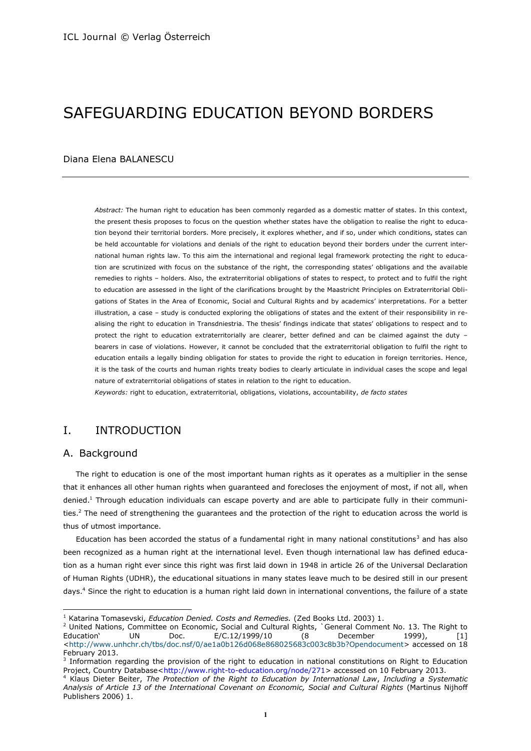# SAFEGUARDING EDUCATION BEYOND BORDERS

Diana Elena BALANESCU

---

*Abstract:* The human right to education has been commonly regarded as a domestic matter of states. In this context, the present thesis proposes to focus on the question whether states have the obligation to realise the right to education beyond their territorial borders. More precisely, it explores whether, and if so, under which conditions, states can be held accountable for violations and denials of the right to education beyond their borders under the current international human rights law. To this aim the international and regional legal framework protecting the right to education are scrutinized with focus on the substance of the right, the corresponding states' obligations and the available remedies to rights – holders. Also, the extraterritorial obligations of states to respect, to protect and to fulfil the right to education are assessed in the light of the clarifications brought by the Maastricht Principles on Extraterritorial Obligations of States in the Area of Economic, Social and Cultural Rights and by academics' interpretations. For a better illustration, a case – study is conducted exploring the obligations of states and the extent of their responsibility in realising the right to education in Transdniestria. The thesis' findings indicate that states' obligations to respect and to protect the right to education extraterritorially are clearer, better defined and can be claimed against the duty – bearers in case of violations. However, it cannot be concluded that the extraterritorial obligation to fulfil the right to education entails a legally binding obligation for states to provide the right to education in foreign territories. Hence, it is the task of the courts and human rights treaty bodies to clearly articulate in individual cases the scope and legal nature of extraterritorial obligations of states in relation to the right to education.

*Keywords:* right to education, extraterritorial, obligations, violations, accountability, *de facto states*

## I. INTRODUCTION

### A. Background

The right to education is one of the most important human rights as it operates as a multiplier in the sense that it enhances all other human rights when guaranteed and forecloses the enjoyment of most, if not all, when denied.[1] Through education individuals can escape poverty and are able to participate fully in their communities.[2] The need of strengthening the guarantees and the protection of the right to education across the world is thus of utmost importance.

Education has been accorded the status of a fundamental right in many national constitutions[3] and has also been recognized as a human right at the international level. Even though international law has defined education as a human right ever since this right was first laid down in 1948 in article 26 of the Universal Declaration of Human Rights (UDHR), the educational situations in many states leave much to be desired still in our present days.[4] Since the right to education is a human right laid down in international conventions, the failure of a state

---

[1] Katarina Tomasevski, *Education Denied. Costs and Remedies.* (Zed Books Ltd. 2003) 1.

[2] United Nations, Committee on Economic, Social and Cultural Rights, `General Comment No. 13. The Right to Education' UN Doc. E/C.12/1999/10 (8 December 1999), [1] <http://www.unhchr.ch/tbs/doc.nsf/0/ae1a0b126d068e868025683c003c8b3b?Opendocument> accessed on 18 February 2013.

[3] Information regarding the provision of the right to education in national constitutions on Right to Education Project, Country Database<http://www.right-to-education.org/node/271> accessed on 10 February 2013.

[4] Klaus Dieter Beiter, *The Protection of the Right to Education by International Law, Including a Systematic Analysis of Article 13 of the International Covenant on Economic, Social and Cultural Rights* (Martinus Nijhoff Publishers 2006) 1.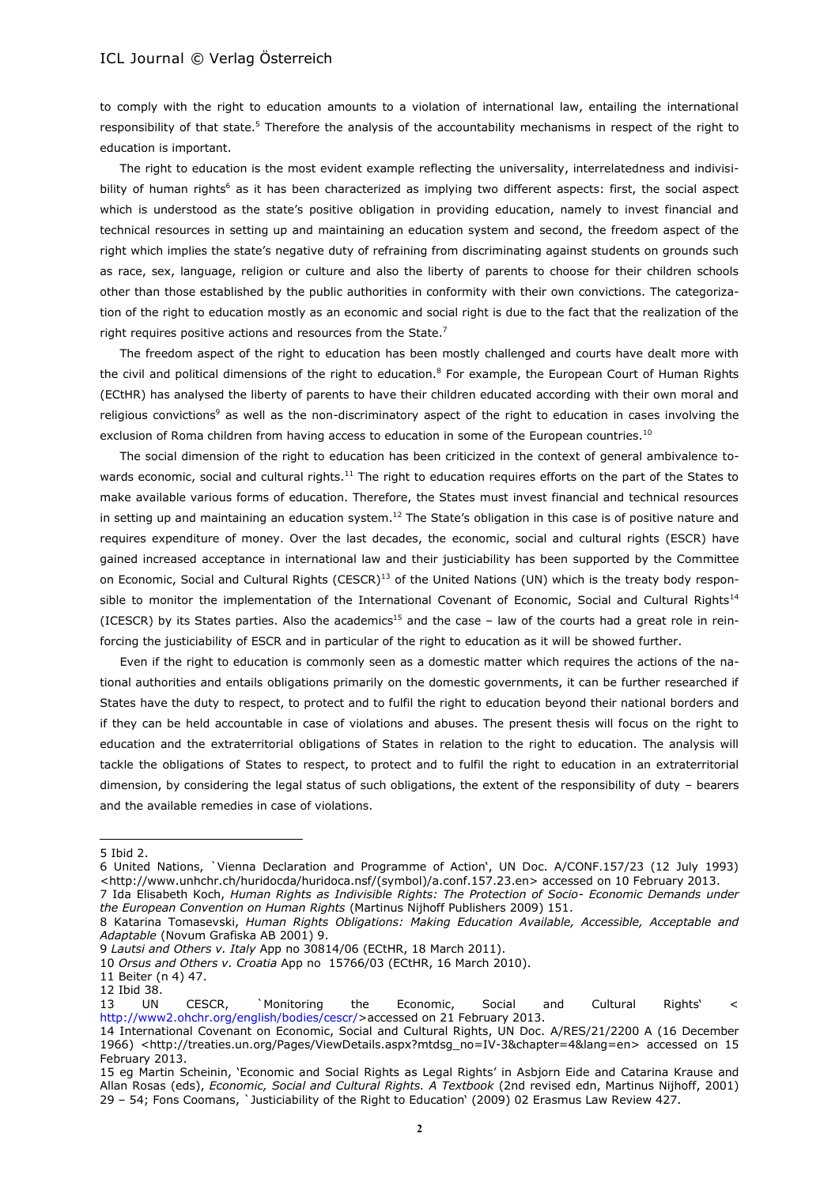to comply with the right to education amounts to a violation of international law, entailing the international responsibility of that state.[5] Therefore the analysis of the accountability mechanisms in respect of the right to education is important.

The right to education is the most evident example reflecting the universality, interrelatedness and indivisibility of human rights[6] as it has been characterized as implying two different aspects: first, the social aspect which is understood as the state's positive obligation in providing education, namely to invest financial and technical resources in setting up and maintaining an education system and second, the freedom aspect of the right which implies the state's negative duty of refraining from discriminating against students on grounds such as race, sex, language, religion or culture and also the liberty of parents to choose for their children schools other than those established by the public authorities in conformity with their own convictions. The categorization of the right to education mostly as an economic and social right is due to the fact that the realization of the right requires positive actions and resources from the State.[7]

The freedom aspect of the right to education has been mostly challenged and courts have dealt more with the civil and political dimensions of the right to education.[8] For example, the European Court of Human Rights (ECtHR) has analysed the liberty of parents to have their children educated according with their own moral and religious convictions[9] as well as the non-discriminatory aspect of the right to education in cases involving the exclusion of Roma children from having access to education in some of the European countries.[10]

The social dimension of the right to education has been criticized in the context of general ambivalence towards economic, social and cultural rights.[11] The right to education requires efforts on the part of the States to make available various forms of education. Therefore, the States must invest financial and technical resources in setting up and maintaining an education system.[12] The State's obligation in this case is of positive nature and requires expenditure of money. Over the last decades, the economic, social and cultural rights (ESCR) have gained increased acceptance in international law and their justiciability has been supported by the Committee on Economic, Social and Cultural Rights (CESCR)[13] of the United Nations (UN) which is the treaty body responsible to monitor the implementation of the International Covenant of Economic, Social and Cultural Rights[14] (ICESCR) by its States parties. Also the academics[15] and the case – law of the courts had a great role in reinforcing the justiciability of ESCR and in particular of the right to education as it will be showed further.

Even if the right to education is commonly seen as a domestic matter which requires the actions of the national authorities and entails obligations primarily on the domestic governments, it can be further researched if States have the duty to respect, to protect and to fulfil the right to education beyond their national borders and if they can be held accountable in case of violations and abuses. The present thesis will focus on the right to education and the extraterritorial obligations of States in relation to the right to education. The analysis will tackle the obligations of States to respect, to protect and to fulfil the right to education in an extraterritorial dimension, by considering the legal status of such obligations, the extent of the responsibility of duty – bearers and the available remedies in case of violations.

---

5 Ibid 2.

6 United Nations, `Vienna Declaration and Programme of Action', UN Doc. A/CONF.157/23 (12 July 1993) <http://www.unhchr.ch/huridocda/huridoca.nsf/(symbol)/a.conf.157.23.en> accessed on 10 February 2013.

7 Ida Elisabeth Koch, *Human Rights as Indivisible Rights: The Protection of Socio- Economic Demands under the European Convention on Human Rights* (Martinus Nijhoff Publishers 2009) 151.

8 Katarina Tomasevski, *Human Rights Obligations: Making Education Available, Accessible, Acceptable and Adaptable* (Novum Grafiska AB 2001) 9.

9 *Lautsi and Others v. Italy* App no 30814/06 (ECtHR, 18 March 2011).

10 *Orsus and Others v. Croatia* App no 15766/03 (ECtHR, 16 March 2010).

11 Beiter (n 4) 47.

12 Ibid 38.

13 UN CESCR, `Monitoring the Economic, Social and Cultural Rights' < http://www2.ohchr.org/english/bodies/cescr/>accessed on 21 February 2013.

14 International Covenant on Economic, Social and Cultural Rights, UN Doc. A/RES/21/2200 A (16 December 1966) <http://treaties.un.org/Pages/ViewDetails.aspx?mtdsg_no=IV-3&chapter=4&lang=en> accessed on 15 February 2013.

15 eg Martin Scheinin, 'Economic and Social Rights as Legal Rights' in Asbjorn Eide and Catarina Krause and Allan Rosas (eds), *Economic, Social and Cultural Rights. A Textbook* (2nd revised edn, Martinus Nijhoff, 2001) 29 – 54; Fons Coomans, `Justiciability of the Right to Education' (2009) 02 Erasmus Law Review 427.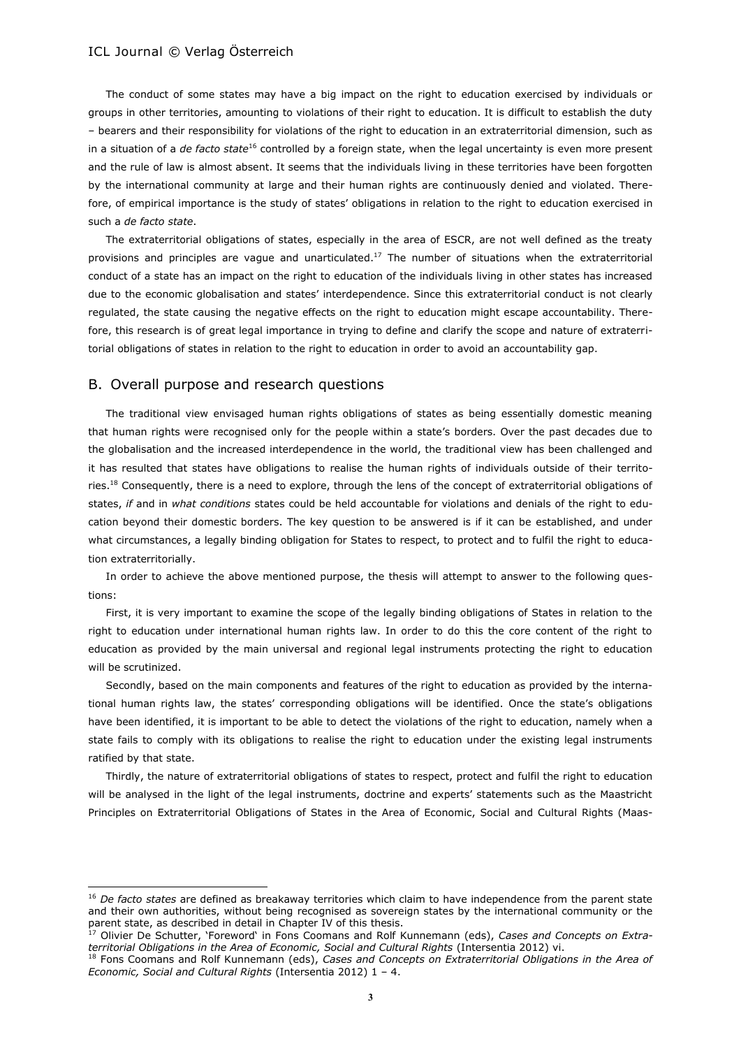The conduct of some states may have a big impact on the right to education exercised by individuals or groups in other territories, amounting to violations of their right to education. It is difficult to establish the duty – bearers and their responsibility for violations of the right to education in an extraterritorial dimension, such as in a situation of a *de facto state*[16] controlled by a foreign state, when the legal uncertainty is even more present and the rule of law is almost absent. It seems that the individuals living in these territories have been forgotten by the international community at large and their human rights are continuously denied and violated. Therefore, of empirical importance is the study of states' obligations in relation to the right to education exercised in such a *de facto state*.

The extraterritorial obligations of states, especially in the area of ESCR, are not well defined as the treaty provisions and principles are vague and unarticulated.[17] The number of situations when the extraterritorial conduct of a state has an impact on the right to education of the individuals living in other states has increased due to the economic globalisation and states' interdependence. Since this extraterritorial conduct is not clearly regulated, the state causing the negative effects on the right to education might escape accountability. Therefore, this research is of great legal importance in trying to define and clarify the scope and nature of extraterritorial obligations of states in relation to the right to education in order to avoid an accountability gap.

## B. Overall purpose and research questions

The traditional view envisaged human rights obligations of states as being essentially domestic meaning that human rights were recognised only for the people within a state's borders. Over the past decades due to the globalisation and the increased interdependence in the world, the traditional view has been challenged and it has resulted that states have obligations to realise the human rights of individuals outside of their territories.[18] Consequently, there is a need to explore, through the lens of the concept of extraterritorial obligations of states, *if* and in *what conditions* states could be held accountable for violations and denials of the right to education beyond their domestic borders. The key question to be answered is if it can be established, and under what circumstances, a legally binding obligation for States to respect, to protect and to fulfil the right to education extraterritorially.

In order to achieve the above mentioned purpose, the thesis will attempt to answer to the following questions:

First, it is very important to examine the scope of the legally binding obligations of States in relation to the right to education under international human rights law. In order to do this the core content of the right to education as provided by the main universal and regional legal instruments protecting the right to education will be scrutinized.

Secondly, based on the main components and features of the right to education as provided by the international human rights law, the states' corresponding obligations will be identified. Once the state's obligations have been identified, it is important to be able to detect the violations of the right to education, namely when a state fails to comply with its obligations to realise the right to education under the existing legal instruments ratified by that state.

Thirdly, the nature of extraterritorial obligations of states to respect, protect and fulfil the right to education will be analysed in the light of the legal instruments, doctrine and experts' statements such as the Maastricht Principles on Extraterritorial Obligations of States in the Area of Economic, Social and Cultural Rights (Maas-

---

[16] *De facto states* are defined as breakaway territories which claim to have independence from the parent state and their own authorities, without being recognised as sovereign states by the international community or the parent state, as described in detail in Chapter IV of this thesis.

[17] Olivier De Schutter, 'Foreword' in Fons Coomans and Rolf Kunnemann (eds), *Cases and Concepts on Extraterritorial Obligations in the Area of Economic, Social and Cultural Rights* (Intersentia 2012) vi.

[18] Fons Coomans and Rolf Kunnemann (eds), *Cases and Concepts on Extraterritorial Obligations in the Area of Economic, Social and Cultural Rights* (Intersentia 2012) 1 – 4.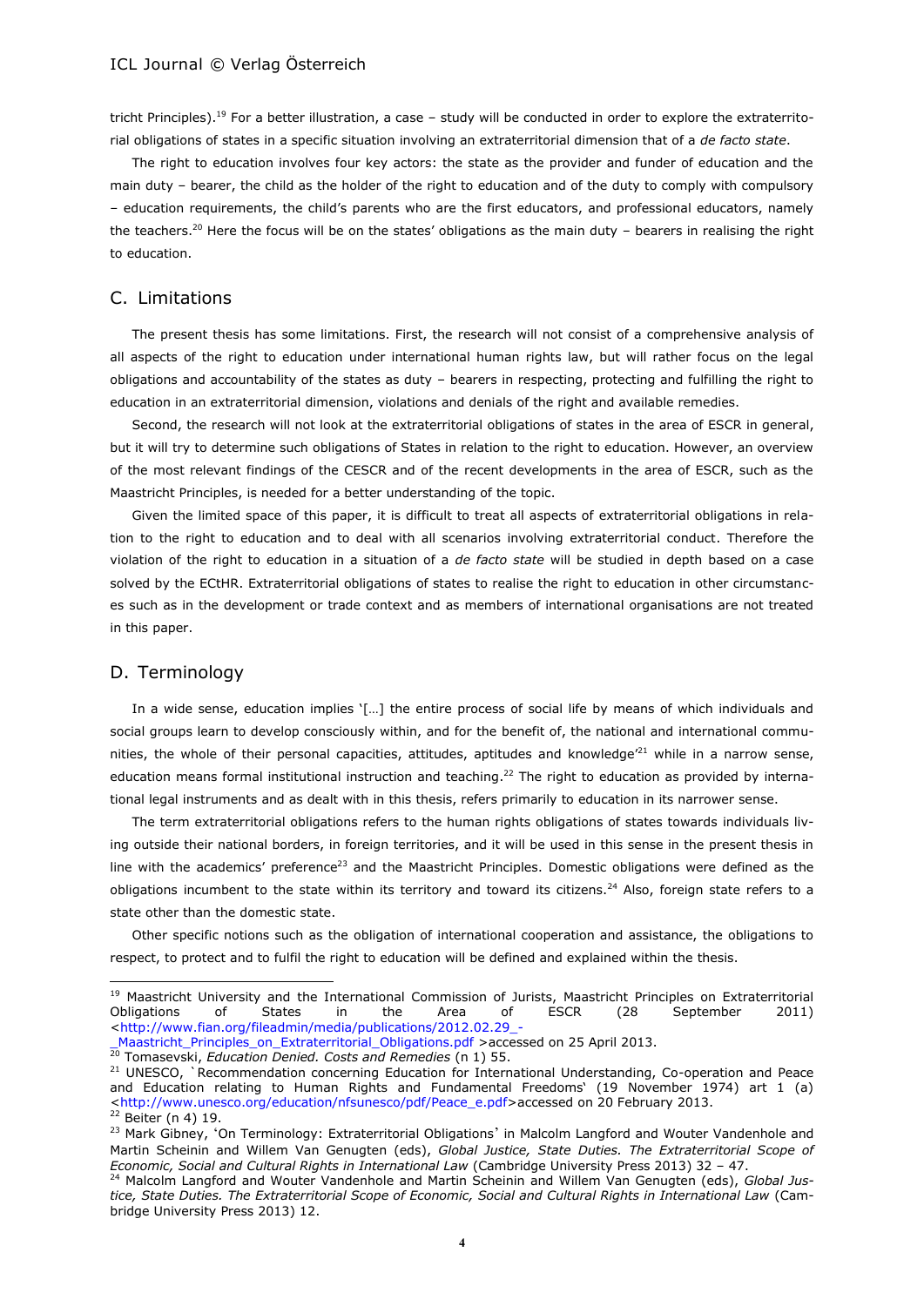tricht Principles).[19] For a better illustration, a case – study will be conducted in order to explore the extraterritorial obligations of states in a specific situation involving an extraterritorial dimension that of a *de facto state*.

The right to education involves four key actors: the state as the provider and funder of education and the main duty – bearer, the child as the holder of the right to education and of the duty to comply with compulsory – education requirements, the child's parents who are the first educators, and professional educators, namely the teachers.[20] Here the focus will be on the states' obligations as the main duty – bearers in realising the right to education.

## C. Limitations

The present thesis has some limitations. First, the research will not consist of a comprehensive analysis of all aspects of the right to education under international human rights law, but will rather focus on the legal obligations and accountability of the states as duty – bearers in respecting, protecting and fulfilling the right to education in an extraterritorial dimension, violations and denials of the right and available remedies.

Second, the research will not look at the extraterritorial obligations of states in the area of ESCR in general, but it will try to determine such obligations of States in relation to the right to education. However, an overview of the most relevant findings of the CESCR and of the recent developments in the area of ESCR, such as the Maastricht Principles, is needed for a better understanding of the topic.

Given the limited space of this paper, it is difficult to treat all aspects of extraterritorial obligations in relation to the right to education and to deal with all scenarios involving extraterritorial conduct. Therefore the violation of the right to education in a situation of a *de facto state* will be studied in depth based on a case solved by the ECtHR. Extraterritorial obligations of states to realise the right to education in other circumstances such as in the development or trade context and as members of international organisations are not treated in this paper.

## D. Terminology

In a wide sense, education implies '[…] the entire process of social life by means of which individuals and social groups learn to develop consciously within, and for the benefit of, the national and international communities, the whole of their personal capacities, attitudes, aptitudes and knowledge'[21] while in a narrow sense, education means formal institutional instruction and teaching.[22] The right to education as provided by international legal instruments and as dealt with in this thesis, refers primarily to education in its narrower sense.

The term extraterritorial obligations refers to the human rights obligations of states towards individuals living outside their national borders, in foreign territories, and it will be used in this sense in the present thesis in line with the academics' preference[23] and the Maastricht Principles. Domestic obligations were defined as the obligations incumbent to the state within its territory and toward its citizens.[24] Also, foreign state refers to a state other than the domestic state.

Other specific notions such as the obligation of international cooperation and assistance, the obligations to respect, to protect and to fulfil the right to education will be defined and explained within the thesis.

---

[19] Maastricht University and the International Commission of Jurists, Maastricht Principles on Extraterritorial Obligations of States in the Area of ESCR (28 September 2011) <http://www.fian.org/fileadmin/media/publications/2012.02.29_-_Maastricht_Principles_on_Extraterritorial_Obligations.pdf >accessed on 25 April 2013.

[20] Tomasevski, *Education Denied. Costs and Remedies* (n 1) 55.

[21] UNESCO, `Recommendation concerning Education for International Understanding, Co-operation and Peace and Education relating to Human Rights and Fundamental Freedoms' (19 November 1974) art 1 (a) <http://www.unesco.org/education/nfsunesco/pdf/Peace_e.pdf>accessed on 20 February 2013.

[22] Beiter (n 4) 19.

[23] Mark Gibney, 'On Terminology: Extraterritorial Obligations' in Malcolm Langford and Wouter Vandenhole and Martin Scheinin and Willem Van Genugten (eds), *Global Justice, State Duties. The Extraterritorial Scope of Economic, Social and Cultural Rights in International Law* (Cambridge University Press 2013) 32 – 47.

[24] Malcolm Langford and Wouter Vandenhole and Martin Scheinin and Willem Van Genugten (eds), *Global Justice, State Duties. The Extraterritorial Scope of Economic, Social and Cultural Rights in International Law* (Cambridge University Press 2013) 12.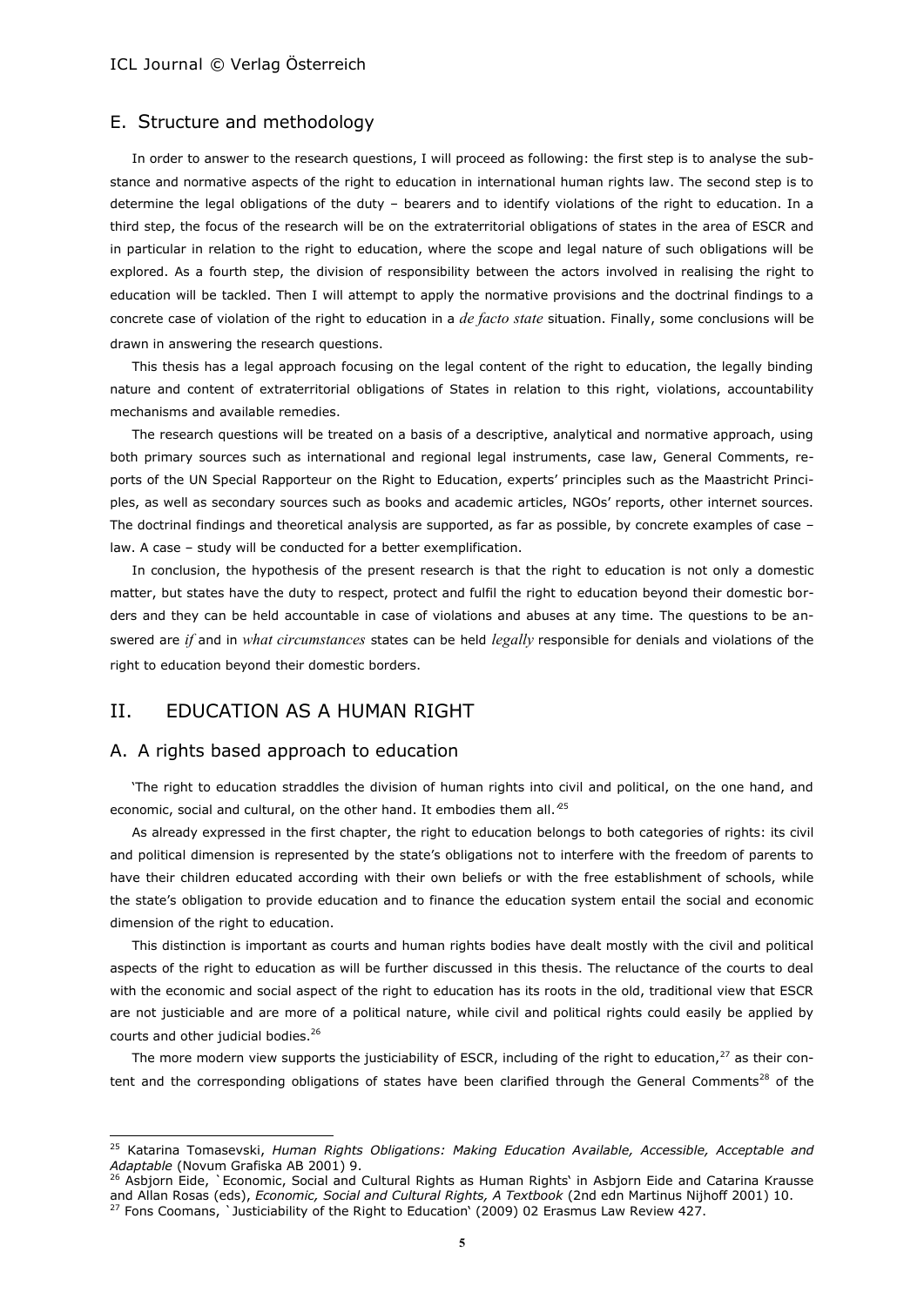## E. Structure and methodology

In order to answer to the research questions, I will proceed as following: the first step is to analyse the substance and normative aspects of the right to education in international human rights law. The second step is to determine the legal obligations of the duty – bearers and to identify violations of the right to education. In a third step, the focus of the research will be on the extraterritorial obligations of states in the area of ESCR and in particular in relation to the right to education, where the scope and legal nature of such obligations will be explored. As a fourth step, the division of responsibility between the actors involved in realising the right to education will be tackled. Then I will attempt to apply the normative provisions and the doctrinal findings to a concrete case of violation of the right to education in a *de facto state* situation. Finally, some conclusions will be drawn in answering the research questions.

This thesis has a legal approach focusing on the legal content of the right to education, the legally binding nature and content of extraterritorial obligations of States in relation to this right, violations, accountability mechanisms and available remedies.

The research questions will be treated on a basis of a descriptive, analytical and normative approach, using both primary sources such as international and regional legal instruments, case law, General Comments, reports of the UN Special Rapporteur on the Right to Education, experts' principles such as the Maastricht Principles, as well as secondary sources such as books and academic articles, NGOs' reports, other internet sources. The doctrinal findings and theoretical analysis are supported, as far as possible, by concrete examples of case – law. A case – study will be conducted for a better exemplification.

In conclusion, the hypothesis of the present research is that the right to education is not only a domestic matter, but states have the duty to respect, protect and fulfil the right to education beyond their domestic borders and they can be held accountable in case of violations and abuses at any time. The questions to be answered are *if* and in *what circumstances* states can be held *legally* responsible for denials and violations of the right to education beyond their domestic borders.

# II. EDUCATION AS A HUMAN RIGHT

## A. A rights based approach to education

'The right to education straddles the division of human rights into civil and political, on the one hand, and economic, social and cultural, on the other hand. It embodies them all.'[25]

As already expressed in the first chapter, the right to education belongs to both categories of rights: its civil and political dimension is represented by the state's obligations not to interfere with the freedom of parents to have their children educated according with their own beliefs or with the free establishment of schools, while the state's obligation to provide education and to finance the education system entail the social and economic dimension of the right to education.

This distinction is important as courts and human rights bodies have dealt mostly with the civil and political aspects of the right to education as will be further discussed in this thesis. The reluctance of the courts to deal with the economic and social aspect of the right to education has its roots in the old, traditional view that ESCR are not justiciable and are more of a political nature, while civil and political rights could easily be applied by courts and other judicial bodies.[26]

The more modern view supports the justiciability of ESCR, including of the right to education,[27] as their content and the corresponding obligations of states have been clarified through the General Comments[28] of the

---

[25] Katarina Tomasevski, *Human Rights Obligations: Making Education Available, Accessible, Acceptable and Adaptable* (Novum Grafiska AB 2001) 9.

[26] Asbjorn Eide, `Economic, Social and Cultural Rights as Human Rights' in Asbjorn Eide and Catarina Krausse and Allan Rosas (eds), *Economic, Social and Cultural Rights, A Textbook* (2nd edn Martinus Nijhoff 2001) 10.

[27] Fons Coomans, `Justiciability of the Right to Education' (2009) 02 Erasmus Law Review 427.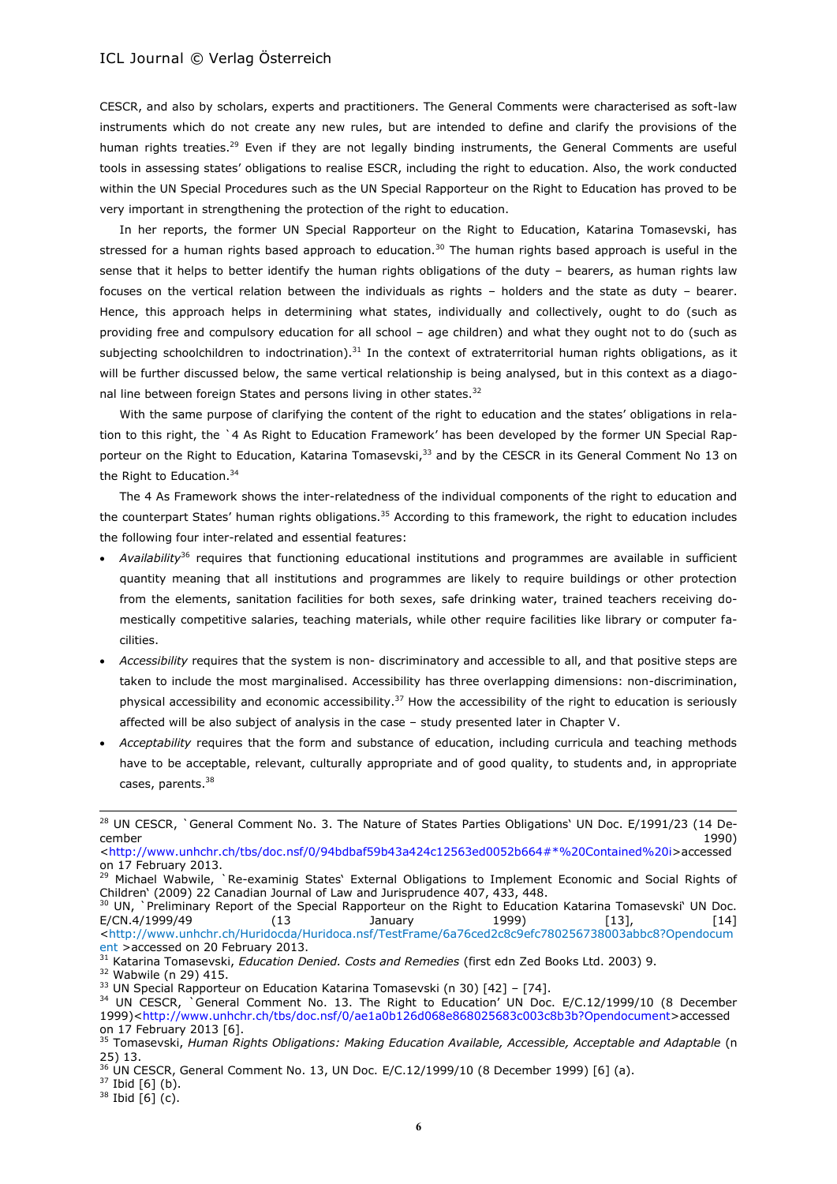CESCR, and also by scholars, experts and practitioners. The General Comments were characterised as soft-law instruments which do not create any new rules, but are intended to define and clarify the provisions of the human rights treaties.[29] Even if they are not legally binding instruments, the General Comments are useful tools in assessing states' obligations to realise ESCR, including the right to education. Also, the work conducted within the UN Special Procedures such as the UN Special Rapporteur on the Right to Education has proved to be very important in strengthening the protection of the right to education.

In her reports, the former UN Special Rapporteur on the Right to Education, Katarina Tomasevski, has stressed for a human rights based approach to education.[30] The human rights based approach is useful in the sense that it helps to better identify the human rights obligations of the duty – bearers, as human rights law focuses on the vertical relation between the individuals as rights – holders and the state as duty – bearer. Hence, this approach helps in determining what states, individually and collectively, ought to do (such as providing free and compulsory education for all school – age children) and what they ought not to do (such as subjecting schoolchildren to indoctrination).[31] In the context of extraterritorial human rights obligations, as it will be further discussed below, the same vertical relationship is being analysed, but in this context as a diagonal line between foreign States and persons living in other states.[32]

With the same purpose of clarifying the content of the right to education and the states' obligations in relation to this right, the `4 As Right to Education Framework' has been developed by the former UN Special Rapporteur on the Right to Education, Katarina Tomasevski,[33] and by the CESCR in its General Comment No 13 on the Right to Education.[34]

The 4 As Framework shows the inter-relatedness of the individual components of the right to education and the counterpart States' human rights obligations.[35] According to this framework, the right to education includes the following four inter-related and essential features:

- *Availability*[36] requires that functioning educational institutions and programmes are available in sufficient quantity meaning that all institutions and programmes are likely to require buildings or other protection from the elements, sanitation facilities for both sexes, safe drinking water, trained teachers receiving domestically competitive salaries, teaching materials, while other require facilities like library or computer facilities.
- *Accessibility* requires that the system is non- discriminatory and accessible to all, and that positive steps are taken to include the most marginalised. Accessibility has three overlapping dimensions: non-discrimination, physical accessibility and economic accessibility.[37] How the accessibility of the right to education is seriously affected will be also subject of analysis in the case – study presented later in Chapter V.
- *Acceptability* requires that the form and substance of education, including curricula and teaching methods have to be acceptable, relevant, culturally appropriate and of good quality, to students and, in appropriate cases, parents.[38]

---

[28] UN CESCR, `General Comment No. 3. The Nature of States Parties Obligations' UN Doc. E/1991/23 (14 December 1990) <http://www.unhchr.ch/tbs/doc.nsf/0/94bdbaf59b43a424c12563ed0052b664#*%20Contained%20i>accessed on 17 February 2013.

[29] Michael Wabwile, `Re-examinig States' External Obligations to Implement Economic and Social Rights of Children' (2009) 22 Canadian Journal of Law and Jurisprudence 407, 433, 448.

[30] UN, `Preliminary Report of the Special Rapporteur on the Right to Education Katarina Tomasevski' UN Doc. E/CN.4/1999/49 (13 January 1999) [13], [14] <http://www.unhchr.ch/Huridocda/Huridoca.nsf/TestFrame/6a76ced2c8c9efc780256738003abbc8?Opendocument >accessed on 20 February 2013.

[31] Katarina Tomasevski, *Education Denied. Costs and Remedies* (first edn Zed Books Ltd. 2003) 9.

[32] Wabwile (n 29) 415.

[33] UN Special Rapporteur on Education Katarina Tomasevski (n 30) [42] – [74].

[34] UN CESCR, `General Comment No. 13. The Right to Education' UN Doc. E/C.12/1999/10 (8 December 1999)<http://www.unhchr.ch/tbs/doc.nsf/0/ae1a0b126d068e868025683c003c8b3b?Opendocument>accessed on 17 February 2013 [6].

[35] Tomasevski, *Human Rights Obligations: Making Education Available, Accessible, Acceptable and Adaptable* (n 25) 13.

[36] UN CESCR, General Comment No. 13, UN Doc. E/C.12/1999/10 (8 December 1999) [6] (a).

[37] Ibid [6] (b).

[38] Ibid [6] (c).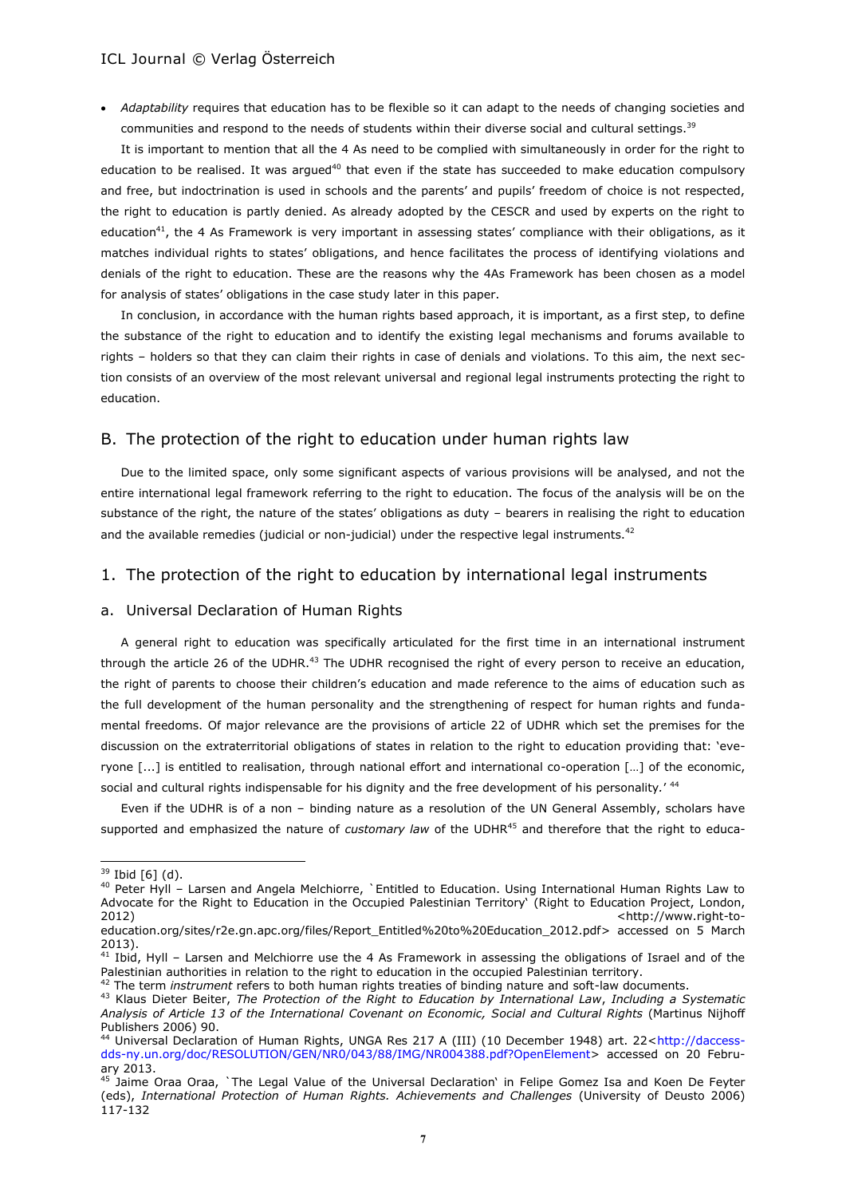- *Adaptability* requires that education has to be flexible so it can adapt to the needs of changing societies and communities and respond to the needs of students within their diverse social and cultural settings.[39]

It is important to mention that all the 4 As need to be complied with simultaneously in order for the right to education to be realised. It was argued[40] that even if the state has succeeded to make education compulsory and free, but indoctrination is used in schools and the parents' and pupils' freedom of choice is not respected, the right to education is partly denied. As already adopted by the CESCR and used by experts on the right to education[41], the 4 As Framework is very important in assessing states' compliance with their obligations, as it matches individual rights to states' obligations, and hence facilitates the process of identifying violations and denials of the right to education. These are the reasons why the 4As Framework has been chosen as a model for analysis of states' obligations in the case study later in this paper.

In conclusion, in accordance with the human rights based approach, it is important, as a first step, to define the substance of the right to education and to identify the existing legal mechanisms and forums available to rights – holders so that they can claim their rights in case of denials and violations. To this aim, the next section consists of an overview of the most relevant universal and regional legal instruments protecting the right to education.

## B. The protection of the right to education under human rights law

Due to the limited space, only some significant aspects of various provisions will be analysed, and not the entire international legal framework referring to the right to education. The focus of the analysis will be on the substance of the right, the nature of the states' obligations as duty – bearers in realising the right to education and the available remedies (judicial or non-judicial) under the respective legal instruments.[42]

## 1. The protection of the right to education by international legal instruments

### a. Universal Declaration of Human Rights

A general right to education was specifically articulated for the first time in an international instrument through the article 26 of the UDHR.[43] The UDHR recognised the right of every person to receive an education, the right of parents to choose their children's education and made reference to the aims of education such as the full development of the human personality and the strengthening of respect for human rights and fundamental freedoms. Of major relevance are the provisions of article 22 of UDHR which set the premises for the discussion on the extraterritorial obligations of states in relation to the right to education providing that: 'everyone [...] is entitled to realisation, through national effort and international co-operation […] of the economic, social and cultural rights indispensable for his dignity and the free development of his personality.' [44]

Even if the UDHR is of a non – binding nature as a resolution of the UN General Assembly, scholars have supported and emphasized the nature of *customary law* of the UDHR[45] and therefore that the right to educa-

---

[39] Ibid [6] (d).

[40] Peter Hyll – Larsen and Angela Melchiorre, `Entitled to Education. Using International Human Rights Law to Advocate for the Right to Education in the Occupied Palestinian Territory' (Right to Education Project, London, 2012) <http://www.right-to-education.org/sites/r2e.gn.apc.org/files/Report_Entitled%20to%20Education_2012.pdf> accessed on 5 March 2013).

[41] Ibid, Hyll – Larsen and Melchiorre use the 4 As Framework in assessing the obligations of Israel and of the Palestinian authorities in relation to the right to education in the occupied Palestinian territory.

[42] The term *instrument* refers to both human rights treaties of binding nature and soft-law documents.

[43] Klaus Dieter Beiter, *The Protection of the Right to Education by International Law*, *Including a Systematic Analysis of Article 13 of the International Covenant on Economic, Social and Cultural Rights* (Martinus Nijhoff Publishers 2006) 90.

[44] Universal Declaration of Human Rights, UNGA Res 217 A (III) (10 December 1948) art. 22<http://daccess-dds-ny.un.org/doc/RESOLUTION/GEN/NR0/043/88/IMG/NR004388.pdf?OpenElement> accessed on 20 February 2013.

[45] Jaime Oraa Oraa, `The Legal Value of the Universal Declaration' in Felipe Gomez Isa and Koen De Feyter (eds), *International Protection of Human Rights. Achievements and Challenges* (University of Deusto 2006) 117-132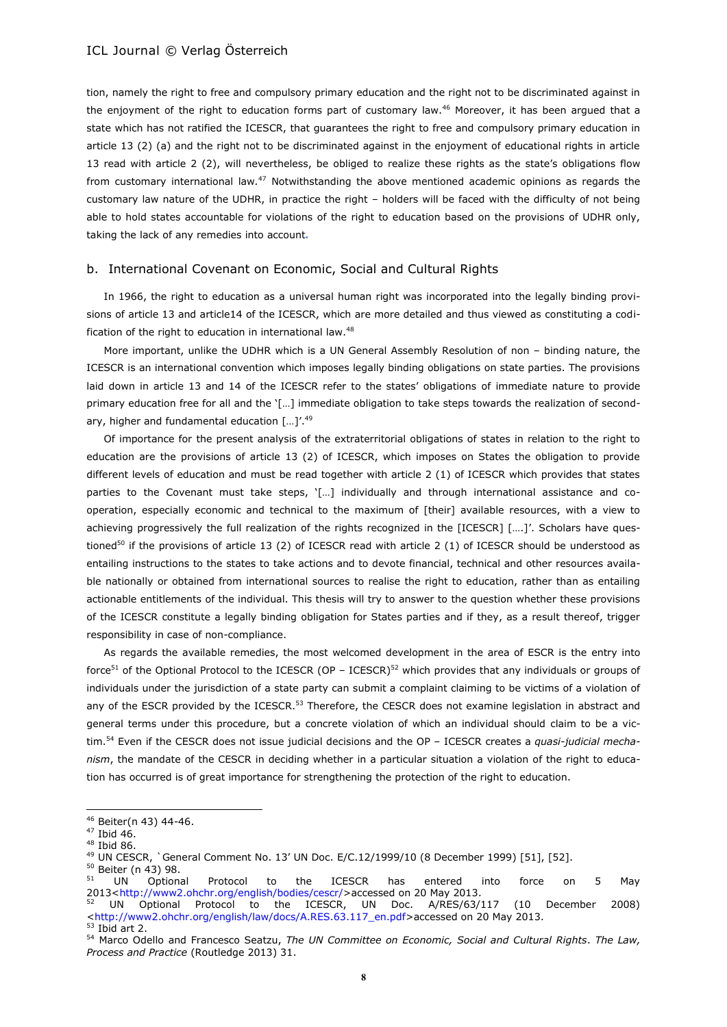tion, namely the right to free and compulsory primary education and the right not to be discriminated against in the enjoyment of the right to education forms part of customary law.[46] Moreover, it has been argued that a state which has not ratified the ICESCR, that guarantees the right to free and compulsory primary education in article 13 (2) (a) and the right not to be discriminated against in the enjoyment of educational rights in article 13 read with article 2 (2), will nevertheless, be obliged to realize these rights as the state's obligations flow from customary international law.[47] Notwithstanding the above mentioned academic opinions as regards the customary law nature of the UDHR, in practice the right – holders will be faced with the difficulty of not being able to hold states accountable for violations of the right to education based on the provisions of UDHR only, taking the lack of any remedies into account.

## b. International Covenant on Economic, Social and Cultural Rights

In 1966, the right to education as a universal human right was incorporated into the legally binding provisions of article 13 and article14 of the ICESCR, which are more detailed and thus viewed as constituting a codification of the right to education in international law.[48]

More important, unlike the UDHR which is a UN General Assembly Resolution of non – binding nature, the ICESCR is an international convention which imposes legally binding obligations on state parties. The provisions laid down in article 13 and 14 of the ICESCR refer to the states' obligations of immediate nature to provide primary education free for all and the '[…] immediate obligation to take steps towards the realization of secondary, higher and fundamental education […]'.[49]

Of importance for the present analysis of the extraterritorial obligations of states in relation to the right to education are the provisions of article 13 (2) of ICESCR, which imposes on States the obligation to provide different levels of education and must be read together with article 2 (1) of ICESCR which provides that states parties to the Covenant must take steps, '[…] individually and through international assistance and co-operation, especially economic and technical to the maximum of [their] available resources, with a view to achieving progressively the full realization of the rights recognized in the [ICESCR] [….]'. Scholars have questioned[50] if the provisions of article 13 (2) of ICESCR read with article 2 (1) of ICESCR should be understood as entailing instructions to the states to take actions and to devote financial, technical and other resources available nationally or obtained from international sources to realise the right to education, rather than as entailing actionable entitlements of the individual. This thesis will try to answer to the question whether these provisions of the ICESCR constitute a legally binding obligation for States parties and if they, as a result thereof, trigger responsibility in case of non-compliance.

As regards the available remedies, the most welcomed development in the area of ESCR is the entry into force[51] of the Optional Protocol to the ICESCR (OP – ICESCR)[52] which provides that any individuals or groups of individuals under the jurisdiction of a state party can submit a complaint claiming to be victims of a violation of any of the ESCR provided by the ICESCR.[53] Therefore, the CESCR does not examine legislation in abstract and general terms under this procedure, but a concrete violation of which an individual should claim to be a victim.[54] Even if the CESCR does not issue judicial decisions and the OP – ICESCR creates a *quasi-judicial mechanism*, the mandate of the CESCR in deciding whether in a particular situation a violation of the right to education has occurred is of great importance for strengthening the protection of the right to education.

---

[46] Beiter(n 43) 44-46.

[47] Ibid 46.

[48] Ibid 86.

[49] UN CESCR, `General Comment No. 13' UN Doc. E/C.12/1999/10 (8 December 1999) [51], [52].

[50] Beiter (n 43) 98.

[51] UN Optional Protocol to the ICESCR has entered into force on 5 May 2013<http://www2.ohchr.org/english/bodies/cescr/>accessed on 20 May 2013.

[52] UN Optional Protocol to the ICESCR, UN Doc. A/RES/63/117 (10 December 2008) <http://www2.ohchr.org/english/law/docs/A.RES.63.117_en.pdf>accessed on 20 May 2013.

[53] Ibid art 2.

[54] Marco Odello and Francesco Seatzu, *The UN Committee on Economic, Social and Cultural Rights*. *The Law, Process and Practice* (Routledge 2013) 31.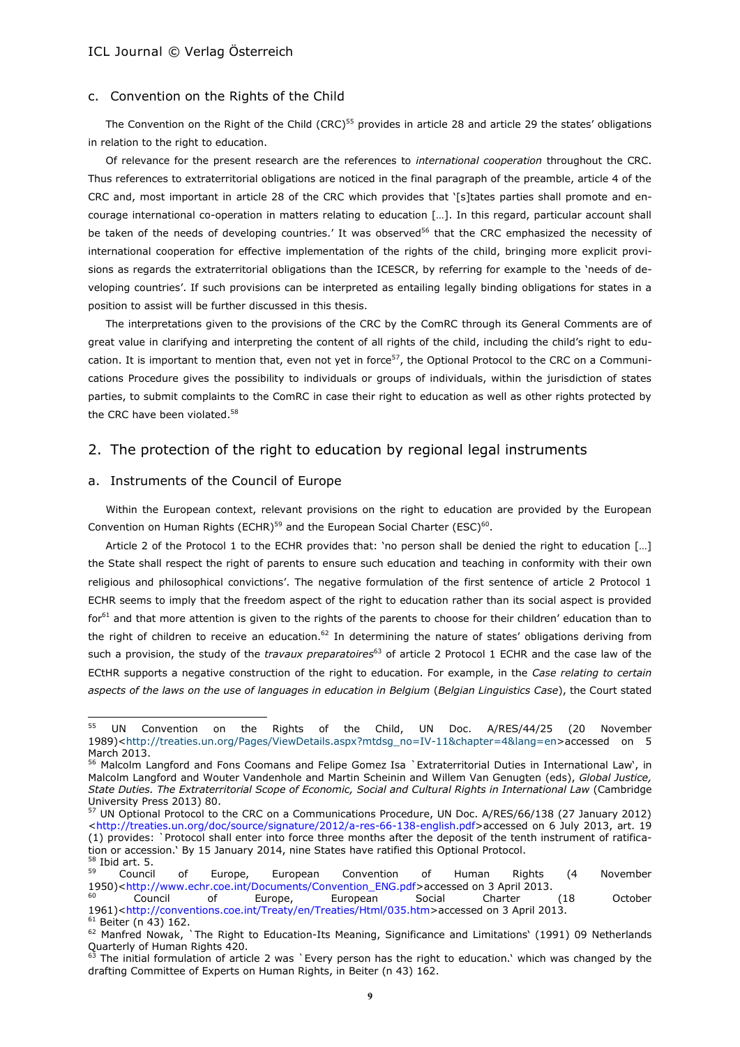### c. Convention on the Rights of the Child

The Convention on the Right of the Child (CRC)[55] provides in article 28 and article 29 the states' obligations in relation to the right to education.

Of relevance for the present research are the references to *international cooperation* throughout the CRC. Thus references to extraterritorial obligations are noticed in the final paragraph of the preamble, article 4 of the CRC and, most important in article 28 of the CRC which provides that '[s]tates parties shall promote and encourage international co-operation in matters relating to education […]. In this regard, particular account shall be taken of the needs of developing countries.' It was observed[56] that the CRC emphasized the necessity of international cooperation for effective implementation of the rights of the child, bringing more explicit provisions as regards the extraterritorial obligations than the ICESCR, by referring for example to the 'needs of developing countries'. If such provisions can be interpreted as entailing legally binding obligations for states in a position to assist will be further discussed in this thesis.

The interpretations given to the provisions of the CRC by the ComRC through its General Comments are of great value in clarifying and interpreting the content of all rights of the child, including the child's right to education. It is important to mention that, even not yet in force[57], the Optional Protocol to the CRC on a Communications Procedure gives the possibility to individuals or groups of individuals, within the jurisdiction of states parties, to submit complaints to the ComRC in case their right to education as well as other rights protected by the CRC have been violated.[58]

## 2. The protection of the right to education by regional legal instruments

### a. Instruments of the Council of Europe

Within the European context, relevant provisions on the right to education are provided by the European Convention on Human Rights (ECHR)[59] and the European Social Charter (ESC)[60].

Article 2 of the Protocol 1 to the ECHR provides that: 'no person shall be denied the right to education […] the State shall respect the right of parents to ensure such education and teaching in conformity with their own religious and philosophical convictions'. The negative formulation of the first sentence of article 2 Protocol 1 ECHR seems to imply that the freedom aspect of the right to education rather than its social aspect is provided for[61] and that more attention is given to the rights of the parents to choose for their children' education than to the right of children to receive an education.[62] In determining the nature of states' obligations deriving from such a provision, the study of the *travaux preparatoires*[63] of article 2 Protocol 1 ECHR and the case law of the ECtHR supports a negative construction of the right to education. For example, in the *Case relating to certain aspects of the laws on the use of languages in education in Belgium* (*Belgian Linguistics Case*), the Court stated

---

[55] UN Convention on the Rights of the Child, UN Doc. A/RES/44/25 (20 November 1989)<http://treaties.un.org/Pages/ViewDetails.aspx?mtdsg_no=IV-11&chapter=4&lang=en>accessed on 5 March 2013.

[56] Malcolm Langford and Fons Coomans and Felipe Gomez Isa `Extraterritorial Duties in International Law', in Malcolm Langford and Wouter Vandenhole and Martin Scheinin and Willem Van Genugten (eds), *Global Justice, State Duties. The Extraterritorial Scope of Economic, Social and Cultural Rights in International Law* (Cambridge University Press 2013) 80.

[57] UN Optional Protocol to the CRC on a Communications Procedure, UN Doc. A/RES/66/138 (27 January 2012) <http://treaties.un.org/doc/source/signature/2012/a-res-66-138-english.pdf>accessed on 6 July 2013, art. 19 (1) provides: `Protocol shall enter into force three months after the deposit of the tenth instrument of ratification or accession.` By 15 January 2014, nine States have ratified this Optional Protocol.

[58] Ibid art. 5.

[59] Council of Europe, European Convention of Human Rights (4 November 1950)<http://www.echr.coe.int/Documents/Convention_ENG.pdf>accessed on 3 April 2013.

[60] Council of Europe, European Social Charter (18 October 1961)<http://conventions.coe.int/Treaty/en/Treaties/Html/035.htm>accessed on 3 April 2013.

[61] Beiter (n 43) 162.

[62] Manfred Nowak, `The Right to Education-Its Meaning, Significance and Limitations` (1991) 09 Netherlands Quarterly of Human Rights 420.

[63] The initial formulation of article 2 was `Every person has the right to education.` which was changed by the drafting Committee of Experts on Human Rights, in Beiter (n 43) 162.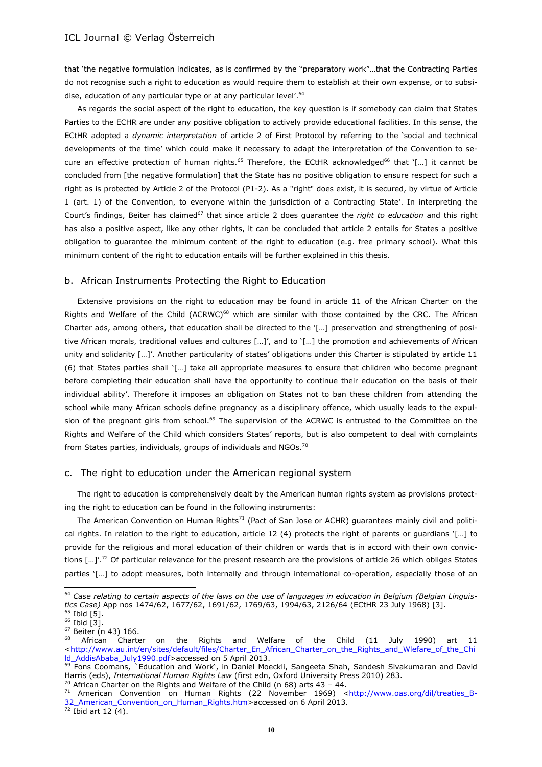that 'the negative formulation indicates, as is confirmed by the "preparatory work"…that the Contracting Parties do not recognise such a right to education as would require them to establish at their own expense, or to subsidise, education of any particular type or at any particular level'.[64]

As regards the social aspect of the right to education, the key question is if somebody can claim that States Parties to the ECHR are under any positive obligation to actively provide educational facilities. In this sense, the ECtHR adopted a *dynamic interpretation* of article 2 of First Protocol by referring to the 'social and technical developments of the time' which could make it necessary to adapt the interpretation of the Convention to secure an effective protection of human rights.[65] Therefore, the ECtHR acknowledged[66] that '[…] it cannot be concluded from [the negative formulation] that the State has no positive obligation to ensure respect for such a right as is protected by Article 2 of the Protocol (P1-2). As a "right" does exist, it is secured, by virtue of Article 1 (art. 1) of the Convention, to everyone within the jurisdiction of a Contracting State'. In interpreting the Court's findings, Beiter has claimed[67] that since article 2 does guarantee the *right to education* and this right has also a positive aspect, like any other rights, it can be concluded that article 2 entails for States a positive obligation to guarantee the minimum content of the right to education (e.g. free primary school). What this minimum content of the right to education entails will be further explained in this thesis.

## b. African Instruments Protecting the Right to Education

Extensive provisions on the right to education may be found in article 11 of the African Charter on the Rights and Welfare of the Child (ACRWC)[68] which are similar with those contained by the CRC. The African Charter ads, among others, that education shall be directed to the '[…] preservation and strengthening of positive African morals, traditional values and cultures […]', and to '[…] the promotion and achievements of African unity and solidarity […]'. Another particularity of states' obligations under this Charter is stipulated by article 11 (6) that States parties shall '[…] take all appropriate measures to ensure that children who become pregnant before completing their education shall have the opportunity to continue their education on the basis of their individual ability'. Therefore it imposes an obligation on States not to ban these children from attending the school while many African schools define pregnancy as a disciplinary offence, which usually leads to the expulsion of the pregnant girls from school.[69] The supervision of the ACRWC is entrusted to the Committee on the Rights and Welfare of the Child which considers States' reports, but is also competent to deal with complaints from States parties, individuals, groups of individuals and NGOs.[70]

## c. The right to education under the American regional system

The right to education is comprehensively dealt by the American human rights system as provisions protecting the right to education can be found in the following instruments:

The American Convention on Human Rights[71] (Pact of San Jose or ACHR) guarantees mainly civil and political rights. In relation to the right to education, article 12 (4) protects the right of parents or guardians '[…] to provide for the religious and moral education of their children or wards that is in accord with their own convictions […]'.[72] Of particular relevance for the present research are the provisions of article 26 which obliges States parties '[…] to adopt measures, both internally and through international co-operation, especially those of an

---

[64] *Case relating to certain aspects of the laws on the use of languages in education in Belgium (Belgian Linguistics Case)* App nos 1474/62, 1677/62, 1691/62, 1769/63, 1994/63, 2126/64 (ECtHR 23 July 1968) [3].

[65] Ibid [5].

[66] Ibid [3].

[67] Beiter (n 43) 166.

[68] African Charter on the Rights and Welfare of the Child (11 July 1990) art 11 <http://www.au.int/en/sites/default/files/Charter_En_African_Charter_on_the_Rights_and_Wlefare_of_the_Child_AddisAbaba_July1990.pdf>accessed on 5 April 2013.

[69] Fons Coomans, `Education and Work', in Daniel Moeckli, Sangeeta Shah, Sandesh Sivakumaran and David Harris (eds), *International Human Rights Law* (first edn, Oxford University Press 2010) 283.

[70] African Charter on the Rights and Welfare of the Child (n 68) arts 43 – 44.

[71] American Convention on Human Rights (22 November 1969) <http://www.oas.org/dil/treaties_B-32_American_Convention_on_Human_Rights.htm>accessed on 6 April 2013.

[72] Ibid art 12 (4).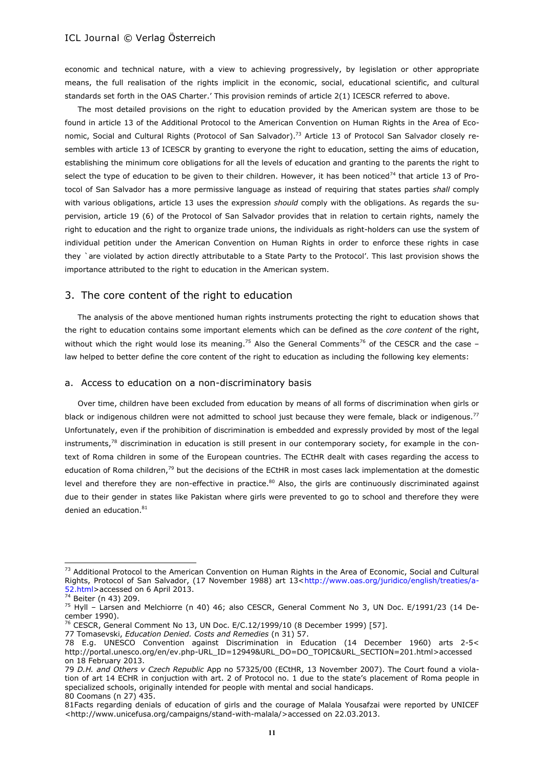economic and technical nature, with a view to achieving progressively, by legislation or other appropriate means, the full realisation of the rights implicit in the economic, social, educational scientific, and cultural standards set forth in the OAS Charter.' This provision reminds of article 2(1) ICESCR referred to above.

The most detailed provisions on the right to education provided by the American system are those to be found in article 13 of the Additional Protocol to the American Convention on Human Rights in the Area of Economic, Social and Cultural Rights (Protocol of San Salvador).[73] Article 13 of Protocol San Salvador closely resembles with article 13 of ICESCR by granting to everyone the right to education, setting the aims of education, establishing the minimum core obligations for all the levels of education and granting to the parents the right to select the type of education to be given to their children. However, it has been noticed[74] that article 13 of Protocol of San Salvador has a more permissive language as instead of requiring that states parties *shall* comply with various obligations, article 13 uses the expression *should* comply with the obligations. As regards the supervision, article 19 (6) of the Protocol of San Salvador provides that in relation to certain rights, namely the right to education and the right to organize trade unions, the individuals as right-holders can use the system of individual petition under the American Convention on Human Rights in order to enforce these rights in case they `are violated by action directly attributable to a State Party to the Protocol'. This last provision shows the importance attributed to the right to education in the American system.

## 3. The core content of the right to education

The analysis of the above mentioned human rights instruments protecting the right to education shows that the right to education contains some important elements which can be defined as the *core content* of the right, without which the right would lose its meaning.[75] Also the General Comments[76] of the CESCR and the case – law helped to better define the core content of the right to education as including the following key elements:

### a. Access to education on a non-discriminatory basis

Over time, children have been excluded from education by means of all forms of discrimination when girls or black or indigenous children were not admitted to school just because they were female, black or indigenous.[77] Unfortunately, even if the prohibition of discrimination is embedded and expressly provided by most of the legal instruments,[78] discrimination in education is still present in our contemporary society, for example in the context of Roma children in some of the European countries. The ECtHR dealt with cases regarding the access to education of Roma children,[79] but the decisions of the ECtHR in most cases lack implementation at the domestic level and therefore they are non-effective in practice.[80] Also, the girls are continuously discriminated against due to their gender in states like Pakistan where girls were prevented to go to school and therefore they were denied an education.[81]

---

[73] Additional Protocol to the American Convention on Human Rights in the Area of Economic, Social and Cultural Rights, Protocol of San Salvador, (17 November 1988) art 13<http://www.oas.org/juridico/english/treaties/a-52.html>accessed on 6 April 2013.

[74] Beiter (n 43) 209.

[75] Hyll – Larsen and Melchiorre (n 40) 46; also CESCR, General Comment No 3, UN Doc. E/1991/23 (14 December 1990).

[76] CESCR, General Comment No 13, UN Doc. E/C.12/1999/10 (8 December 1999) [57].

77 Tomasevski, *Education Denied. Costs and Remedies* (n 31) 57.

78 E.g. UNESCO Convention against Discrimination in Education (14 December 1960) arts 2-5< http://portal.unesco.org/en/ev.php-URL_ID=12949&URL_DO=DO_TOPIC&URL_SECTION=201.html>accessed on 18 February 2013.

79 *D.H. and Others v Czech Republic* App no 57325/00 (ECtHR, 13 November 2007). The Court found a violation of art 14 ECHR in conjuction with art. 2 of Protocol no. 1 due to the state's placement of Roma people in specialized schools, originally intended for people with mental and social handicaps.

80 Coomans (n 27) 435.

81Facts regarding denials of education of girls and the courage of Malala Yousafzai were reported by UNICEF <http://www.unicefusa.org/campaigns/stand-with-malala/>accessed on 22.03.2013.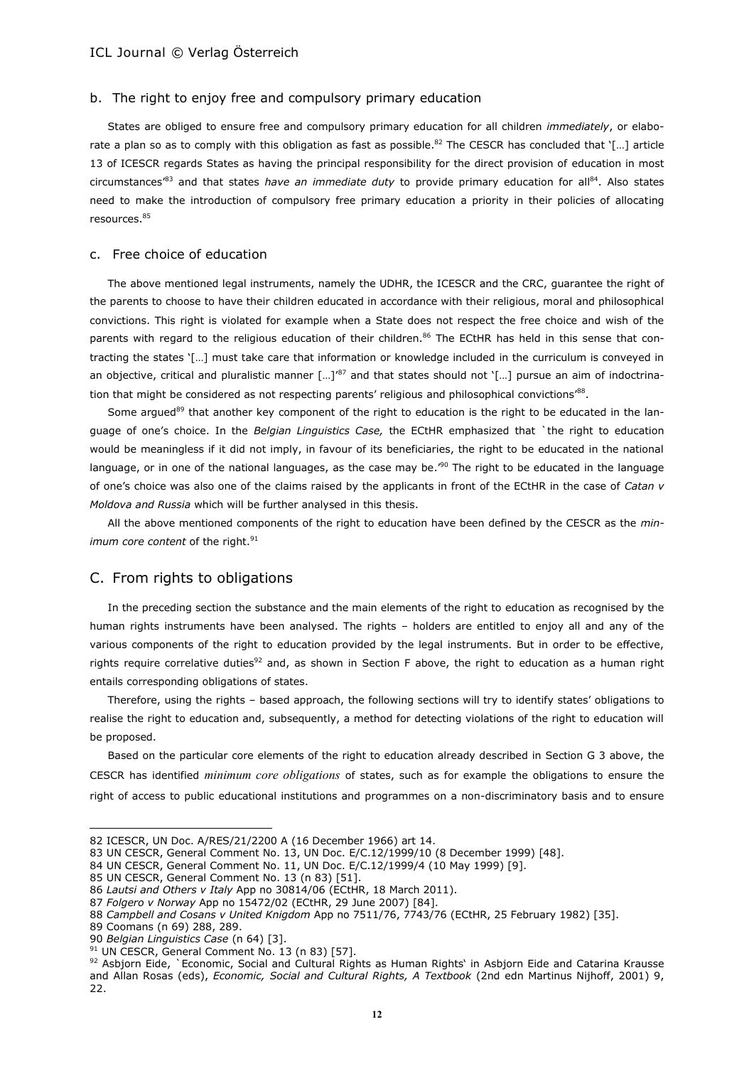### b. The right to enjoy free and compulsory primary education

States are obliged to ensure free and compulsory primary education for all children *immediately*, or elaborate a plan so as to comply with this obligation as fast as possible.[82] The CESCR has concluded that '[…] article 13 of ICESCR regards States as having the principal responsibility for the direct provision of education in most circumstances'[83] and that states *have an immediate duty* to provide primary education for all[84]. Also states need to make the introduction of compulsory free primary education a priority in their policies of allocating resources.[85]

### c. Free choice of education

The above mentioned legal instruments, namely the UDHR, the ICESCR and the CRC, guarantee the right of the parents to choose to have their children educated in accordance with their religious, moral and philosophical convictions. This right is violated for example when a State does not respect the free choice and wish of the parents with regard to the religious education of their children.[86] The ECtHR has held in this sense that contracting the states '[…] must take care that information or knowledge included in the curriculum is conveyed in an objective, critical and pluralistic manner […]'[87] and that states should not '[…] pursue an aim of indoctrination that might be considered as not respecting parents' religious and philosophical convictions'[88].

Some argued[89] that another key component of the right to education is the right to be educated in the language of one's choice. In the *Belgian Linguistics Case,* the ECtHR emphasized that `the right to education would be meaningless if it did not imply, in favour of its beneficiaries, the right to be educated in the national language, or in one of the national languages, as the case may be.'[90] The right to be educated in the language of one's choice was also one of the claims raised by the applicants in front of the ECtHR in the case of *Catan v Moldova and Russia* which will be further analysed in this thesis.

All the above mentioned components of the right to education have been defined by the CESCR as the *minimum core content* of the right.[91]

## C. From rights to obligations

In the preceding section the substance and the main elements of the right to education as recognised by the human rights instruments have been analysed. The rights – holders are entitled to enjoy all and any of the various components of the right to education provided by the legal instruments. But in order to be effective, rights require correlative duties[92] and, as shown in Section F above, the right to education as a human right entails corresponding obligations of states.

Therefore, using the rights – based approach, the following sections will try to identify states' obligations to realise the right to education and, subsequently, a method for detecting violations of the right to education will be proposed.

Based on the particular core elements of the right to education already described in Section G 3 above, the CESCR has identified *minimum core obligations* of states, such as for example the obligations to ensure the right of access to public educational institutions and programmes on a non-discriminatory basis and to ensure

---

82 ICESCR, UN Doc. A/RES/21/2200 A (16 December 1966) art 14.
83 UN CESCR, General Comment No. 13, UN Doc. E/C.12/1999/10 (8 December 1999) [48].
84 UN CESCR, General Comment No. 11, UN Doc. E/C.12/1999/4 (10 May 1999) [9].
85 UN CESCR, General Comment No. 13 (n 83) [51].
86 *Lautsi and Others v Italy* App no 30814/06 (ECtHR, 18 March 2011).
87 *Folgero v Norway* App no 15472/02 (ECtHR, 29 June 2007) [84].
88 *Campbell and Cosans v United Knigdom* App no 7511/76, 7743/76 (ECtHR, 25 February 1982) [35].
89 Coomans (n 69) 288, 289.
90 *Belgian Linguistics Case* (n 64) [3].
91 UN CESCR, General Comment No. 13 (n 83) [57].
92 Asbjorn Eide, `Economic, Social and Cultural Rights as Human Rights' in Asbjorn Eide and Catarina Krausse and Allan Rosas (eds), *Economic, Social and Cultural Rights, A Textbook* (2nd edn Martinus Nijhoff, 2001) 9, 22.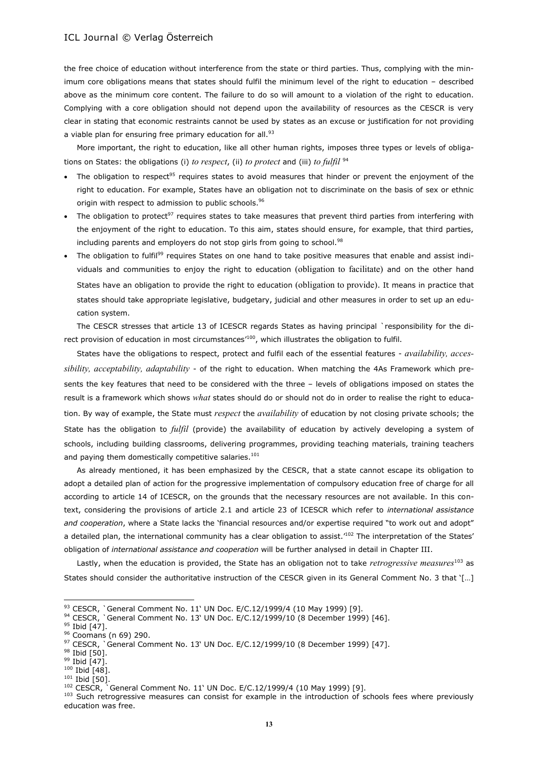the free choice of education without interference from the state or third parties. Thus, complying with the minimum core obligations means that states should fulfil the minimum level of the right to education – described above as the minimum core content. The failure to do so will amount to a violation of the right to education. Complying with a core obligation should not depend upon the availability of resources as the CESCR is very clear in stating that economic restraints cannot be used by states as an excuse or justification for not providing a viable plan for ensuring free primary education for all.[93]

More important, the right to education, like all other human rights, imposes three types or levels of obligations on States: the obligations (i) *to respect*, (ii) *to protect* and (iii) *to fulfil* [94]

- The obligation to respect[95] requires states to avoid measures that hinder or prevent the enjoyment of the right to education. For example, States have an obligation not to discriminate on the basis of sex or ethnic origin with respect to admission to public schools.[96]
- The obligation to protect[97] requires states to take measures that prevent third parties from interfering with the enjoyment of the right to education. To this aim, states should ensure, for example, that third parties, including parents and employers do not stop girls from going to school.[98]
- The obligation to fulfil[99] requires States on one hand to take positive measures that enable and assist individuals and communities to enjoy the right to education (obligation to facilitate) and on the other hand States have an obligation to provide the right to education (obligation to provide). It means in practice that states should take appropriate legislative, budgetary, judicial and other measures in order to set up an education system.

The CESCR stresses that article 13 of ICESCR regards States as having principal `responsibility for the direct provision of education in most circumstances'[100], which illustrates the obligation to fulfil.

States have the obligations to respect, protect and fulfil each of the essential features - *availability, accessibility, acceptability, adaptability* - of the right to education. When matching the 4As Framework which presents the key features that need to be considered with the three – levels of obligations imposed on states the result is a framework which shows *what* states should do or should not do in order to realise the right to education. By way of example, the State must *respect* the *availability* of education by not closing private schools; the State has the obligation to *fulfil* (provide) the availability of education by actively developing a system of schools, including building classrooms, delivering programmes, providing teaching materials, training teachers and paying them domestically competitive salaries.[101]

As already mentioned, it has been emphasized by the CESCR, that a state cannot escape its obligation to adopt a detailed plan of action for the progressive implementation of compulsory education free of charge for all according to article 14 of ICESCR, on the grounds that the necessary resources are not available. In this context, considering the provisions of article 2.1 and article 23 of ICESCR which refer to *international assistance and cooperation*, where a State lacks the 'financial resources and/or expertise required "to work out and adopt" a detailed plan, the international community has a clear obligation to assist.'[102] The interpretation of the States' obligation of *international assistance and cooperation* will be further analysed in detail in Chapter III.

Lastly, when the education is provided, the State has an obligation not to take *retrogressive measures*[103] as States should consider the authoritative instruction of the CESCR given in its General Comment No. 3 that '[…]

---

[93] CESCR, `General Comment No. 11' UN Doc. E/C.12/1999/4 (10 May 1999) [9].
[94] CESCR, `General Comment No. 13' UN Doc. E/C.12/1999/10 (8 December 1999) [46].
[95] Ibid [47].
[96] Coomans (n 69) 290.
[97] CESCR, `General Comment No. 13' UN Doc. E/C.12/1999/10 (8 December 1999) [47].
[98] Ibid [50].
[99] Ibid [47].
[100] Ibid [48].
[101] Ibid [50].
[102] CESCR, `General Comment No. 11' UN Doc. E/C.12/1999/4 (10 May 1999) [9].
[103] Such retrogressive measures can consist for example in the introduction of schools fees where previously education was free.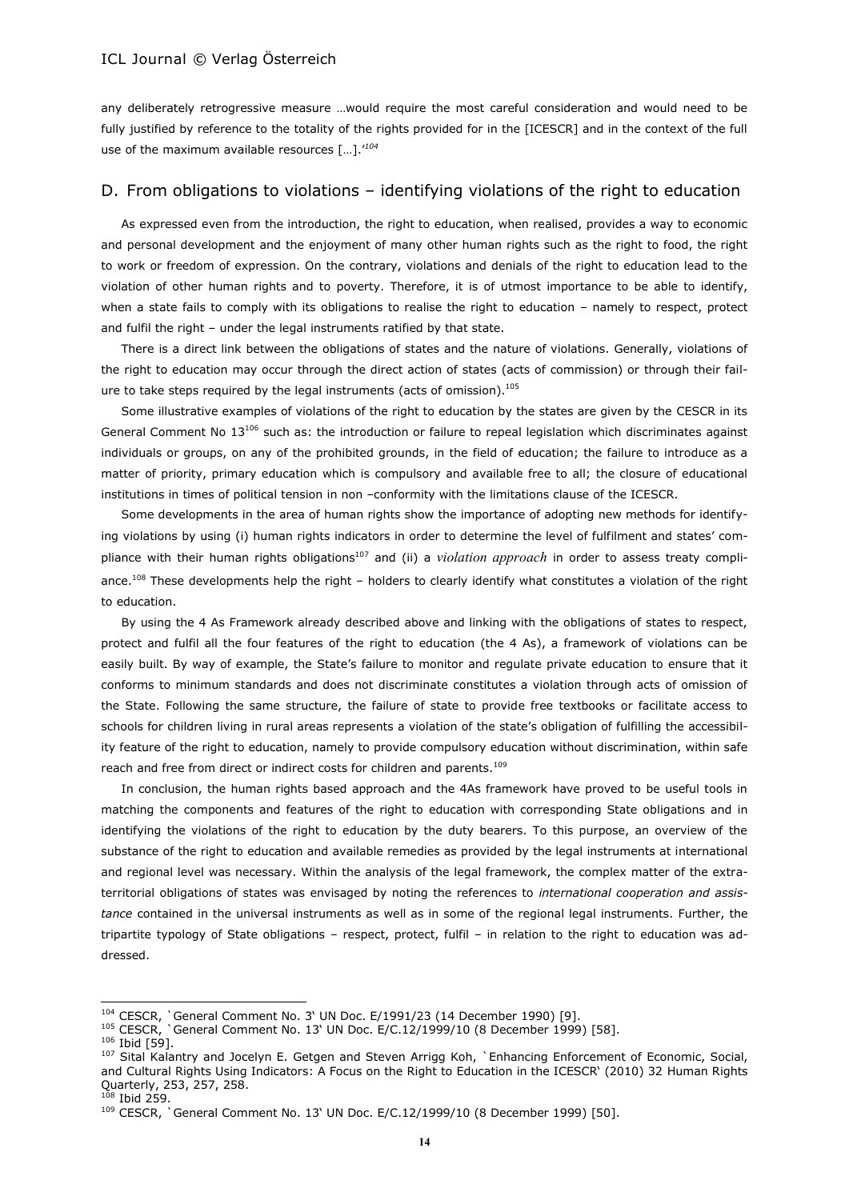any deliberately retrogressive measure …would require the most careful consideration and would need to be fully justified by reference to the totality of the rights provided for in the [ICESCR] and in the context of the full use of the maximum available resources […].'[104]

## D. From obligations to violations – identifying violations of the right to education

As expressed even from the introduction, the right to education, when realised, provides a way to economic and personal development and the enjoyment of many other human rights such as the right to food, the right to work or freedom of expression. On the contrary, violations and denials of the right to education lead to the violation of other human rights and to poverty. Therefore, it is of utmost importance to be able to identify, when a state fails to comply with its obligations to realise the right to education – namely to respect, protect and fulfil the right – under the legal instruments ratified by that state.

There is a direct link between the obligations of states and the nature of violations. Generally, violations of the right to education may occur through the direct action of states (acts of commission) or through their failure to take steps required by the legal instruments (acts of omission).[105]

Some illustrative examples of violations of the right to education by the states are given by the CESCR in its General Comment No 13[106] such as: the introduction or failure to repeal legislation which discriminates against individuals or groups, on any of the prohibited grounds, in the field of education; the failure to introduce as a matter of priority, primary education which is compulsory and available free to all; the closure of educational institutions in times of political tension in non –conformity with the limitations clause of the ICESCR.

Some developments in the area of human rights show the importance of adopting new methods for identifying violations by using (i) human rights indicators in order to determine the level of fulfilment and states' compliance with their human rights obligations[107] and (ii) a *violation approach* in order to assess treaty compliance.[108] These developments help the right – holders to clearly identify what constitutes a violation of the right to education.

By using the 4 As Framework already described above and linking with the obligations of states to respect, protect and fulfil all the four features of the right to education (the 4 As), a framework of violations can be easily built. By way of example, the State's failure to monitor and regulate private education to ensure that it conforms to minimum standards and does not discriminate constitutes a violation through acts of omission of the State. Following the same structure, the failure of state to provide free textbooks or facilitate access to schools for children living in rural areas represents a violation of the state's obligation of fulfilling the accessibility feature of the right to education, namely to provide compulsory education without discrimination, within safe reach and free from direct or indirect costs for children and parents.[109]

In conclusion, the human rights based approach and the 4As framework have proved to be useful tools in matching the components and features of the right to education with corresponding State obligations and in identifying the violations of the right to education by the duty bearers. To this purpose, an overview of the substance of the right to education and available remedies as provided by the legal instruments at international and regional level was necessary. Within the analysis of the legal framework, the complex matter of the extraterritorial obligations of states was envisaged by noting the references to *international cooperation and assistance* contained in the universal instruments as well as in some of the regional legal instruments. Further, the tripartite typology of State obligations – respect, protect, fulfil – in relation to the right to education was addressed.

---

[104] CESCR, `General Comment No. 3' UN Doc. E/1991/23 (14 December 1990) [9].

[105] CESCR, `General Comment No. 13' UN Doc. E/C.12/1999/10 (8 December 1999) [58].

[106] Ibid [59].

[107] Sital Kalantry and Jocelyn E. Getgen and Steven Arrigg Koh, `Enhancing Enforcement of Economic, Social, and Cultural Rights Using Indicators: A Focus on the Right to Education in the ICESCR' (2010) 32 Human Rights Quarterly, 253, 257, 258.

[108] Ibid 259.

[109] CESCR, `General Comment No. 13' UN Doc. E/C.12/1999/10 (8 December 1999) [50].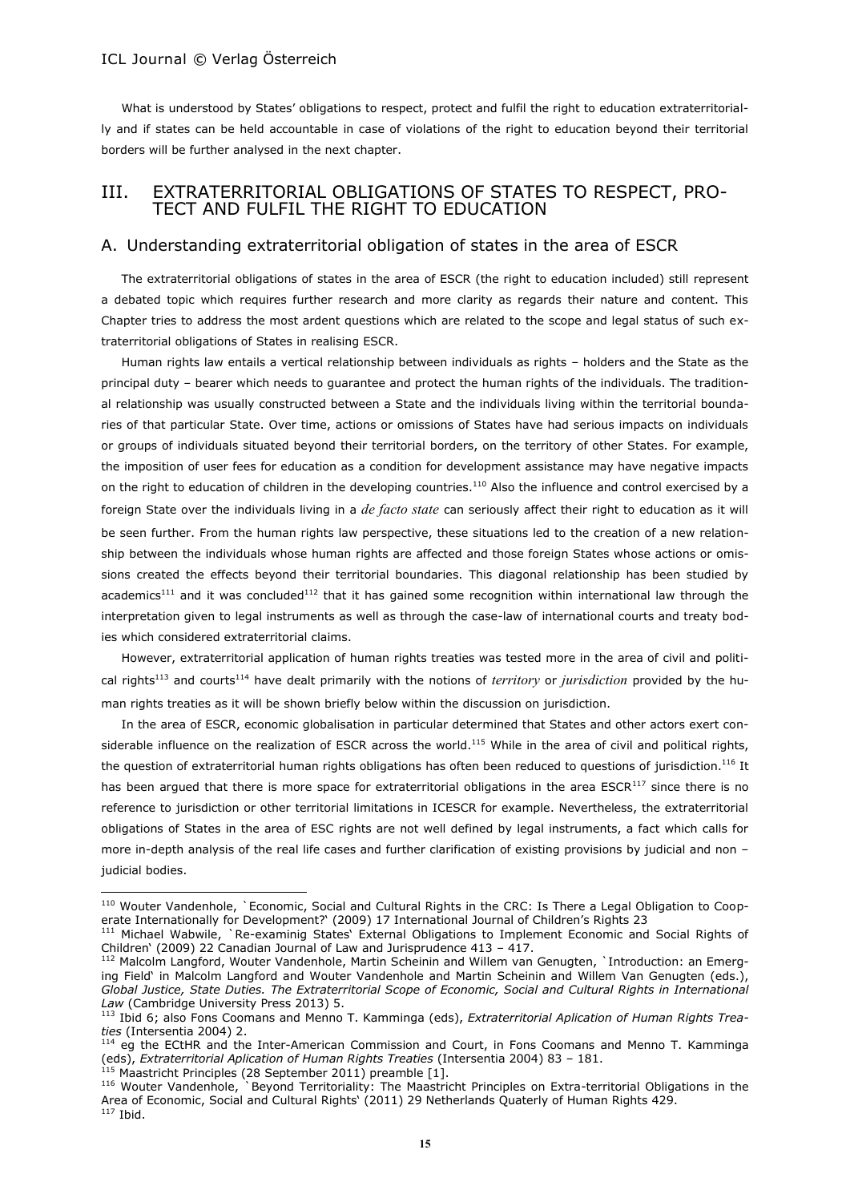What is understood by States' obligations to respect, protect and fulfil the right to education extraterritorially and if states can be held accountable in case of violations of the right to education beyond their territorial borders will be further analysed in the next chapter.

## III. EXTRATERRITORIAL OBLIGATIONS OF STATES TO RESPECT, PROTECT AND FULFIL THE RIGHT TO EDUCATION

### A. Understanding extraterritorial obligation of states in the area of ESCR

The extraterritorial obligations of states in the area of ESCR (the right to education included) still represent a debated topic which requires further research and more clarity as regards their nature and content. This Chapter tries to address the most ardent questions which are related to the scope and legal status of such extraterritorial obligations of States in realising ESCR.

Human rights law entails a vertical relationship between individuals as rights – holders and the State as the principal duty – bearer which needs to guarantee and protect the human rights of the individuals. The traditional relationship was usually constructed between a State and the individuals living within the territorial boundaries of that particular State. Over time, actions or omissions of States have had serious impacts on individuals or groups of individuals situated beyond their territorial borders, on the territory of other States. For example, the imposition of user fees for education as a condition for development assistance may have negative impacts on the right to education of children in the developing countries.[110] Also the influence and control exercised by a foreign State over the individuals living in a *de facto state* can seriously affect their right to education as it will be seen further. From the human rights law perspective, these situations led to the creation of a new relationship between the individuals whose human rights are affected and those foreign States whose actions or omissions created the effects beyond their territorial boundaries. This diagonal relationship has been studied by academics[111] and it was concluded[112] that it has gained some recognition within international law through the interpretation given to legal instruments as well as through the case-law of international courts and treaty bodies which considered extraterritorial claims.

However, extraterritorial application of human rights treaties was tested more in the area of civil and political rights[113] and courts[114] have dealt primarily with the notions of *territory* or *jurisdiction* provided by the human rights treaties as it will be shown briefly below within the discussion on jurisdiction.

In the area of ESCR, economic globalisation in particular determined that States and other actors exert considerable influence on the realization of ESCR across the world.[115] While in the area of civil and political rights, the question of extraterritorial human rights obligations has often been reduced to questions of jurisdiction.[116] It has been argued that there is more space for extraterritorial obligations in the area ESCR[117] since there is no reference to jurisdiction or other territorial limitations in ICESCR for example. Nevertheless, the extraterritorial obligations of States in the area of ESC rights are not well defined by legal instruments, a fact which calls for more in-depth analysis of the real life cases and further clarification of existing provisions by judicial and non – judicial bodies.

---

[110] Wouter Vandenhole, `Economic, Social and Cultural Rights in the CRC: Is There a Legal Obligation to Cooperate Internationally for Development?' (2009) 17 International Journal of Children's Rights 23

[111] Michael Wabwile, `Re-examinig States' External Obligations to Implement Economic and Social Rights of Children' (2009) 22 Canadian Journal of Law and Jurisprudence 413 – 417.

[112] Malcolm Langford, Wouter Vandenhole, Martin Scheinin and Willem van Genugten, `Introduction: an Emerging Field' in Malcolm Langford and Wouter Vandenhole and Martin Scheinin and Willem Van Genugten (eds.), *Global Justice, State Duties. The Extraterritorial Scope of Economic, Social and Cultural Rights in International Law* (Cambridge University Press 2013) 5.

[113] Ibid 6; also Fons Coomans and Menno T. Kamminga (eds), *Extraterritorial Aplication of Human Rights Treaties* (Intersentia 2004) 2.

[114] eg the ECtHR and the Inter-American Commission and Court, in Fons Coomans and Menno T. Kamminga (eds), *Extraterritorial Aplication of Human Rights Treaties* (Intersentia 2004) 83 – 181.

[115] Maastricht Principles (28 September 2011) preamble [1].

[116] Wouter Vandenhole, `Beyond Territoriality: The Maastricht Principles on Extra-territorial Obligations in the Area of Economic, Social and Cultural Rights' (2011) 29 Netherlands Quaterly of Human Rights 429.

[117] Ibid.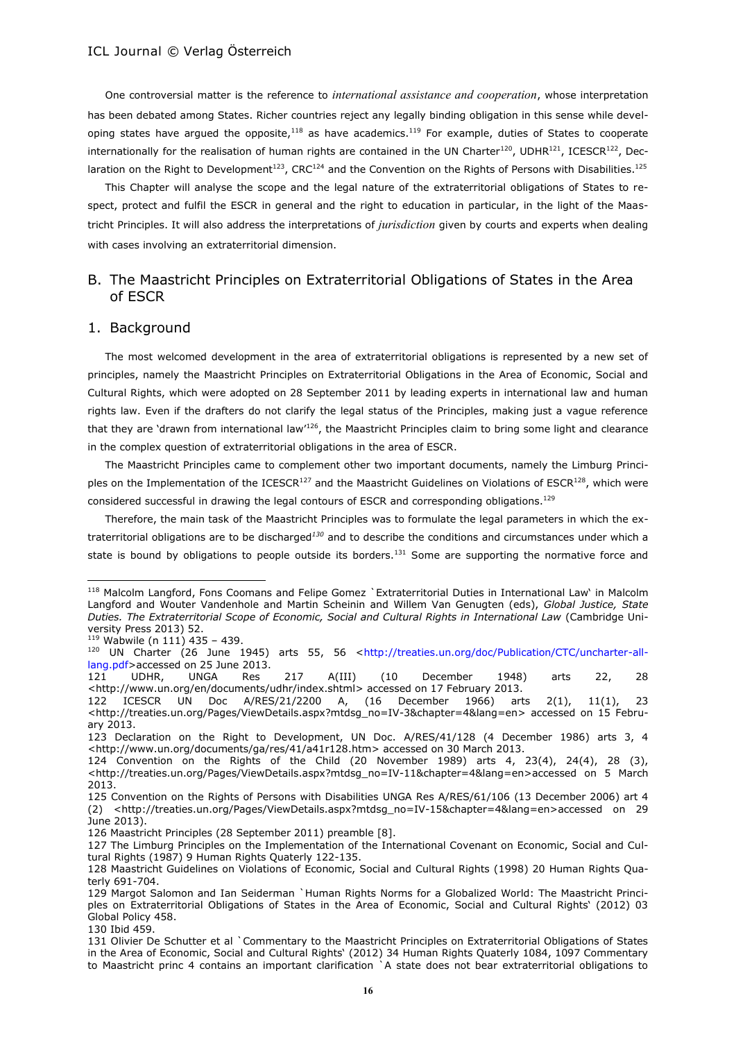One controversial matter is the reference to *international assistance and cooperation*, whose interpretation has been debated among States. Richer countries reject any legally binding obligation in this sense while developing states have argued the opposite,[118] as have academics.[119] For example, duties of States to cooperate internationally for the realisation of human rights are contained in the UN Charter[120], UDHR[121], ICESCR[122], Declaration on the Right to Development[123], CRC[124] and the Convention on the Rights of Persons with Disabilities.[125]

This Chapter will analyse the scope and the legal nature of the extraterritorial obligations of States to respect, protect and fulfil the ESCR in general and the right to education in particular, in the light of the Maastricht Principles. It will also address the interpretations of *jurisdiction* given by courts and experts when dealing with cases involving an extraterritorial dimension.

## B. The Maastricht Principles on Extraterritorial Obligations of States in the Area of ESCR

### 1. Background

The most welcomed development in the area of extraterritorial obligations is represented by a new set of principles, namely the Maastricht Principles on Extraterritorial Obligations in the Area of Economic, Social and Cultural Rights, which were adopted on 28 September 2011 by leading experts in international law and human rights law. Even if the drafters do not clarify the legal status of the Principles, making just a vague reference that they are 'drawn from international law'[126], the Maastricht Principles claim to bring some light and clearance in the complex question of extraterritorial obligations in the area of ESCR.

The Maastricht Principles came to complement other two important documents, namely the Limburg Principles on the Implementation of the ICESCR[127] and the Maastricht Guidelines on Violations of ESCR[128], which were considered successful in drawing the legal contours of ESCR and corresponding obligations.[129]

Therefore, the main task of the Maastricht Principles was to formulate the legal parameters in which the extraterritorial obligations are to be discharged[130] and to describe the conditions and circumstances under which a state is bound by obligations to people outside its borders.[131] Some are supporting the normative force and

---

118 Malcolm Langford, Fons Coomans and Felipe Gomez `Extraterritorial Duties in International Law` in Malcolm Langford and Wouter Vandenhole and Martin Scheinin and Willem Van Genugten (eds), *Global Justice, State Duties. The Extraterritorial Scope of Economic, Social and Cultural Rights in International Law* (Cambridge University Press 2013) 52.

119 Wabwile (n 111) 435 – 439.

120 UN Charter (26 June 1945) arts 55, 56 <http://treaties.un.org/doc/Publication/CTC/uncharter-all-lang.pdf>accessed on 25 June 2013.

121 UDHR, UNGA Res 217 A(III) (10 December 1948) arts 22, 28 <http://www.un.org/en/documents/udhr/index.shtml> accessed on 17 February 2013.

122 ICESCR UN Doc A/RES/21/2200 A, (16 December 1966) arts 2(1), 11(1), 23 <http://treaties.un.org/Pages/ViewDetails.aspx?mtdsg_no=IV-3&chapter=4&lang=en> accessed on 15 February 2013.

123 Declaration on the Right to Development, UN Doc. A/RES/41/128 (4 December 1986) arts 3, 4 <http://www.un.org/documents/ga/res/41/a41r128.htm> accessed on 30 March 2013.

124 Convention on the Rights of the Child (20 November 1989) arts 4, 23(4), 24(4), 28 (3), <http://treaties.un.org/Pages/ViewDetails.aspx?mtdsg_no=IV-11&chapter=4&lang=en>accessed on 5 March 2013.

125 Convention on the Rights of Persons with Disabilities UNGA Res A/RES/61/106 (13 December 2006) art 4 (2) <http://treaties.un.org/Pages/ViewDetails.aspx?mtdsg_no=IV-15&chapter=4&lang=en>accessed on 29 June 2013).

126 Maastricht Principles (28 September 2011) preamble [8].

127 The Limburg Principles on the Implementation of the International Covenant on Economic, Social and Cultural Rights (1987) 9 Human Rights Quaterly 122-135.

128 Maastricht Guidelines on Violations of Economic, Social and Cultural Rights (1998) 20 Human Rights Quaterly 691-704.

129 Margot Salomon and Ian Seiderman `Human Rights Norms for a Globalized World: The Maastricht Principles on Extraterritorial Obligations of States in the Area of Economic, Social and Cultural Rights` (2012) 03 Global Policy 458.

130 Ibid 459.

131 Olivier De Schutter et al `Commentary to the Maastricht Principles on Extraterritorial Obligations of States in the Area of Economic, Social and Cultural Rights` (2012) 34 Human Rights Quaterly 1084, 1097 Commentary to Maastricht princ 4 contains an important clarification `A state does not bear extraterritorial obligations to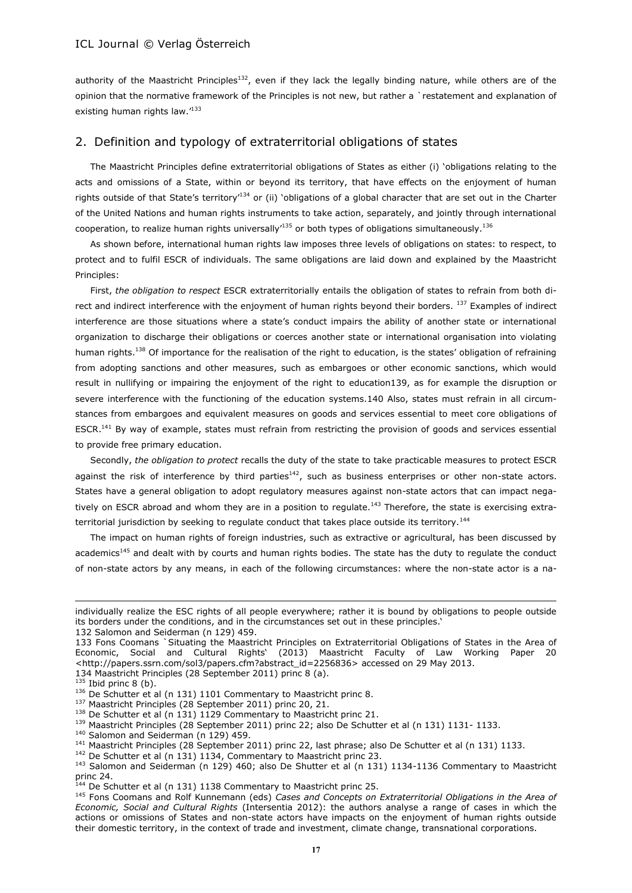authority of the Maastricht Principles[132], even if they lack the legally binding nature, while others are of the opinion that the normative framework of the Principles is not new, but rather a `restatement and explanation of existing human rights law.'[133]

## 2. Definition and typology of extraterritorial obligations of states

The Maastricht Principles define extraterritorial obligations of States as either (i) 'obligations relating to the acts and omissions of a State, within or beyond its territory, that have effects on the enjoyment of human rights outside of that State's territory'[134] or (ii) 'obligations of a global character that are set out in the Charter of the United Nations and human rights instruments to take action, separately, and jointly through international cooperation, to realize human rights universally'[135] or both types of obligations simultaneously.[136]

As shown before, international human rights law imposes three levels of obligations on states: to respect, to protect and to fulfil ESCR of individuals. The same obligations are laid down and explained by the Maastricht Principles:

First, *the obligation to respect* ESCR extraterritorially entails the obligation of states to refrain from both direct and indirect interference with the enjoyment of human rights beyond their borders. [137] Examples of indirect interference are those situations where a state's conduct impairs the ability of another state or international organization to discharge their obligations or coerces another state or international organisation into violating human rights.[138] Of importance for the realisation of the right to education, is the states' obligation of refraining from adopting sanctions and other measures, such as embargoes or other economic sanctions, which would result in nullifying or impairing the enjoyment of the right to education139, as for example the disruption or severe interference with the functioning of the education systems.140 Also, states must refrain in all circumstances from embargoes and equivalent measures on goods and services essential to meet core obligations of ESCR.[141] By way of example, states must refrain from restricting the provision of goods and services essential to provide free primary education.

Secondly, *the obligation to protect* recalls the duty of the state to take practicable measures to protect ESCR against the risk of interference by third parties[142], such as business enterprises or other non-state actors. States have a general obligation to adopt regulatory measures against non-state actors that can impact negatively on ESCR abroad and whom they are in a position to regulate.[143] Therefore, the state is exercising extraterritorial jurisdiction by seeking to regulate conduct that takes place outside its territory.[144]

The impact on human rights of foreign industries, such as extractive or agricultural, has been discussed by academics[145] and dealt with by courts and human rights bodies. The state has the duty to regulate the conduct of non-state actors by any means, in each of the following circumstances: where the non-state actor is a na-

---

individually realize the ESC rights of all people everywhere; rather it is bound by obligations to people outside its borders under the conditions, and in the circumstances set out in these principles.'

132 Salomon and Seiderman (n 129) 459.

133 Fons Coomans `Situating the Maastricht Principles on Extraterritorial Obligations of States in the Area of Economic, Social and Cultural Rights' (2013) Maastricht Faculty of Law Working Paper 20 <http://papers.ssrn.com/sol3/papers.cfm?abstract_id=2256836> accessed on 29 May 2013.

134 Maastricht Principles (28 September 2011) princ 8 (a).

135 Ibid princ 8 (b).

136 De Schutter et al (n 131) 1101 Commentary to Maastricht princ 8.

137 Maastricht Principles (28 September 2011) princ 20, 21.

138 De Schutter et al (n 131) 1129 Commentary to Maastricht princ 21.

139 Maastricht Principles (28 September 2011) princ 22; also De Schutter et al (n 131) 1131- 1133.

140 Salomon and Seiderman (n 129) 459.

141 Maastricht Principles (28 September 2011) princ 22, last phrase; also De Schutter et al (n 131) 1133.

142 De Schutter et al (n 131) 1134, Commentary to Maastricht princ 23.

143 Salomon and Seiderman (n 129) 460; also De Shutter et al (n 131) 1134-1136 Commentary to Maastricht princ 24.

144 De Schutter et al (n 131) 1138 Commentary to Maastricht princ 25.

145 Fons Coomans and Rolf Kunnemann (eds) *Cases and Concepts on Extraterritorial Obligations in the Area of Economic, Social and Cultural Rights* (Intersentia 2012): the authors analyse a range of cases in which the actions or omissions of States and non-state actors have impacts on the enjoyment of human rights outside their domestic territory, in the context of trade and investment, climate change, transnational corporations.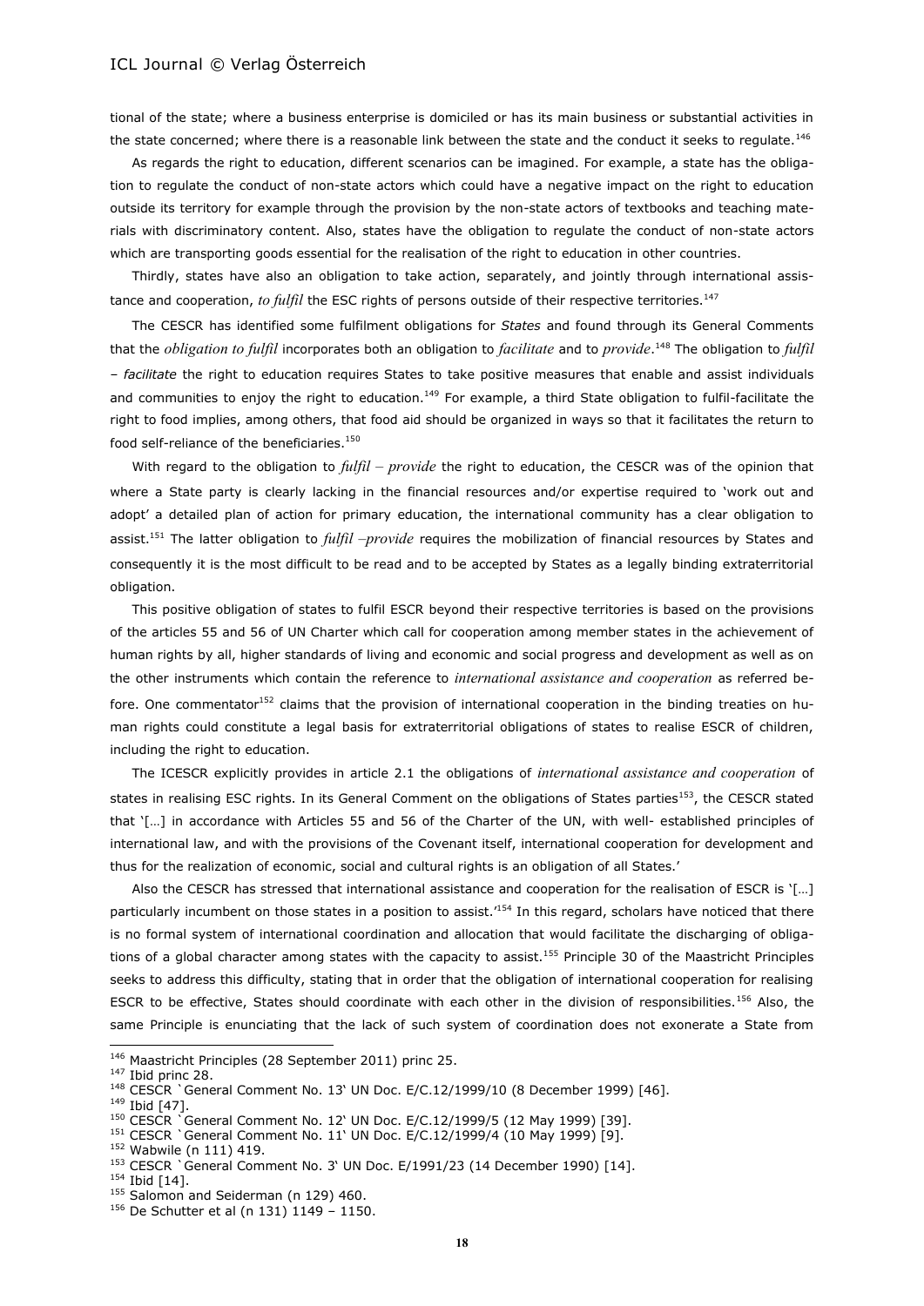tional of the state; where a business enterprise is domiciled or has its main business or substantial activities in the state concerned; where there is a reasonable link between the state and the conduct it seeks to regulate.[146]

As regards the right to education, different scenarios can be imagined. For example, a state has the obligation to regulate the conduct of non-state actors which could have a negative impact on the right to education outside its territory for example through the provision by the non-state actors of textbooks and teaching materials with discriminatory content. Also, states have the obligation to regulate the conduct of non-state actors which are transporting goods essential for the realisation of the right to education in other countries.

Thirdly, states have also an obligation to take action, separately, and jointly through international assistance and cooperation, *to fulfil* the ESC rights of persons outside of their respective territories.[147]

The CESCR has identified some fulfilment obligations for *States* and found through its General Comments that the *obligation to fulfil* incorporates both an obligation to *facilitate* and to *provide*.[148] The obligation to *fulfil – facilitate* the right to education requires States to take positive measures that enable and assist individuals and communities to enjoy the right to education.[149] For example, a third State obligation to fulfil-facilitate the right to food implies, among others, that food aid should be organized in ways so that it facilitates the return to food self-reliance of the beneficiaries.[150]

With regard to the obligation to *fulfil – provide* the right to education, the CESCR was of the opinion that where a State party is clearly lacking in the financial resources and/or expertise required to 'work out and adopt' a detailed plan of action for primary education, the international community has a clear obligation to assist.[151] The latter obligation to *fulfil –provide* requires the mobilization of financial resources by States and consequently it is the most difficult to be read and to be accepted by States as a legally binding extraterritorial obligation.

This positive obligation of states to fulfil ESCR beyond their respective territories is based on the provisions of the articles 55 and 56 of UN Charter which call for cooperation among member states in the achievement of human rights by all, higher standards of living and economic and social progress and development as well as on the other instruments which contain the reference to *international assistance and cooperation* as referred before. One commentator[152] claims that the provision of international cooperation in the binding treaties on human rights could constitute a legal basis for extraterritorial obligations of states to realise ESCR of children, including the right to education.

The ICESCR explicitly provides in article 2.1 the obligations of *international assistance and cooperation* of states in realising ESC rights. In its General Comment on the obligations of States parties[153], the CESCR stated that '[…] in accordance with Articles 55 and 56 of the Charter of the UN, with well- established principles of international law, and with the provisions of the Covenant itself, international cooperation for development and thus for the realization of economic, social and cultural rights is an obligation of all States.'

Also the CESCR has stressed that international assistance and cooperation for the realisation of ESCR is '[…] particularly incumbent on those states in a position to assist.'[154] In this regard, scholars have noticed that there is no formal system of international coordination and allocation that would facilitate the discharging of obligations of a global character among states with the capacity to assist.[155] Principle 30 of the Maastricht Principles seeks to address this difficulty, stating that in order that the obligation of international cooperation for realising ESCR to be effective, States should coordinate with each other in the division of responsibilities.[156] Also, the same Principle is enunciating that the lack of such system of coordination does not exonerate a State from

---

[146] Maastricht Principles (28 September 2011) princ 25.
[147] Ibid princ 28.
[148] CESCR `General Comment No. 13' UN Doc. E/C.12/1999/10 (8 December 1999) [46].
[149] Ibid [47].
[150] CESCR `General Comment No. 12' UN Doc. E/C.12/1999/5 (12 May 1999) [39].
[151] CESCR `General Comment No. 11' UN Doc. E/C.12/1999/4 (10 May 1999) [9].
[152] Wabwile (n 111) 419.
[153] CESCR `General Comment No. 3' UN Doc. E/1991/23 (14 December 1990) [14].
[154] Ibid [14].
[155] Salomon and Seiderman (n 129) 460.
[156] De Schutter et al (n 131) 1149 – 1150.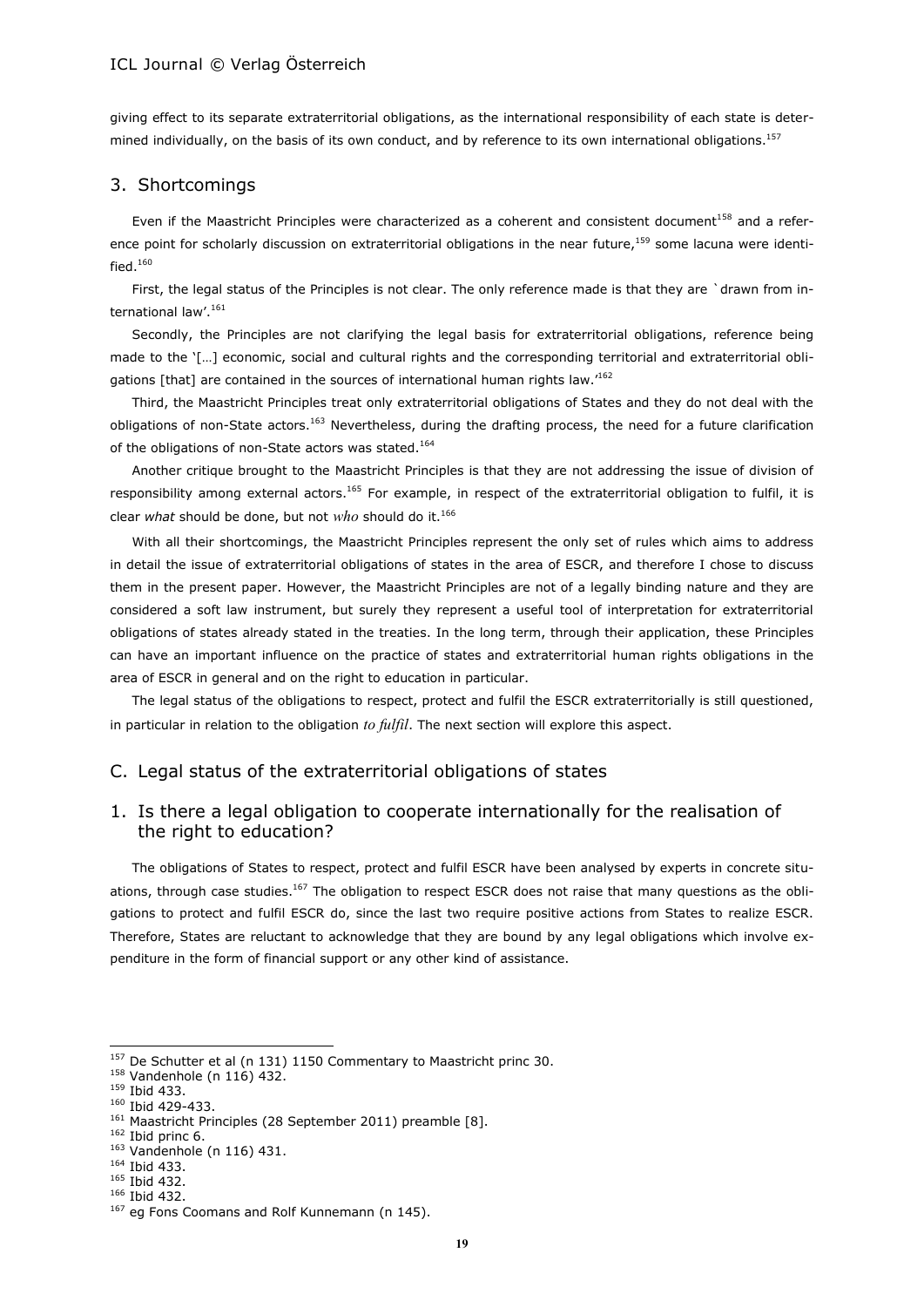giving effect to its separate extraterritorial obligations, as the international responsibility of each state is determined individually, on the basis of its own conduct, and by reference to its own international obligations.[157]

## 3. Shortcomings

Even if the Maastricht Principles were characterized as a coherent and consistent document[158] and a reference point for scholarly discussion on extraterritorial obligations in the near future,[159] some lacuna were identified.[160]

First, the legal status of the Principles is not clear. The only reference made is that they are `drawn from international law'.[161]

Secondly, the Principles are not clarifying the legal basis for extraterritorial obligations, reference being made to the '[…] economic, social and cultural rights and the corresponding territorial and extraterritorial obligations [that] are contained in the sources of international human rights law.'[162]

Third, the Maastricht Principles treat only extraterritorial obligations of States and they do not deal with the obligations of non-State actors.[163] Nevertheless, during the drafting process, the need for a future clarification of the obligations of non-State actors was stated.[164]

Another critique brought to the Maastricht Principles is that they are not addressing the issue of division of responsibility among external actors.[165] For example, in respect of the extraterritorial obligation to fulfil, it is clear *what* should be done, but not *who* should do it.[166]

With all their shortcomings, the Maastricht Principles represent the only set of rules which aims to address in detail the issue of extraterritorial obligations of states in the area of ESCR, and therefore I chose to discuss them in the present paper. However, the Maastricht Principles are not of a legally binding nature and they are considered a soft law instrument, but surely they represent a useful tool of interpretation for extraterritorial obligations of states already stated in the treaties. In the long term, through their application, these Principles can have an important influence on the practice of states and extraterritorial human rights obligations in the area of ESCR in general and on the right to education in particular.

The legal status of the obligations to respect, protect and fulfil the ESCR extraterritorially is still questioned, in particular in relation to the obligation *to fulfil*. The next section will explore this aspect.

# C. Legal status of the extraterritorial obligations of states

## 1. Is there a legal obligation to cooperate internationally for the realisation of the right to education?

The obligations of States to respect, protect and fulfil ESCR have been analysed by experts in concrete situations, through case studies.[167] The obligation to respect ESCR does not raise that many questions as the obligations to protect and fulfil ESCR do, since the last two require positive actions from States to realize ESCR. Therefore, States are reluctant to acknowledge that they are bound by any legal obligations which involve expenditure in the form of financial support or any other kind of assistance.

---

[157] De Schutter et al (n 131) 1150 Commentary to Maastricht princ 30.
[158] Vandenhole (n 116) 432.
[159] Ibid 433.
[160] Ibid 429-433.
[161] Maastricht Principles (28 September 2011) preamble [8].
[162] Ibid princ 6.
[163] Vandenhole (n 116) 431.
[164] Ibid 433.
[165] Ibid 432.
[166] Ibid 432.
[167] eg Fons Coomans and Rolf Kunnemann (n 145).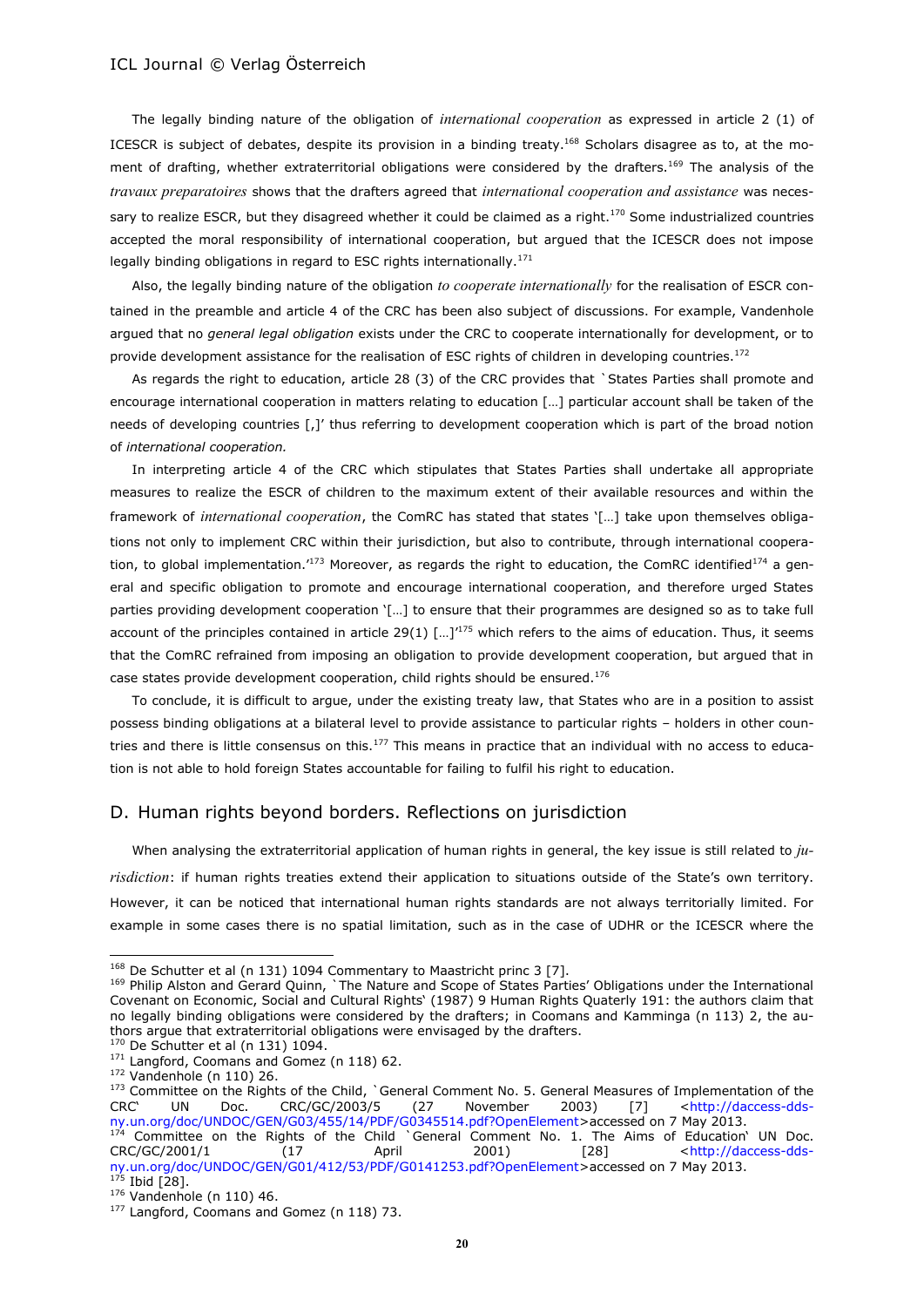The legally binding nature of the obligation of *international cooperation* as expressed in article 2 (1) of ICESCR is subject of debates, despite its provision in a binding treaty.[168] Scholars disagree as to, at the moment of drafting, whether extraterritorial obligations were considered by the drafters.[169] The analysis of the *travaux preparatoires* shows that the drafters agreed that *international cooperation and assistance* was necessary to realize ESCR, but they disagreed whether it could be claimed as a right.[170] Some industrialized countries accepted the moral responsibility of international cooperation, but argued that the ICESCR does not impose legally binding obligations in regard to ESC rights internationally.[171]

Also, the legally binding nature of the obligation *to cooperate internationally* for the realisation of ESCR contained in the preamble and article 4 of the CRC has been also subject of discussions. For example, Vandenhole argued that no *general legal obligation* exists under the CRC to cooperate internationally for development, or to provide development assistance for the realisation of ESC rights of children in developing countries.[172]

As regards the right to education, article 28 (3) of the CRC provides that `States Parties shall promote and encourage international cooperation in matters relating to education […] particular account shall be taken of the needs of developing countries [,]' thus referring to development cooperation which is part of the broad notion of *international cooperation.*

In interpreting article 4 of the CRC which stipulates that States Parties shall undertake all appropriate measures to realize the ESCR of children to the maximum extent of their available resources and within the framework of *international cooperation*, the ComRC has stated that states '[…] take upon themselves obligations not only to implement CRC within their jurisdiction, but also to contribute, through international cooperation, to global implementation.'[173] Moreover, as regards the right to education, the ComRC identified[174] a general and specific obligation to promote and encourage international cooperation, and therefore urged States parties providing development cooperation '[…] to ensure that their programmes are designed so as to take full account of the principles contained in article 29(1) […]'[175] which refers to the aims of education. Thus, it seems that the ComRC refrained from imposing an obligation to provide development cooperation, but argued that in case states provide development cooperation, child rights should be ensured.[176]

To conclude, it is difficult to argue, under the existing treaty law, that States who are in a position to assist possess binding obligations at a bilateral level to provide assistance to particular rights – holders in other countries and there is little consensus on this.[177] This means in practice that an individual with no access to education is not able to hold foreign States accountable for failing to fulfil his right to education.

## D. Human rights beyond borders. Reflections on jurisdiction

When analysing the extraterritorial application of human rights in general, the key issue is still related to *jurisdiction*: if human rights treaties extend their application to situations outside of the State's own territory. However, it can be noticed that international human rights standards are not always territorially limited. For example in some cases there is no spatial limitation, such as in the case of UDHR or the ICESCR where the

---

[168] De Schutter et al (n 131) 1094 Commentary to Maastricht princ 3 [7].

[169] Philip Alston and Gerard Quinn, `The Nature and Scope of States Parties' Obligations under the International Covenant on Economic, Social and Cultural Rights' (1987) 9 Human Rights Quaterly 191: the authors claim that no legally binding obligations were considered by the drafters; in Coomans and Kamminga (n 113) 2, the authors argue that extraterritorial obligations were envisaged by the drafters.

[170] De Schutter et al (n 131) 1094.

[171] Langford, Coomans and Gomez (n 118) 62.

[172] Vandenhole (n 110) 26.

[173] Committee on the Rights of the Child, `General Comment No. 5. General Measures of Implementation of the CRC' UN Doc. CRC/GC/2003/5 (27 November 2003) [7] <http://daccess-dds-ny.un.org/doc/UNDOC/GEN/G03/455/14/PDF/G0345514.pdf?OpenElement>accessed on 7 May 2013.

[174] Committee on the Rights of the Child `General Comment No. 1. The Aims of Education' UN Doc. CRC/GC/2001/1 (17 April 2001) [28] <http://daccess-dds-ny.un.org/doc/UNDOC/GEN/G01/412/53/PDF/G0141253.pdf?OpenElement>accessed on 7 May 2013.

[175] Ibid [28].

[176] Vandenhole (n 110) 46.

[177] Langford, Coomans and Gomez (n 118) 73.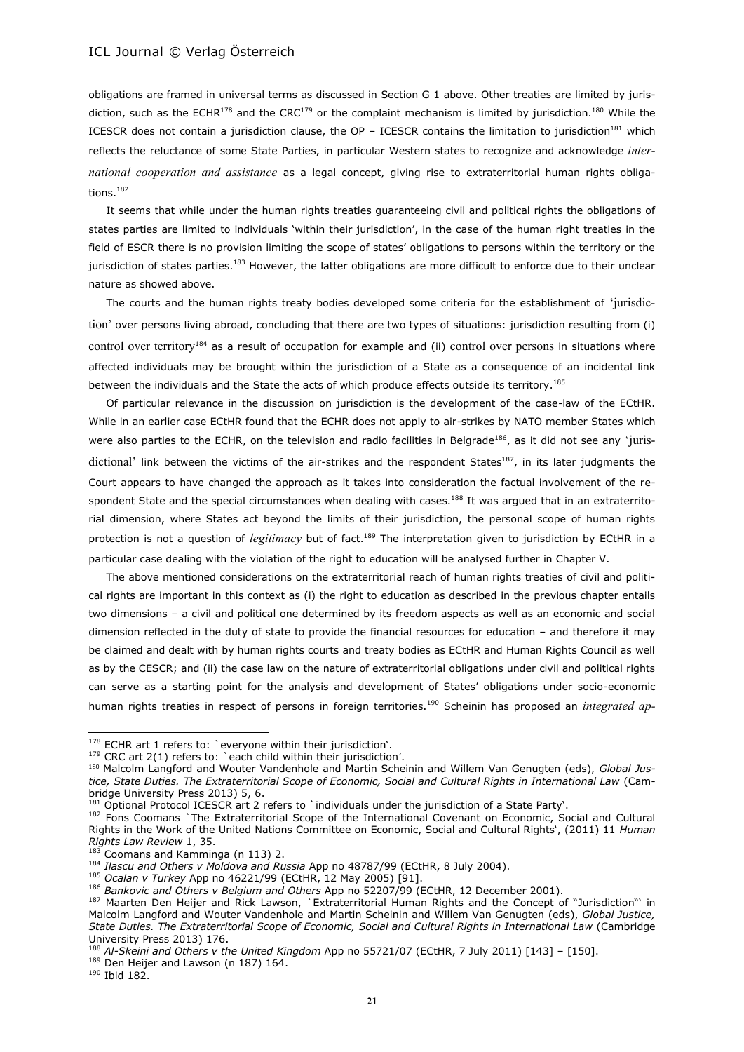obligations are framed in universal terms as discussed in Section G 1 above. Other treaties are limited by jurisdiction, such as the ECHR[178] and the CRC[179] or the complaint mechanism is limited by jurisdiction.[180] While the ICESCR does not contain a jurisdiction clause, the OP – ICESCR contains the limitation to jurisdiction[181] which reflects the reluctance of some State Parties, in particular Western states to recognize and acknowledge *international cooperation and assistance* as a legal concept, giving rise to extraterritorial human rights obligations.[182]

It seems that while under the human rights treaties guaranteeing civil and political rights the obligations of states parties are limited to individuals 'within their jurisdiction', in the case of the human right treaties in the field of ESCR there is no provision limiting the scope of states' obligations to persons within the territory or the jurisdiction of states parties.[183] However, the latter obligations are more difficult to enforce due to their unclear nature as showed above.

The courts and the human rights treaty bodies developed some criteria for the establishment of 'jurisdiction' over persons living abroad, concluding that there are two types of situations: jurisdiction resulting from (i) control over territory[184] as a result of occupation for example and (ii) control over persons in situations where affected individuals may be brought within the jurisdiction of a State as a consequence of an incidental link between the individuals and the State the acts of which produce effects outside its territory.[185]

Of particular relevance in the discussion on jurisdiction is the development of the case-law of the ECtHR. While in an earlier case ECtHR found that the ECHR does not apply to air-strikes by NATO member States which were also parties to the ECHR, on the television and radio facilities in Belgrade[186], as it did not see any 'jurisdictional' link between the victims of the air-strikes and the respondent States[187], in its later judgments the Court appears to have changed the approach as it takes into consideration the factual involvement of the respondent State and the special circumstances when dealing with cases.[188] It was argued that in an extraterritorial dimension, where States act beyond the limits of their jurisdiction, the personal scope of human rights protection is not a question of *legitimacy* but of fact.[189] The interpretation given to jurisdiction by ECtHR in a particular case dealing with the violation of the right to education will be analysed further in Chapter V.

The above mentioned considerations on the extraterritorial reach of human rights treaties of civil and political rights are important in this context as (i) the right to education as described in the previous chapter entails two dimensions – a civil and political one determined by its freedom aspects as well as an economic and social dimension reflected in the duty of state to provide the financial resources for education – and therefore it may be claimed and dealt with by human rights courts and treaty bodies as ECtHR and Human Rights Council as well as by the CESCR; and (ii) the case law on the nature of extraterritorial obligations under civil and political rights can serve as a starting point for the analysis and development of States' obligations under socio-economic human rights treaties in respect of persons in foreign territories.[190] Scheinin has proposed an *integrated ap-*

---

[178] ECHR art 1 refers to: `everyone within their jurisdiction'.

[179] CRC art 2(1) refers to: `each child within their jurisdiction'.

[180] Malcolm Langford and Wouter Vandenhole and Martin Scheinin and Willem Van Genugten (eds), *Global Justice, State Duties. The Extraterritorial Scope of Economic, Social and Cultural Rights in International Law* (Cambridge University Press 2013) 5, 6.

[181] Optional Protocol ICESCR art 2 refers to `individuals under the jurisdiction of a State Party'.

[182] Fons Coomans `The Extraterritorial Scope of the International Covenant on Economic, Social and Cultural Rights in the Work of the United Nations Committee on Economic, Social and Cultural Rights', (2011) 11 *Human Rights Law Review* 1, 35.

[183] Coomans and Kamminga (n 113) 2.

[184] *Ilascu and Others v Moldova and Russia* App no 48787/99 (ECtHR, 8 July 2004).

[185] *Ocalan v Turkey* App no 46221/99 (ECtHR, 12 May 2005) [91].

[186] *Bankovic and Others v Belgium and Others* App no 52207/99 (ECtHR, 12 December 2001).

[187] Maarten Den Heijer and Rick Lawson, `Extraterritorial Human Rights and the Concept of "Jurisdiction"' in Malcolm Langford and Wouter Vandenhole and Martin Scheinin and Willem Van Genugten (eds), *Global Justice, State Duties. The Extraterritorial Scope of Economic, Social and Cultural Rights in International Law* (Cambridge University Press 2013) 176.

[188] *Al-Skeini and Others v the United Kingdom* App no 55721/07 (ECtHR, 7 July 2011) [143] – [150].

[189] Den Heijer and Lawson (n 187) 164.

[190] Ibid 182.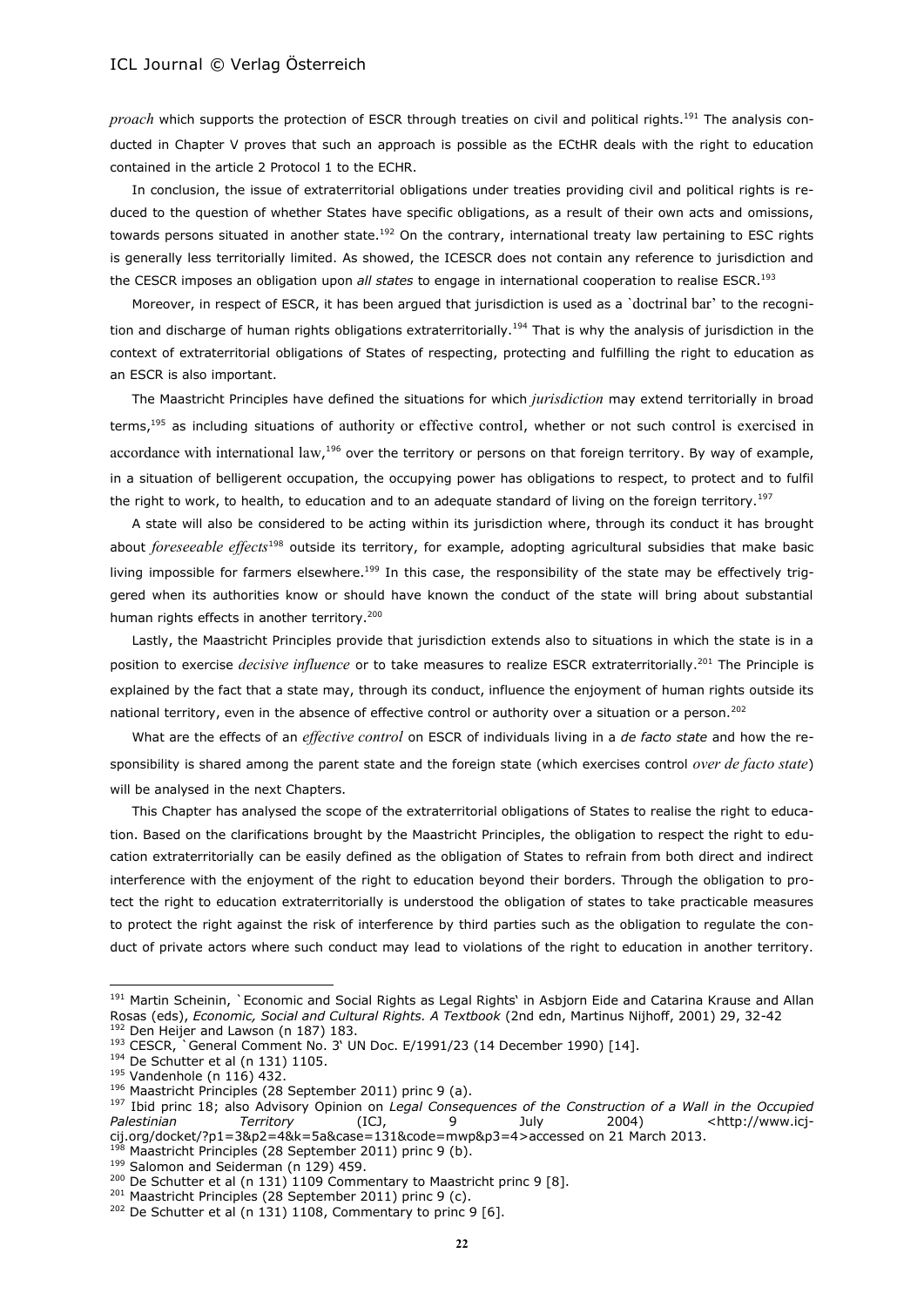*proach* which supports the protection of ESCR through treaties on civil and political rights.[191] The analysis conducted in Chapter V proves that such an approach is possible as the ECtHR deals with the right to education contained in the article 2 Protocol 1 to the ECHR.

In conclusion, the issue of extraterritorial obligations under treaties providing civil and political rights is reduced to the question of whether States have specific obligations, as a result of their own acts and omissions, towards persons situated in another state.[192] On the contrary, international treaty law pertaining to ESC rights is generally less territorially limited. As showed, the ICESCR does not contain any reference to jurisdiction and the CESCR imposes an obligation upon *all states* to engage in international cooperation to realise ESCR.[193]

Moreover, in respect of ESCR, it has been argued that jurisdiction is used as a `doctrinal bar' to the recognition and discharge of human rights obligations extraterritorially.[194] That is why the analysis of jurisdiction in the context of extraterritorial obligations of States of respecting, protecting and fulfilling the right to education as an ESCR is also important.

The Maastricht Principles have defined the situations for which *jurisdiction* may extend territorially in broad terms,[195] as including situations of authority or effective control, whether or not such control is exercised in accordance with international law,[196] over the territory or persons on that foreign territory. By way of example, in a situation of belligerent occupation, the occupying power has obligations to respect, to protect and to fulfil the right to work, to health, to education and to an adequate standard of living on the foreign territory.[197]

A state will also be considered to be acting within its jurisdiction where, through its conduct it has brought about *foreseeable effects*[198] outside its territory, for example, adopting agricultural subsidies that make basic living impossible for farmers elsewhere.[199] In this case, the responsibility of the state may be effectively triggered when its authorities know or should have known the conduct of the state will bring about substantial human rights effects in another territory.[200]

Lastly, the Maastricht Principles provide that jurisdiction extends also to situations in which the state is in a position to exercise *decisive influence* or to take measures to realize ESCR extraterritorially.[201] The Principle is explained by the fact that a state may, through its conduct, influence the enjoyment of human rights outside its national territory, even in the absence of effective control or authority over a situation or a person.[202]

What are the effects of an *effective control* on ESCR of individuals living in a *de facto state* and how the responsibility is shared among the parent state and the foreign state (which exercises control *over de facto state*) will be analysed in the next Chapters.

This Chapter has analysed the scope of the extraterritorial obligations of States to realise the right to education. Based on the clarifications brought by the Maastricht Principles, the obligation to respect the right to education extraterritorially can be easily defined as the obligation of States to refrain from both direct and indirect interference with the enjoyment of the right to education beyond their borders. Through the obligation to protect the right to education extraterritorially is understood the obligation of states to take practicable measures to protect the right against the risk of interference by third parties such as the obligation to regulate the conduct of private actors where such conduct may lead to violations of the right to education in another territory.

---

[191] Martin Scheinin, `Economic and Social Rights as Legal Rights' in Asbjorn Eide and Catarina Krause and Allan Rosas (eds), *Economic, Social and Cultural Rights. A Textbook* (2nd edn, Martinus Nijhoff, 2001) 29, 32-42

[192] Den Heijer and Lawson (n 187) 183.

[193] CESCR, `General Comment No. 3' UN Doc. E/1991/23 (14 December 1990) [14].

[194] De Schutter et al (n 131) 1105.

[195] Vandenhole (n 116) 432.

[196] Maastricht Principles (28 September 2011) princ 9 (a).

[197] Ibid princ 18; also Advisory Opinion on *Legal Consequences of the Construction of a Wall in the Occupied Palestinian Territory* (ICJ, 9 July 2004) <http://www.icj-cij.org/docket/?p1=3&p2=4&k=5a&case=131&code=mwp&p3=4>accessed on 21 March 2013.

[198] Maastricht Principles (28 September 2011) princ 9 (b).

[199] Salomon and Seiderman (n 129) 459.

[200] De Schutter et al (n 131) 1109 Commentary to Maastricht princ 9 [8].

[201] Maastricht Principles (28 September 2011) princ 9 (c).

[202] De Schutter et al (n 131) 1108, Commentary to princ 9 [6].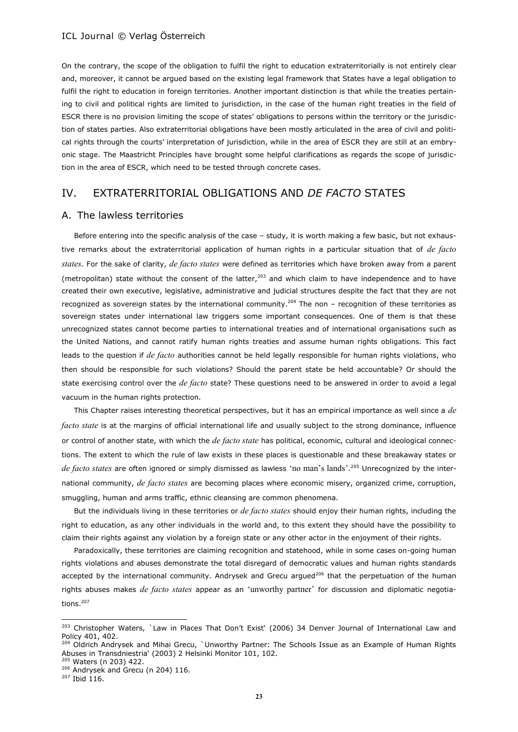On the contrary, the scope of the obligation to fulfil the right to education extraterritorially is not entirely clear and, moreover, it cannot be argued based on the existing legal framework that States have a legal obligation to fulfil the right to education in foreign territories. Another important distinction is that while the treaties pertaining to civil and political rights are limited to jurisdiction, in the case of the human right treaties in the field of ESCR there is no provision limiting the scope of states' obligations to persons within the territory or the jurisdiction of states parties. Also extraterritorial obligations have been mostly articulated in the area of civil and political rights through the courts' interpretation of jurisdiction, while in the area of ESCR they are still at an embryonic stage. The Maastricht Principles have brought some helpful clarifications as regards the scope of jurisdiction in the area of ESCR, which need to be tested through concrete cases.

## IV. EXTRATERRITORIAL OBLIGATIONS AND *DE FACTO* STATES

### A. The lawless territories

Before entering into the specific analysis of the case – study, it is worth making a few basic, but not exhaustive remarks about the extraterritorial application of human rights in a particular situation that of *de facto states*. For the sake of clarity, *de facto states* were defined as territories which have broken away from a parent (metropolitan) state without the consent of the latter,[203] and which claim to have independence and to have created their own executive, legislative, administrative and judicial structures despite the fact that they are not recognized as sovereign states by the international community.[204] The non – recognition of these territories as sovereign states under international law triggers some important consequences. One of them is that these unrecognized states cannot become parties to international treaties and of international organisations such as the United Nations, and cannot ratify human rights treaties and assume human rights obligations. This fact leads to the question if *de facto* authorities cannot be held legally responsible for human rights violations, who then should be responsible for such violations? Should the parent state be held accountable? Or should the state exercising control over the *de facto* state? These questions need to be answered in order to avoid a legal vacuum in the human rights protection.

This Chapter raises interesting theoretical perspectives, but it has an empirical importance as well since a *de facto state* is at the margins of official international life and usually subject to the strong dominance, influence or control of another state, with which the *de facto state* has political, economic, cultural and ideological connections. The extent to which the rule of law exists in these places is questionable and these breakaway states or *de facto states* are often ignored or simply dismissed as lawless 'no man's lands'.[205] Unrecognized by the international community, *de facto states* are becoming places where economic misery, organized crime, corruption, smuggling, human and arms traffic, ethnic cleansing are common phenomena.

But the individuals living in these territories or *de facto states* should enjoy their human rights, including the right to education, as any other individuals in the world and, to this extent they should have the possibility to claim their rights against any violation by a foreign state or any other actor in the enjoyment of their rights.

Paradoxically, these territories are claiming recognition and statehood, while in some cases on-going human rights violations and abuses demonstrate the total disregard of democratic values and human rights standards accepted by the international community. Andrysek and Grecu argued[206] that the perpetuation of the human rights abuses makes *de facto states* appear as an 'unworthy partner' for discussion and diplomatic negotiations.[207]

---

[203] Christopher Waters, `Law in Places That Don't Exist' (2006) 34 Denver Journal of International Law and Policy 401, 402.

[204] Oldrich Andrysek and Mihai Grecu, `Unworthy Partner: The Schools Issue as an Example of Human Rights Abuses in Transdniestria' (2003) 2 Helsinki Monitor 101, 102.

[205] Waters (n 203) 422.

[206] Andrysek and Grecu (n 204) 116.

[207] Ibid 116.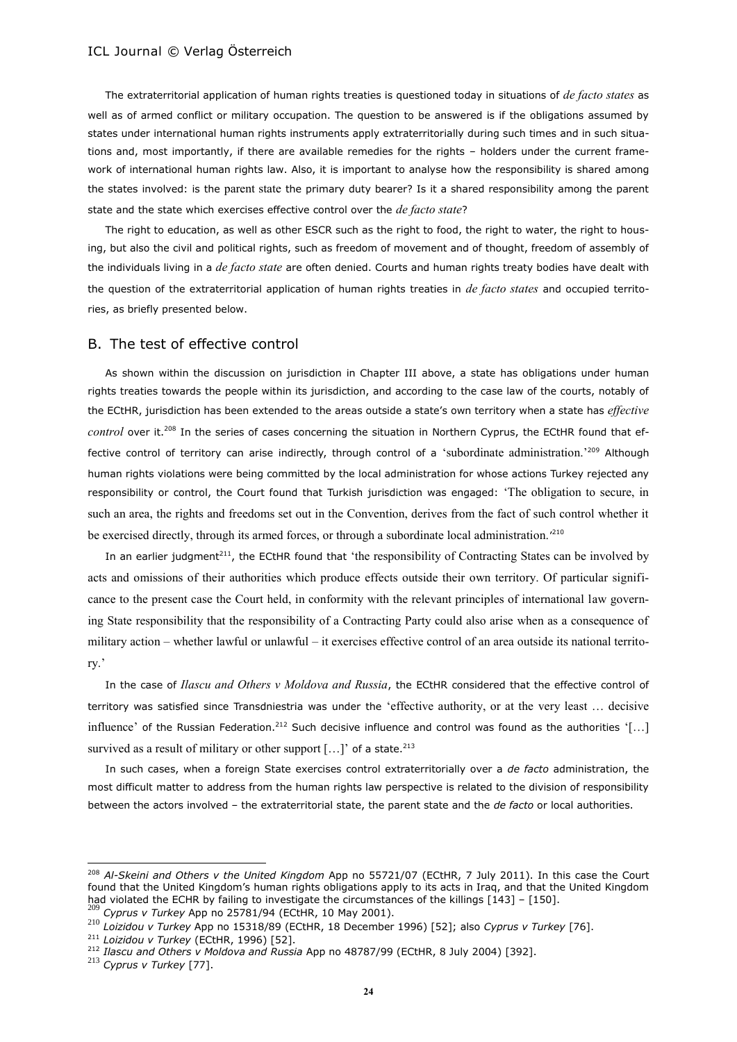The extraterritorial application of human rights treaties is questioned today in situations of *de facto states* as well as of armed conflict or military occupation. The question to be answered is if the obligations assumed by states under international human rights instruments apply extraterritorially during such times and in such situations and, most importantly, if there are available remedies for the rights – holders under the current framework of international human rights law. Also, it is important to analyse how the responsibility is shared among the states involved: is the parent state the primary duty bearer? Is it a shared responsibility among the parent state and the state which exercises effective control over the *de facto state*?

The right to education, as well as other ESCR such as the right to food, the right to water, the right to housing, but also the civil and political rights, such as freedom of movement and of thought, freedom of assembly of the individuals living in a *de facto state* are often denied. Courts and human rights treaty bodies have dealt with the question of the extraterritorial application of human rights treaties in *de facto states* and occupied territories, as briefly presented below.

## B. The test of effective control

As shown within the discussion on jurisdiction in Chapter III above, a state has obligations under human rights treaties towards the people within its jurisdiction, and according to the case law of the courts, notably of the ECtHR, jurisdiction has been extended to the areas outside a state's own territory when a state has *effective control* over it.[208] In the series of cases concerning the situation in Northern Cyprus, the ECtHR found that effective control of territory can arise indirectly, through control of a 'subordinate administration.'[209] Although human rights violations were being committed by the local administration for whose actions Turkey rejected any responsibility or control, the Court found that Turkish jurisdiction was engaged: 'The obligation to secure, in such an area, the rights and freedoms set out in the Convention, derives from the fact of such control whether it be exercised directly, through its armed forces, or through a subordinate local administration.'[210]

In an earlier judgment[211], the ECtHR found that 'the responsibility of Contracting States can be involved by acts and omissions of their authorities which produce effects outside their own territory. Of particular significance to the present case the Court held, in conformity with the relevant principles of international law governing State responsibility that the responsibility of a Contracting Party could also arise when as a consequence of military action – whether lawful or unlawful – it exercises effective control of an area outside its national territory.'

In the case of *Ilascu and Others v Moldova and Russia*, the ECtHR considered that the effective control of territory was satisfied since Transdniestria was under the 'effective authority, or at the very least … decisive influence' of the Russian Federation.[212] Such decisive influence and control was found as the authorities '[…] survived as a result of military or other support […]' of a state.[213]

In such cases, when a foreign State exercises control extraterritorially over a *de facto* administration, the most difficult matter to address from the human rights law perspective is related to the division of responsibility between the actors involved – the extraterritorial state, the parent state and the *de facto* or local authorities.

---

[208] *Al-Skeini and Others v the United Kingdom* App no 55721/07 (ECtHR, 7 July 2011). In this case the Court found that the United Kingdom's human rights obligations apply to its acts in Iraq, and that the United Kingdom had violated the ECHR by failing to investigate the circumstances of the killings [143] – [150].

[209] *Cyprus v Turkey* App no 25781/94 (ECtHR, 10 May 2001).

[210] *Loizidou v Turkey* App no 15318/89 (ECtHR, 18 December 1996) [52]; also *Cyprus v Turkey* [76].

[211] *Loizidou v Turkey* (ECtHR, 1996) [52].

[212] *Ilascu and Others v Moldova and Russia* App no 48787/99 (ECtHR, 8 July 2004) [392].

[213] *Cyprus v Turkey* [77].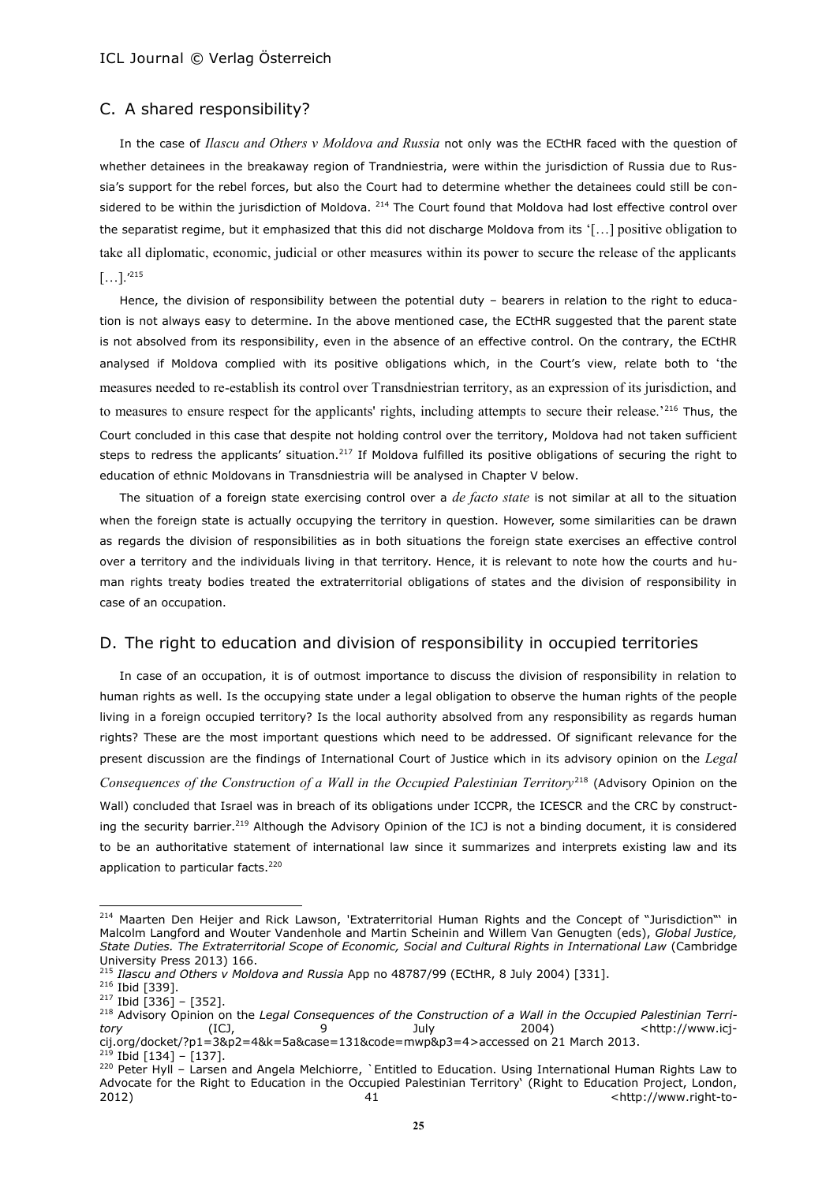## C. A shared responsibility?

In the case of *Ilascu and Others v Moldova and Russia* not only was the ECtHR faced with the question of whether detainees in the breakaway region of Trandniestria, were within the jurisdiction of Russia due to Russia's support for the rebel forces, but also the Court had to determine whether the detainees could still be considered to be within the jurisdiction of Moldova. [214] The Court found that Moldova had lost effective control over the separatist regime, but it emphasized that this did not discharge Moldova from its '[…] positive obligation to take all diplomatic, economic, judicial or other measures within its power to secure the release of the applicants […].'[215]

Hence, the division of responsibility between the potential duty – bearers in relation to the right to education is not always easy to determine. In the above mentioned case, the ECtHR suggested that the parent state is not absolved from its responsibility, even in the absence of an effective control. On the contrary, the ECtHR analysed if Moldova complied with its positive obligations which, in the Court's view, relate both to 'the measures needed to re-establish its control over Transdniestrian territory, as an expression of its jurisdiction, and to measures to ensure respect for the applicants' rights, including attempts to secure their release.'[216] Thus, the Court concluded in this case that despite not holding control over the territory, Moldova had not taken sufficient steps to redress the applicants' situation.[217] If Moldova fulfilled its positive obligations of securing the right to education of ethnic Moldovans in Transdniestria will be analysed in Chapter V below.

The situation of a foreign state exercising control over a *de facto state* is not similar at all to the situation when the foreign state is actually occupying the territory in question. However, some similarities can be drawn as regards the division of responsibilities as in both situations the foreign state exercises an effective control over a territory and the individuals living in that territory. Hence, it is relevant to note how the courts and human rights treaty bodies treated the extraterritorial obligations of states and the division of responsibility in case of an occupation.

## D. The right to education and division of responsibility in occupied territories

In case of an occupation, it is of outmost importance to discuss the division of responsibility in relation to human rights as well. Is the occupying state under a legal obligation to observe the human rights of the people living in a foreign occupied territory? Is the local authority absolved from any responsibility as regards human rights? These are the most important questions which need to be addressed. Of significant relevance for the present discussion are the findings of International Court of Justice which in its advisory opinion on the *Legal Consequences of the Construction of a Wall in the Occupied Palestinian Territory*[218] (Advisory Opinion on the Wall) concluded that Israel was in breach of its obligations under ICCPR, the ICESCR and the CRC by constructing the security barrier.[219] Although the Advisory Opinion of the ICJ is not a binding document, it is considered to be an authoritative statement of international law since it summarizes and interprets existing law and its application to particular facts.[220]

---

[214] Maarten Den Heijer and Rick Lawson, 'Extraterritorial Human Rights and the Concept of "Jurisdiction"' in Malcolm Langford and Wouter Vandenhole and Martin Scheinin and Willem Van Genugten (eds), *Global Justice, State Duties. The Extraterritorial Scope of Economic, Social and Cultural Rights in International Law* (Cambridge University Press 2013) 166.

[215] *Ilascu and Others v Moldova and Russia* App no 48787/99 (ECtHR, 8 July 2004) [331].

[216] Ibid [339].

[217] Ibid [336] – [352].

[218] Advisory Opinion on the *Legal Consequences of the Construction of a Wall in the Occupied Palestinian Territory* (ICJ, 9 July 2004) <http://www.icj-cij.org/docket/?p1=3&p2=4&k=5a&case=131&code=mwp&p3=4>accessed on 21 March 2013.

[219] Ibid [134] – [137].

[220] Peter Hyll – Larsen and Angela Melchiorre, `Entitled to Education. Using International Human Rights Law to Advocate for the Right to Education in the Occupied Palestinian Territory' (Right to Education Project, London, 2012) 41 <http://www.right-to-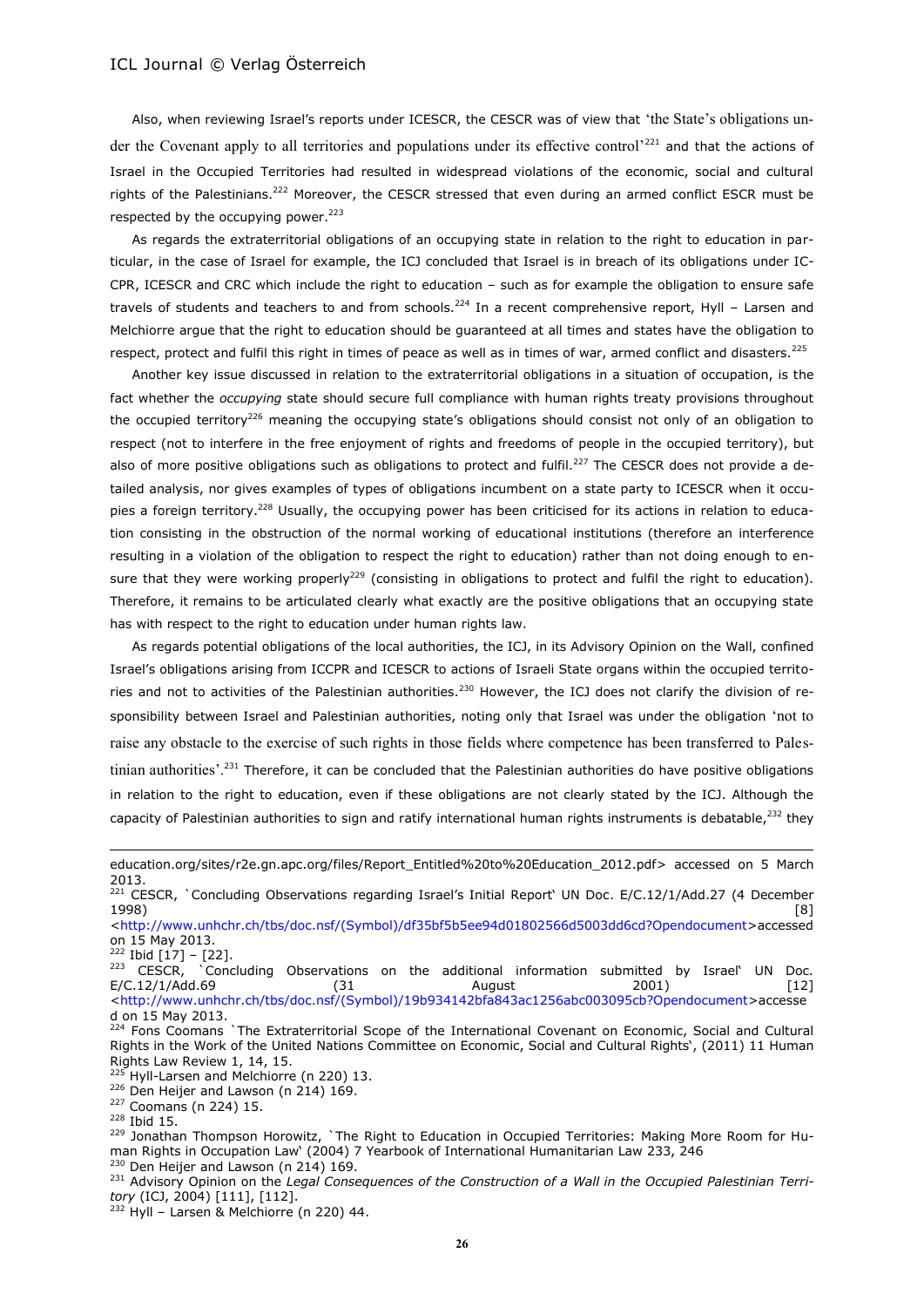Also, when reviewing Israel's reports under ICESCR, the CESCR was of view that 'the State's obligations under the Covenant apply to all territories and populations under its effective control'[221] and that the actions of Israel in the Occupied Territories had resulted in widespread violations of the economic, social and cultural rights of the Palestinians.[222] Moreover, the CESCR stressed that even during an armed conflict ESCR must be respected by the occupying power.[223]

As regards the extraterritorial obligations of an occupying state in relation to the right to education in particular, in the case of Israel for example, the ICJ concluded that Israel is in breach of its obligations under ICCPR, ICESCR and CRC which include the right to education – such as for example the obligation to ensure safe travels of students and teachers to and from schools.[224] In a recent comprehensive report, Hyll – Larsen and Melchiorre argue that the right to education should be guaranteed at all times and states have the obligation to respect, protect and fulfil this right in times of peace as well as in times of war, armed conflict and disasters.[225]

Another key issue discussed in relation to the extraterritorial obligations in a situation of occupation, is the fact whether the *occupying* state should secure full compliance with human rights treaty provisions throughout the occupied territory[226] meaning the occupying state's obligations should consist not only of an obligation to respect (not to interfere in the free enjoyment of rights and freedoms of people in the occupied territory), but also of more positive obligations such as obligations to protect and fulfil.[227] The CESCR does not provide a detailed analysis, nor gives examples of types of obligations incumbent on a state party to ICESCR when it occupies a foreign territory.[228] Usually, the occupying power has been criticised for its actions in relation to education consisting in the obstruction of the normal working of educational institutions (therefore an interference resulting in a violation of the obligation to respect the right to education) rather than not doing enough to ensure that they were working properly[229] (consisting in obligations to protect and fulfil the right to education). Therefore, it remains to be articulated clearly what exactly are the positive obligations that an occupying state has with respect to the right to education under human rights law.

As regards potential obligations of the local authorities, the ICJ, in its Advisory Opinion on the Wall, confined Israel's obligations arising from ICCPR and ICESCR to actions of Israeli State organs within the occupied territories and not to activities of the Palestinian authorities.[230] However, the ICJ does not clarify the division of responsibility between Israel and Palestinian authorities, noting only that Israel was under the obligation 'not to raise any obstacle to the exercise of such rights in those fields where competence has been transferred to Palestinian authorities'.[231] Therefore, it can be concluded that the Palestinian authorities do have positive obligations in relation to the right to education, even if these obligations are not clearly stated by the ICJ. Although the capacity of Palestinian authorities to sign and ratify international human rights instruments is debatable,[232] they

---

education.org/sites/r2e.gn.apc.org/files/Report_Entitled%20to%20Education_2012.pdf> accessed on 5 March 2013.

[221] CESCR, `Concluding Observations regarding Israel's Initial Report‛ UN Doc. E/C.12/1/Add.27 (4 December 1998) [8] <http://www.unhchr.ch/tbs/doc.nsf/(Symbol)/df35bf5b5ee94d01802566d5003dd6cd?Opendocument>accessed on 15 May 2013.

[222] Ibid [17] – [22].

[223] CESCR, `Concluding Observations on the additional information submitted by Israel‛ UN Doc. E/C.12/1/Add.69 (31 August 2001) [12] <http://www.unhchr.ch/tbs/doc.nsf/(Symbol)/19b934142bfa843ac1256abc003095cb?Opendocument>accessed on 15 May 2013.

[224] Fons Coomans `The Extraterritorial Scope of the International Covenant on Economic, Social and Cultural Rights in the Work of the United Nations Committee on Economic, Social and Cultural Rights‛, (2011) 11 Human Rights Law Review 1, 14, 15.

[225] Hyll-Larsen and Melchiorre (n 220) 13.

[226] Den Heijer and Lawson (n 214) 169.

[227] Coomans (n 224) 15.

[228] Ibid 15.

[229] Jonathan Thompson Horowitz, `The Right to Education in Occupied Territories: Making More Room for Human Rights in Occupation Law‛ (2004) 7 Yearbook of International Humanitarian Law 233, 246

[230] Den Heijer and Lawson (n 214) 169.

[231] Advisory Opinion on the *Legal Consequences of the Construction of a Wall in the Occupied Palestinian Territory* (ICJ, 2004) [111], [112].

[232] Hyll – Larsen & Melchiorre (n 220) 44.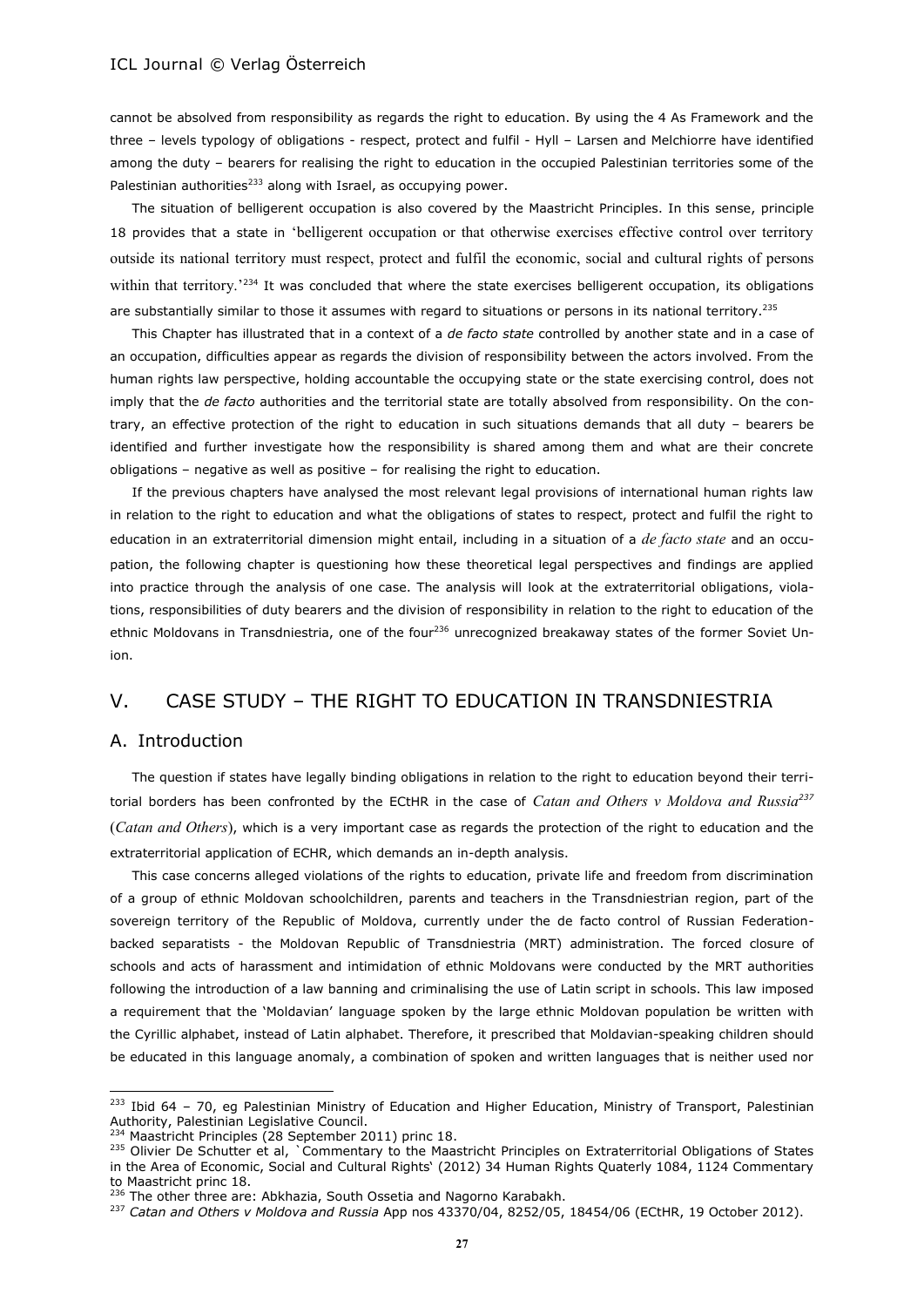cannot be absolved from responsibility as regards the right to education. By using the 4 As Framework and the three – levels typology of obligations - respect, protect and fulfil - Hyll – Larsen and Melchiorre have identified among the duty – bearers for realising the right to education in the occupied Palestinian territories some of the Palestinian authorities[233] along with Israel, as occupying power.

The situation of belligerent occupation is also covered by the Maastricht Principles. In this sense, principle 18 provides that a state in 'belligerent occupation or that otherwise exercises effective control over territory outside its national territory must respect, protect and fulfil the economic, social and cultural rights of persons within that territory.'[234] It was concluded that where the state exercises belligerent occupation, its obligations are substantially similar to those it assumes with regard to situations or persons in its national territory.[235]

This Chapter has illustrated that in a context of a *de facto state* controlled by another state and in a case of an occupation, difficulties appear as regards the division of responsibility between the actors involved. From the human rights law perspective, holding accountable the occupying state or the state exercising control, does not imply that the *de facto* authorities and the territorial state are totally absolved from responsibility. On the contrary, an effective protection of the right to education in such situations demands that all duty – bearers be identified and further investigate how the responsibility is shared among them and what are their concrete obligations – negative as well as positive – for realising the right to education.

If the previous chapters have analysed the most relevant legal provisions of international human rights law in relation to the right to education and what the obligations of states to respect, protect and fulfil the right to education in an extraterritorial dimension might entail, including in a situation of a *de facto state* and an occupation, the following chapter is questioning how these theoretical legal perspectives and findings are applied into practice through the analysis of one case. The analysis will look at the extraterritorial obligations, violations, responsibilities of duty bearers and the division of responsibility in relation to the right to education of the ethnic Moldovans in Transdniestria, one of the four[236] unrecognized breakaway states of the former Soviet Union.

## V. CASE STUDY – THE RIGHT TO EDUCATION IN TRANSDNIESTRIA

### A. Introduction

The question if states have legally binding obligations in relation to the right to education beyond their territorial borders has been confronted by the ECtHR in the case of *Catan and Others v Moldova and Russia*[237] (*Catan and Others*), which is a very important case as regards the protection of the right to education and the extraterritorial application of ECHR, which demands an in-depth analysis.

This case concerns alleged violations of the rights to education, private life and freedom from discrimination of a group of ethnic Moldovan schoolchildren, parents and teachers in the Transdniestrian region, part of the sovereign territory of the Republic of Moldova, currently under the de facto control of Russian Federation-backed separatists - the Moldovan Republic of Transdniestria (MRT) administration. The forced closure of schools and acts of harassment and intimidation of ethnic Moldovans were conducted by the MRT authorities following the introduction of a law banning and criminalising the use of Latin script in schools. This law imposed a requirement that the 'Moldavian' language spoken by the large ethnic Moldovan population be written with the Cyrillic alphabet, instead of Latin alphabet. Therefore, it prescribed that Moldavian-speaking children should be educated in this language anomaly, a combination of spoken and written languages that is neither used nor

---

[233] Ibid 64 – 70, eg Palestinian Ministry of Education and Higher Education, Ministry of Transport, Palestinian Authority, Palestinian Legislative Council.

[234] Maastricht Principles (28 September 2011) princ 18.

[235] Olivier De Schutter et al, `Commentary to the Maastricht Principles on Extraterritorial Obligations of States in the Area of Economic, Social and Cultural Rights' (2012) 34 Human Rights Quaterly 1084, 1124 Commentary to Maastricht princ 18.

[236] The other three are: Abkhazia, South Ossetia and Nagorno Karabakh.

[237] *Catan and Others v Moldova and Russia* App nos 43370/04, 8252/05, 18454/06 (ECtHR, 19 October 2012).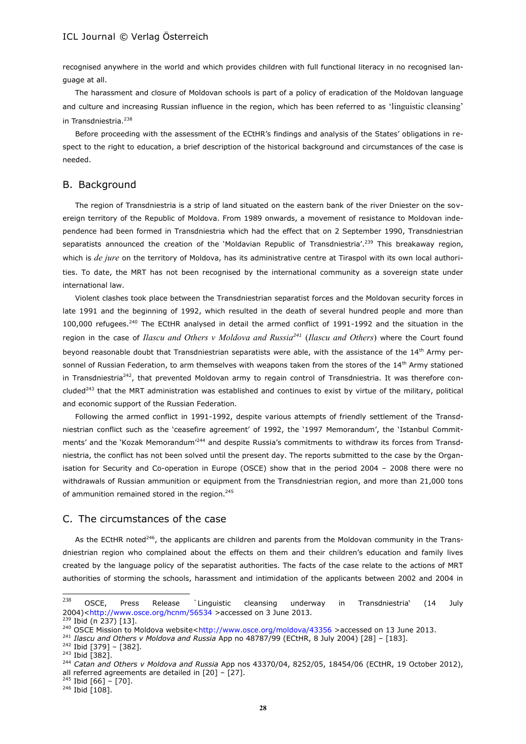recognised anywhere in the world and which provides children with full functional literacy in no recognised language at all.

The harassment and closure of Moldovan schools is part of a policy of eradication of the Moldovan language and culture and increasing Russian influence in the region, which has been referred to as 'linguistic cleansing' in Transdniestria.[238]

Before proceeding with the assessment of the ECtHR's findings and analysis of the States' obligations in respect to the right to education, a brief description of the historical background and circumstances of the case is needed.

## B. Background

The region of Transdniestria is a strip of land situated on the eastern bank of the river Dniester on the sovereign territory of the Republic of Moldova. From 1989 onwards, a movement of resistance to Moldovan independence had been formed in Transdniestria which had the effect that on 2 September 1990, Transdniestrian separatists announced the creation of the 'Moldavian Republic of Transdniestria'.[239] This breakaway region, which is *de jure* on the territory of Moldova, has its administrative centre at Tiraspol with its own local authorities. To date, the MRT has not been recognised by the international community as a sovereign state under international law.

Violent clashes took place between the Transdniestrian separatist forces and the Moldovan security forces in late 1991 and the beginning of 1992, which resulted in the death of several hundred people and more than 100,000 refugees.[240] The ECtHR analysed in detail the armed conflict of 1991-1992 and the situation in the region in the case of *Ilascu and Others v Moldova and Russia*[241] (*Ilascu and Others*) where the Court found beyond reasonable doubt that Transdniestrian separatists were able, with the assistance of the 14th Army personnel of Russian Federation, to arm themselves with weapons taken from the stores of the 14th Army stationed in Transdniestria[242], that prevented Moldovan army to regain control of Transdniestria. It was therefore concluded[243] that the MRT administration was established and continues to exist by virtue of the military, political and economic support of the Russian Federation.

Following the armed conflict in 1991-1992, despite various attempts of friendly settlement of the Transdniestrian conflict such as the 'ceasefire agreement' of 1992, the '1997 Memorandum', the 'Istanbul Commitments' and the 'Kozak Memorandum'[244] and despite Russia's commitments to withdraw its forces from Transdniestria, the conflict has not been solved until the present day. The reports submitted to the case by the Organisation for Security and Co-operation in Europe (OSCE) show that in the period 2004 – 2008 there were no withdrawals of Russian ammunition or equipment from the Transdniestrian region, and more than 21,000 tons of ammunition remained stored in the region.[245]

## C. The circumstances of the case

As the ECtHR noted[246], the applicants are children and parents from the Moldovan community in the Transdniestrian region who complained about the effects on them and their children's education and family lives created by the language policy of the separatist authorities. The facts of the case relate to the actions of MRT authorities of storming the schools, harassment and intimidation of the applicants between 2002 and 2004 in

---

[238] OSCE, Press Release `Linguistic cleansing underway in Transdniestria' (14 July 2004)<http://www.osce.org/hcnm/56534 >accessed on 3 June 2013.

[239] Ibid (n 237) [13].

[240] OSCE Mission to Moldova website<http://www.osce.org/moldova/43356 >accessed on 13 June 2013.

[241] *Ilascu and Others v Moldova and Russia* App no 48787/99 (ECtHR, 8 July 2004) [28] – [183].

[242] Ibid [379] – [382].

[243] Ibid [382].

[244] *Catan and Others v Moldova and Russia* App nos 43370/04, 8252/05, 18454/06 (ECtHR, 19 October 2012), all referred agreements are detailed in [20] – [27].

[245] Ibid [66] – [70].

[246] Ibid [108].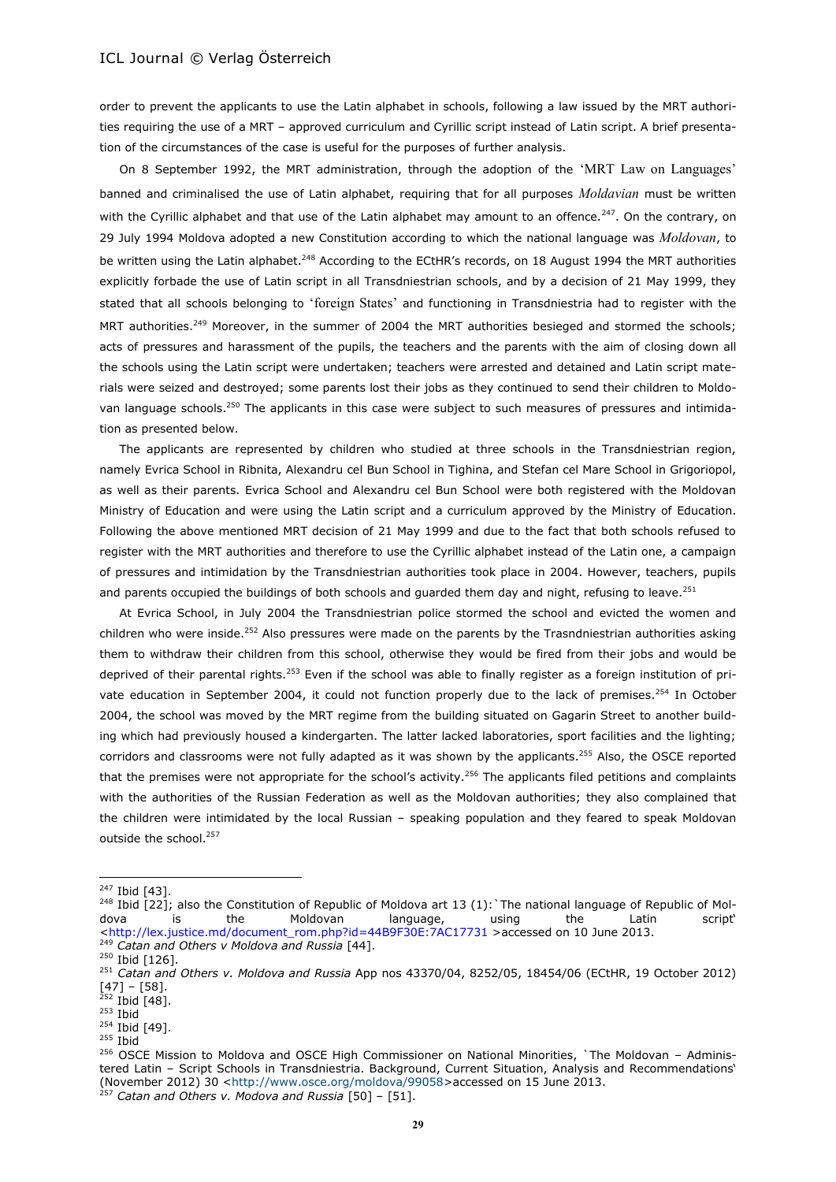order to prevent the applicants to use the Latin alphabet in schools, following a law issued by the MRT authorities requiring the use of a MRT – approved curriculum and Cyrillic script instead of Latin script. A brief presentation of the circumstances of the case is useful for the purposes of further analysis.

On 8 September 1992, the MRT administration, through the adoption of the 'MRT Law on Languages' banned and criminalised the use of Latin alphabet, requiring that for all purposes *Moldavian* must be written with the Cyrillic alphabet and that use of the Latin alphabet may amount to an offence.[247]. On the contrary, on 29 July 1994 Moldova adopted a new Constitution according to which the national language was *Moldovan*, to be written using the Latin alphabet.[248] According to the ECtHR's records, on 18 August 1994 the MRT authorities explicitly forbade the use of Latin script in all Transdniestrian schools, and by a decision of 21 May 1999, they stated that all schools belonging to 'foreign States' and functioning in Transdniestria had to register with the MRT authorities.[249] Moreover, in the summer of 2004 the MRT authorities besieged and stormed the schools; acts of pressures and harassment of the pupils, the teachers and the parents with the aim of closing down all the schools using the Latin script were undertaken; teachers were arrested and detained and Latin script materials were seized and destroyed; some parents lost their jobs as they continued to send their children to Moldovan language schools.[250] The applicants in this case were subject to such measures of pressures and intimidation as presented below.

The applicants are represented by children who studied at three schools in the Transdniestrian region, namely Evrica School in Ribnita, Alexandru cel Bun School in Tighina, and Stefan cel Mare School in Grigoriopol, as well as their parents. Evrica School and Alexandru cel Bun School were both registered with the Moldovan Ministry of Education and were using the Latin script and a curriculum approved by the Ministry of Education. Following the above mentioned MRT decision of 21 May 1999 and due to the fact that both schools refused to register with the MRT authorities and therefore to use the Cyrillic alphabet instead of the Latin one, a campaign of pressures and intimidation by the Transdniestrian authorities took place in 2004. However, teachers, pupils and parents occupied the buildings of both schools and guarded them day and night, refusing to leave.[251]

At Evrica School, in July 2004 the Transdniestrian police stormed the school and evicted the women and children who were inside.[252] Also pressures were made on the parents by the Trasndniestrian authorities asking them to withdraw their children from this school, otherwise they would be fired from their jobs and would be deprived of their parental rights.[253] Even if the school was able to finally register as a foreign institution of private education in September 2004, it could not function properly due to the lack of premises.[254] In October 2004, the school was moved by the MRT regime from the building situated on Gagarin Street to another building which had previously housed a kindergarten. The latter lacked laboratories, sport facilities and the lighting; corridors and classrooms were not fully adapted as it was shown by the applicants.[255] Also, the OSCE reported that the premises were not appropriate for the school's activity.[256] The applicants filed petitions and complaints with the authorities of the Russian Federation as well as the Moldovan authorities; they also complained that the children were intimidated by the local Russian – speaking population and they feared to speak Moldovan outside the school.[257]

---

[247] Ibid [43].

[248] Ibid [22]; also the Constitution of Republic of Moldova art 13 (1): `The national language of Republic of Moldova is the Moldovan language, using the Latin script' <http://lex.justice.md/document_rom.php?id=44B9F30E:7AC17731 >accessed on 10 June 2013.

[249] *Catan and Others v Moldova and Russia* [44].

[250] Ibid [126].

[251] *Catan and Others v. Moldova and Russia* App nos 43370/04, 8252/05, 18454/06 (ECtHR, 19 October 2012) [47] – [58].

[252] Ibid [48].

[253] Ibid

[254] Ibid [49].

[255] Ibid

[256] OSCE Mission to Moldova and OSCE High Commissioner on National Minorities, `The Moldovan – Administered Latin – Script Schools in Transdniestria. Background, Current Situation, Analysis and Recommendations' (November 2012) 30 <http://www.osce.org/moldova/99058>accessed on 15 June 2013.

[257] *Catan and Others v. Modova and Russia* [50] – [51].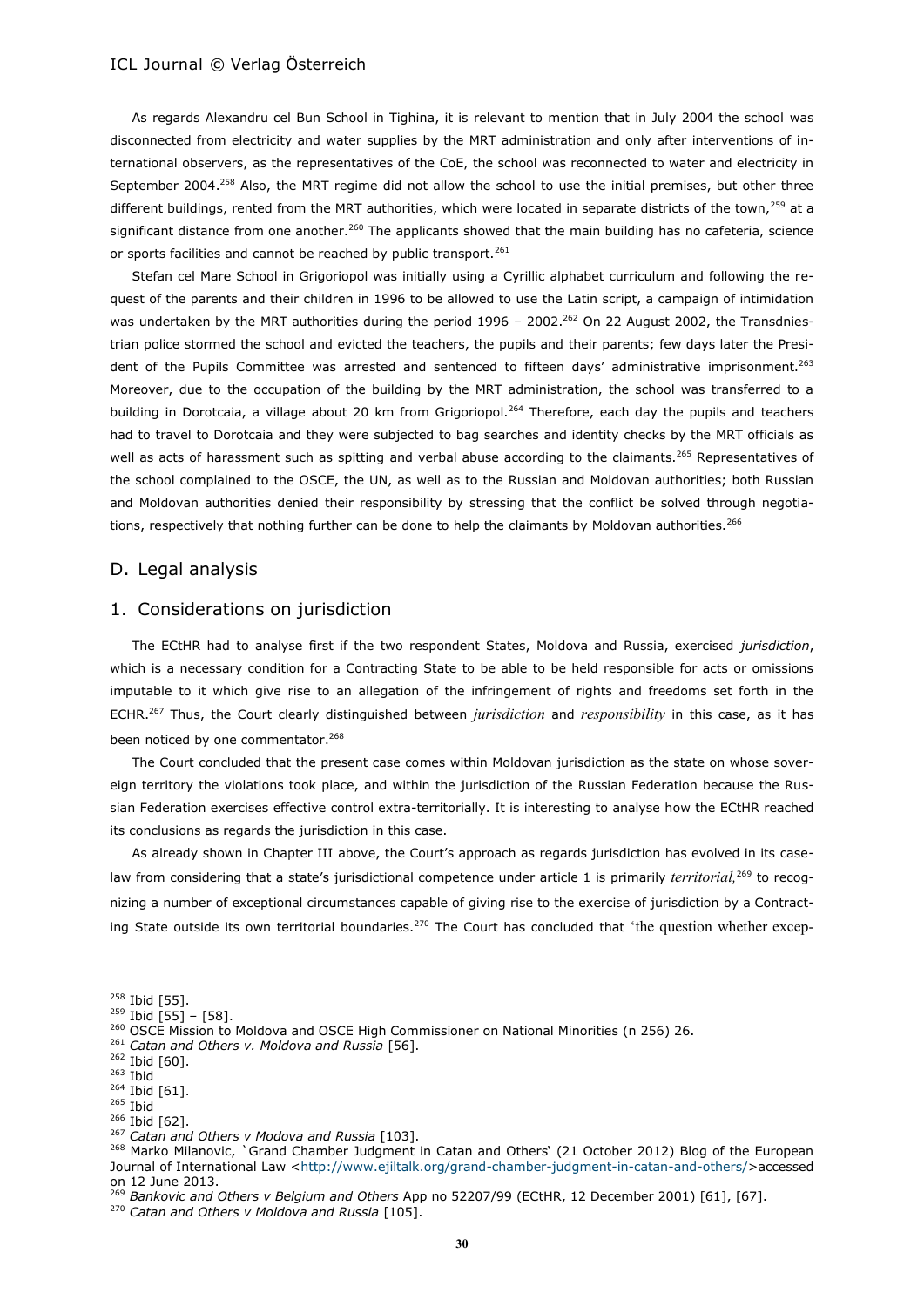As regards Alexandru cel Bun School in Tighina, it is relevant to mention that in July 2004 the school was disconnected from electricity and water supplies by the MRT administration and only after interventions of international observers, as the representatives of the CoE, the school was reconnected to water and electricity in September 2004.[258] Also, the MRT regime did not allow the school to use the initial premises, but other three different buildings, rented from the MRT authorities, which were located in separate districts of the town,[259] at a significant distance from one another.[260] The applicants showed that the main building has no cafeteria, science or sports facilities and cannot be reached by public transport.[261]

Stefan cel Mare School in Grigoriopol was initially using a Cyrillic alphabet curriculum and following the request of the parents and their children in 1996 to be allowed to use the Latin script, a campaign of intimidation was undertaken by the MRT authorities during the period 1996 – 2002.[262] On 22 August 2002, the Transdniestrian police stormed the school and evicted the teachers, the pupils and their parents; few days later the President of the Pupils Committee was arrested and sentenced to fifteen days' administrative imprisonment.[263] Moreover, due to the occupation of the building by the MRT administration, the school was transferred to a building in Dorotcaia, a village about 20 km from Grigoriopol.[264] Therefore, each day the pupils and teachers had to travel to Dorotcaia and they were subjected to bag searches and identity checks by the MRT officials as well as acts of harassment such as spitting and verbal abuse according to the claimants.[265] Representatives of the school complained to the OSCE, the UN, as well as to the Russian and Moldovan authorities; both Russian and Moldovan authorities denied their responsibility by stressing that the conflict be solved through negotiations, respectively that nothing further can be done to help the claimants by Moldovan authorities.[266]

## D. Legal analysis

### 1. Considerations on jurisdiction

The ECtHR had to analyse first if the two respondent States, Moldova and Russia, exercised *jurisdiction*, which is a necessary condition for a Contracting State to be able to be held responsible for acts or omissions imputable to it which give rise to an allegation of the infringement of rights and freedoms set forth in the ECHR.[267] Thus, the Court clearly distinguished between *jurisdiction* and *responsibility* in this case, as it has been noticed by one commentator.[268]

The Court concluded that the present case comes within Moldovan jurisdiction as the state on whose sovereign territory the violations took place, and within the jurisdiction of the Russian Federation because the Russian Federation exercises effective control extra-territorially. It is interesting to analyse how the ECtHR reached its conclusions as regards the jurisdiction in this case.

As already shown in Chapter III above, the Court's approach as regards jurisdiction has evolved in its case-law from considering that a state's jurisdictional competence under article 1 is primarily *territorial,*[269] to recognizing a number of exceptional circumstances capable of giving rise to the exercise of jurisdiction by a Contracting State outside its own territorial boundaries.[270] The Court has concluded that 'the question whether excep-

---

[258] Ibid [55].
[259] Ibid [55] – [58].
[260] OSCE Mission to Moldova and OSCE High Commissioner on National Minorities (n 256) 26.
[261] *Catan and Others v. Moldova and Russia* [56].
[262] Ibid [60].
[263] Ibid
[264] Ibid [61].
[265] Ibid
[266] Ibid [62].
[267] *Catan and Others v Modova and Russia* [103].
[268] Marko Milanovic, `Grand Chamber Judgment in Catan and Others' (21 October 2012) Blog of the European Journal of International Law <http://www.ejiltalk.org/grand-chamber-judgment-in-catan-and-others/>accessed on 12 June 2013.
[269] *Bankovic and Others v Belgium and Others* App no 52207/99 (ECtHR, 12 December 2001) [61], [67].
[270] *Catan and Others v Moldova and Russia* [105].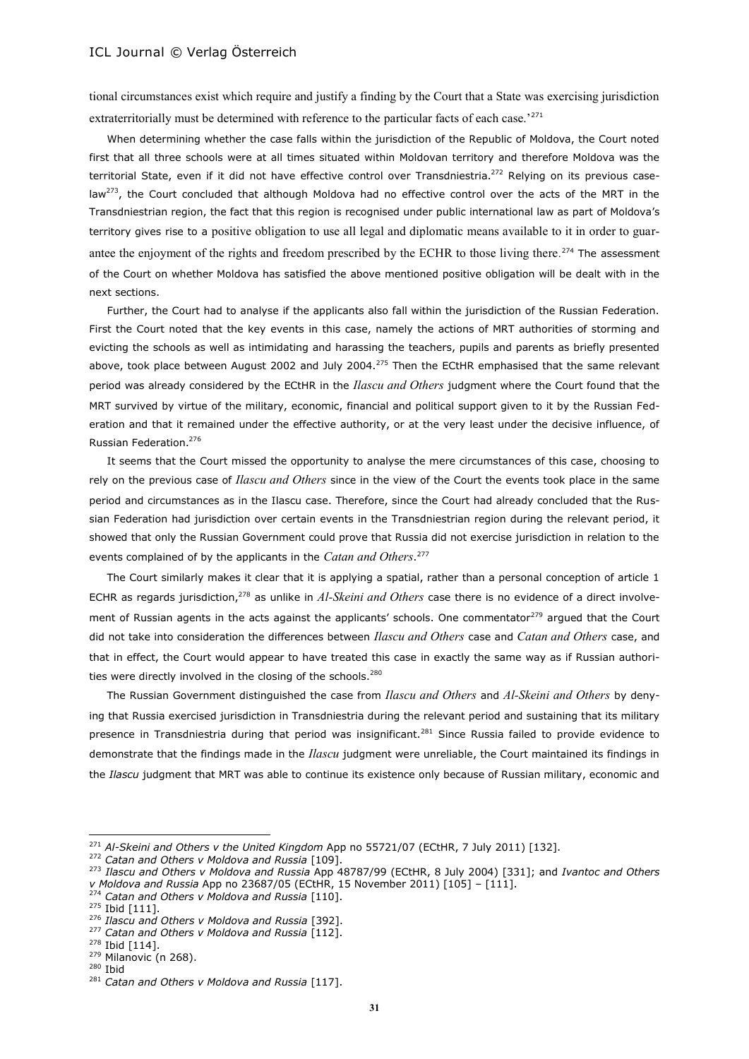tional circumstances exist which require and justify a finding by the Court that a State was exercising jurisdiction extraterritorially must be determined with reference to the particular facts of each case.'[271]

When determining whether the case falls within the jurisdiction of the Republic of Moldova, the Court noted first that all three schools were at all times situated within Moldovan territory and therefore Moldova was the territorial State, even if it did not have effective control over Transdniestria.[272] Relying on its previous case-law[273], the Court concluded that although Moldova had no effective control over the acts of the MRT in the Transdniestrian region, the fact that this region is recognised under public international law as part of Moldova's territory gives rise to a positive obligation to use all legal and diplomatic means available to it in order to guarantee the enjoyment of the rights and freedom prescribed by the ECHR to those living there.[274] The assessment of the Court on whether Moldova has satisfied the above mentioned positive obligation will be dealt with in the next sections.

Further, the Court had to analyse if the applicants also fall within the jurisdiction of the Russian Federation. First the Court noted that the key events in this case, namely the actions of MRT authorities of storming and evicting the schools as well as intimidating and harassing the teachers, pupils and parents as briefly presented above, took place between August 2002 and July 2004.[275] Then the ECtHR emphasised that the same relevant period was already considered by the ECtHR in the *Ilascu and Others* judgment where the Court found that the MRT survived by virtue of the military, economic, financial and political support given to it by the Russian Federation and that it remained under the effective authority, or at the very least under the decisive influence, of Russian Federation.[276]

It seems that the Court missed the opportunity to analyse the mere circumstances of this case, choosing to rely on the previous case of *Ilascu and Others* since in the view of the Court the events took place in the same period and circumstances as in the Ilascu case. Therefore, since the Court had already concluded that the Russian Federation had jurisdiction over certain events in the Transdniestrian region during the relevant period, it showed that only the Russian Government could prove that Russia did not exercise jurisdiction in relation to the events complained of by the applicants in the *Catan and Others*.[277]

The Court similarly makes it clear that it is applying a spatial, rather than a personal conception of article 1 ECHR as regards jurisdiction,[278] as unlike in *Al-Skeini and Others* case there is no evidence of a direct involvement of Russian agents in the acts against the applicants' schools. One commentator[279] argued that the Court did not take into consideration the differences between *Ilascu and Others* case and *Catan and Others* case, and that in effect, the Court would appear to have treated this case in exactly the same way as if Russian authorities were directly involved in the closing of the schools.[280]

The Russian Government distinguished the case from *Ilascu and Others* and *Al-Skeini and Others* by denying that Russia exercised jurisdiction in Transdniestria during the relevant period and sustaining that its military presence in Transdniestria during that period was insignificant.[281] Since Russia failed to provide evidence to demonstrate that the findings made in the *Ilascu* judgment were unreliable, the Court maintained its findings in the *Ilascu* judgment that MRT was able to continue its existence only because of Russian military, economic and

---

[271] *Al-Skeini and Others v the United Kingdom* App no 55721/07 (ECtHR, 7 July 2011) [132].

[272] *Catan and Others v Moldova and Russia* [109].

[273] *Ilascu and Others v Moldova and Russia* App 48787/99 (ECtHR, 8 July 2004) [331]; and *Ivantoc and Others v Moldova and Russia* App no 23687/05 (ECtHR, 15 November 2011) [105] – [111].

[274] *Catan and Others v Moldova and Russia* [110].

[275] Ibid [111].

[276] *Ilascu and Others v Moldova and Russia* [392].

[277] *Catan and Others v Moldova and Russia* [112].

[278] Ibid [114].

[279] Milanovic (n 268).

[280] Ibid

[281] *Catan and Others v Moldova and Russia* [117].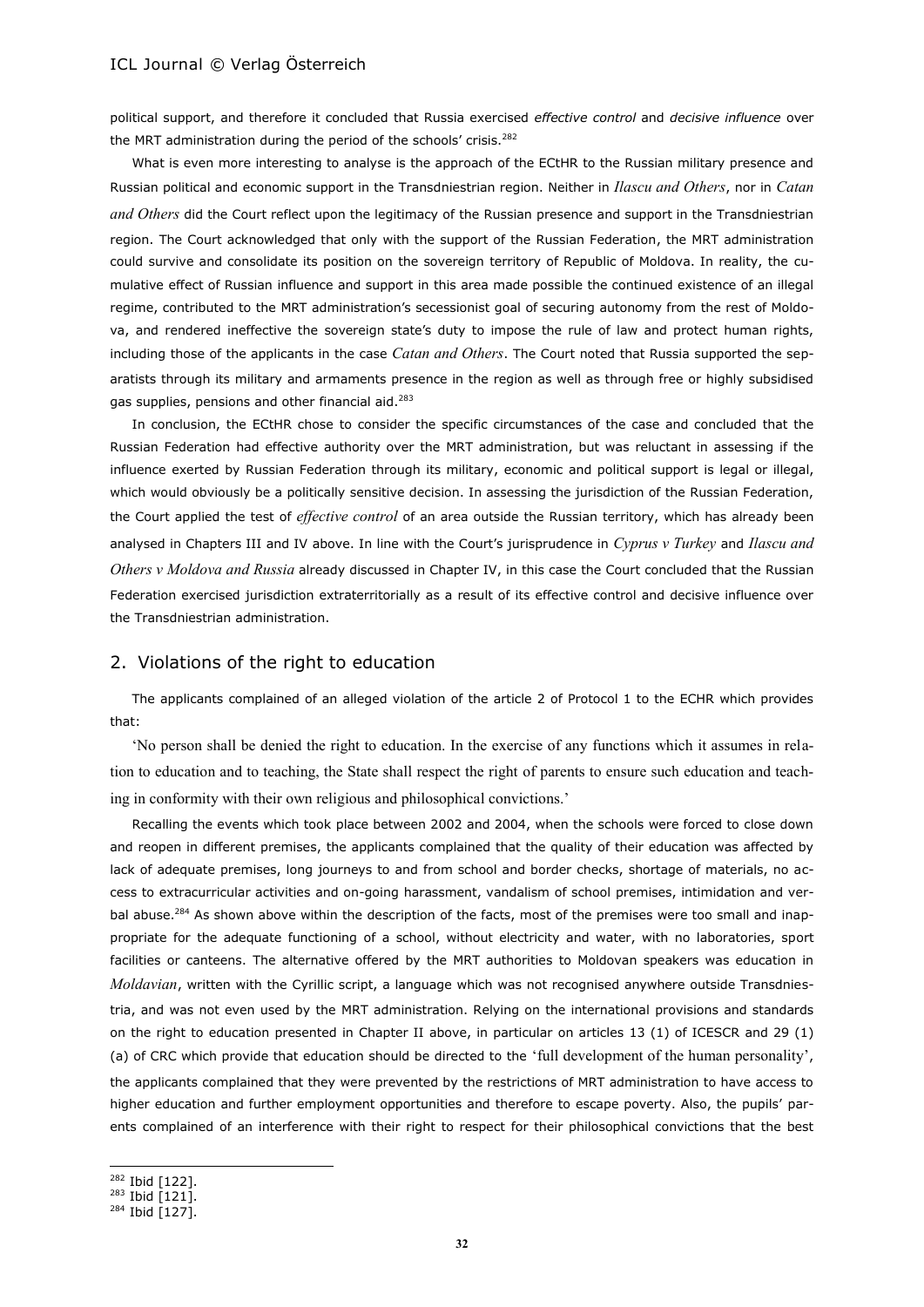political support, and therefore it concluded that Russia exercised *effective control* and *decisive influence* over the MRT administration during the period of the schools' crisis.[282]

What is even more interesting to analyse is the approach of the ECtHR to the Russian military presence and Russian political and economic support in the Transdniestrian region. Neither in *Ilascu and Others*, nor in *Catan and Others* did the Court reflect upon the legitimacy of the Russian presence and support in the Transdniestrian region. The Court acknowledged that only with the support of the Russian Federation, the MRT administration could survive and consolidate its position on the sovereign territory of Republic of Moldova. In reality, the cumulative effect of Russian influence and support in this area made possible the continued existence of an illegal regime, contributed to the MRT administration's secessionist goal of securing autonomy from the rest of Moldova, and rendered ineffective the sovereign state's duty to impose the rule of law and protect human rights, including those of the applicants in the case *Catan and Others*. The Court noted that Russia supported the separatists through its military and armaments presence in the region as well as through free or highly subsidised gas supplies, pensions and other financial aid.[283]

In conclusion, the ECtHR chose to consider the specific circumstances of the case and concluded that the Russian Federation had effective authority over the MRT administration, but was reluctant in assessing if the influence exerted by Russian Federation through its military, economic and political support is legal or illegal, which would obviously be a politically sensitive decision. In assessing the jurisdiction of the Russian Federation, the Court applied the test of *effective control* of an area outside the Russian territory, which has already been analysed in Chapters III and IV above. In line with the Court's jurisprudence in *Cyprus v Turkey* and *Ilascu and Others v Moldova and Russia* already discussed in Chapter IV, in this case the Court concluded that the Russian Federation exercised jurisdiction extraterritorially as a result of its effective control and decisive influence over the Transdniestrian administration.

## 2. Violations of the right to education

The applicants complained of an alleged violation of the article 2 of Protocol 1 to the ECHR which provides that:

'No person shall be denied the right to education. In the exercise of any functions which it assumes in relation to education and to teaching, the State shall respect the right of parents to ensure such education and teaching in conformity with their own religious and philosophical convictions.'

Recalling the events which took place between 2002 and 2004, when the schools were forced to close down and reopen in different premises, the applicants complained that the quality of their education was affected by lack of adequate premises, long journeys to and from school and border checks, shortage of materials, no access to extracurricular activities and on-going harassment, vandalism of school premises, intimidation and verbal abuse.[284] As shown above within the description of the facts, most of the premises were too small and inappropriate for the adequate functioning of a school, without electricity and water, with no laboratories, sport facilities or canteens. The alternative offered by the MRT authorities to Moldovan speakers was education in *Moldavian*, written with the Cyrillic script, a language which was not recognised anywhere outside Transdniestria, and was not even used by the MRT administration. Relying on the international provisions and standards on the right to education presented in Chapter II above, in particular on articles 13 (1) of ICESCR and 29 (1) (a) of CRC which provide that education should be directed to the 'full development of the human personality', the applicants complained that they were prevented by the restrictions of MRT administration to have access to higher education and further employment opportunities and therefore to escape poverty. Also, the pupils' parents complained of an interference with their right to respect for their philosophical convictions that the best

[282] Ibid [122].
[283] Ibid [121].
[284] Ibid [127].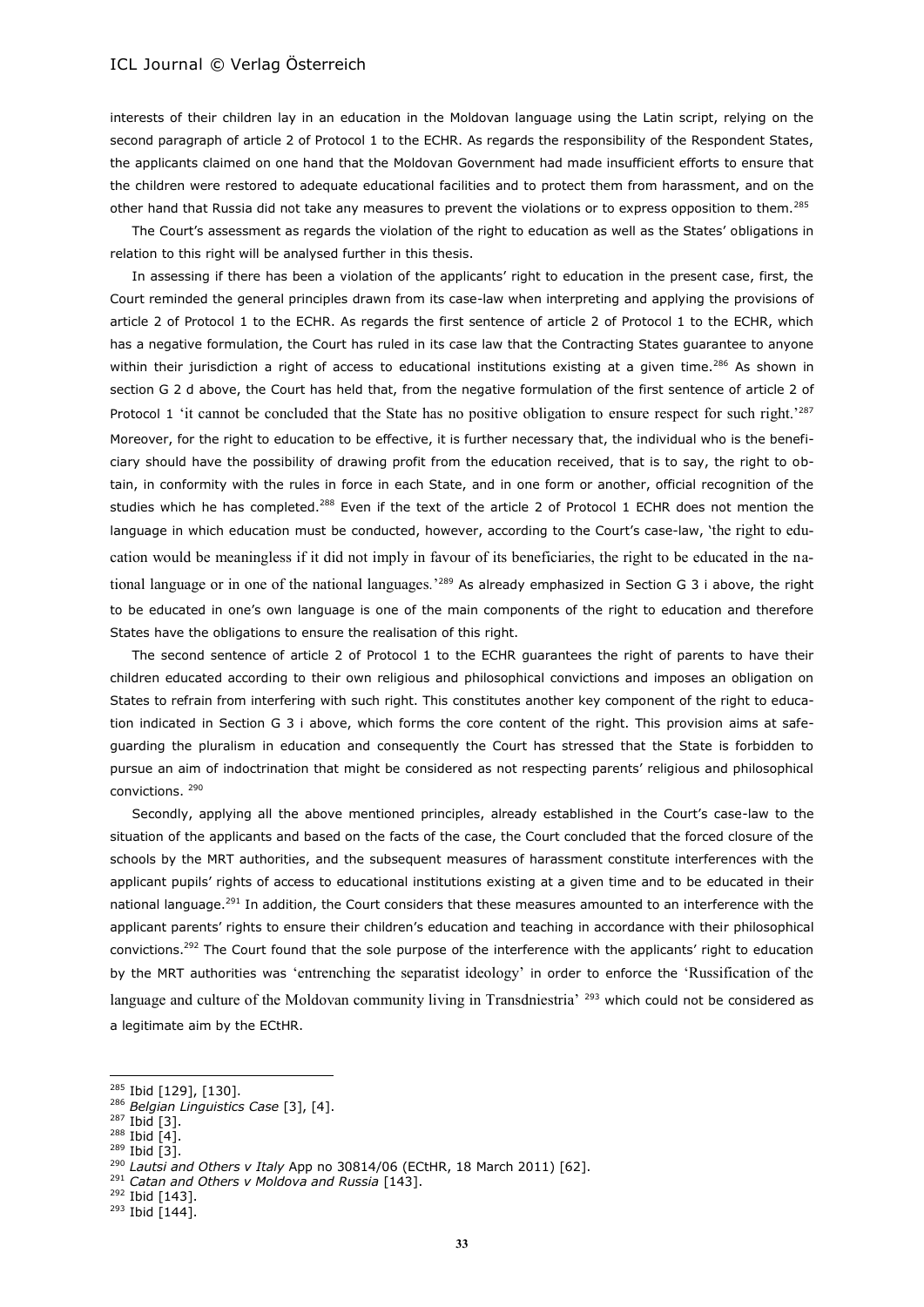interests of their children lay in an education in the Moldovan language using the Latin script, relying on the second paragraph of article 2 of Protocol 1 to the ECHR. As regards the responsibility of the Respondent States, the applicants claimed on one hand that the Moldovan Government had made insufficient efforts to ensure that the children were restored to adequate educational facilities and to protect them from harassment, and on the other hand that Russia did not take any measures to prevent the violations or to express opposition to them.[285]

The Court's assessment as regards the violation of the right to education as well as the States' obligations in relation to this right will be analysed further in this thesis.

In assessing if there has been a violation of the applicants' right to education in the present case, first, the Court reminded the general principles drawn from its case-law when interpreting and applying the provisions of article 2 of Protocol 1 to the ECHR. As regards the first sentence of article 2 of Protocol 1 to the ECHR, which has a negative formulation, the Court has ruled in its case law that the Contracting States guarantee to anyone within their jurisdiction a right of access to educational institutions existing at a given time.[286] As shown in section G 2 d above, the Court has held that, from the negative formulation of the first sentence of article 2 of Protocol 1 'it cannot be concluded that the State has no positive obligation to ensure respect for such right.'[287] Moreover, for the right to education to be effective, it is further necessary that, the individual who is the beneficiary should have the possibility of drawing profit from the education received, that is to say, the right to obtain, in conformity with the rules in force in each State, and in one form or another, official recognition of the studies which he has completed.[288] Even if the text of the article 2 of Protocol 1 ECHR does not mention the language in which education must be conducted, however, according to the Court's case-law, 'the right to education would be meaningless if it did not imply in favour of its beneficiaries, the right to be educated in the national language or in one of the national languages.'[289] As already emphasized in Section G 3 i above, the right to be educated in one's own language is one of the main components of the right to education and therefore States have the obligations to ensure the realisation of this right.

The second sentence of article 2 of Protocol 1 to the ECHR guarantees the right of parents to have their children educated according to their own religious and philosophical convictions and imposes an obligation on States to refrain from interfering with such right. This constitutes another key component of the right to education indicated in Section G 3 i above, which forms the core content of the right. This provision aims at safeguarding the pluralism in education and consequently the Court has stressed that the State is forbidden to pursue an aim of indoctrination that might be considered as not respecting parents' religious and philosophical convictions.[290]

Secondly, applying all the above mentioned principles, already established in the Court's case-law to the situation of the applicants and based on the facts of the case, the Court concluded that the forced closure of the schools by the MRT authorities, and the subsequent measures of harassment constitute interferences with the applicant pupils' rights of access to educational institutions existing at a given time and to be educated in their national language.[291] In addition, the Court considers that these measures amounted to an interference with the applicant parents' rights to ensure their children's education and teaching in accordance with their philosophical convictions.[292] The Court found that the sole purpose of the interference with the applicants' right to education by the MRT authorities was 'entrenching the separatist ideology' in order to enforce the 'Russification of the language and culture of the Moldovan community living in Transdniestria' [293] which could not be considered as a legitimate aim by the ECtHR.

---

[285] Ibid [129], [130].

[286] *Belgian Linguistics Case* [3], [4].

[287] Ibid [3].

[288] Ibid [4].

[289] Ibid [3].

[290] *Lautsi and Others v Italy* App no 30814/06 (ECtHR, 18 March 2011) [62].

[291] *Catan and Others v Moldova and Russia* [143].

[292] Ibid [143].

[293] Ibid [144].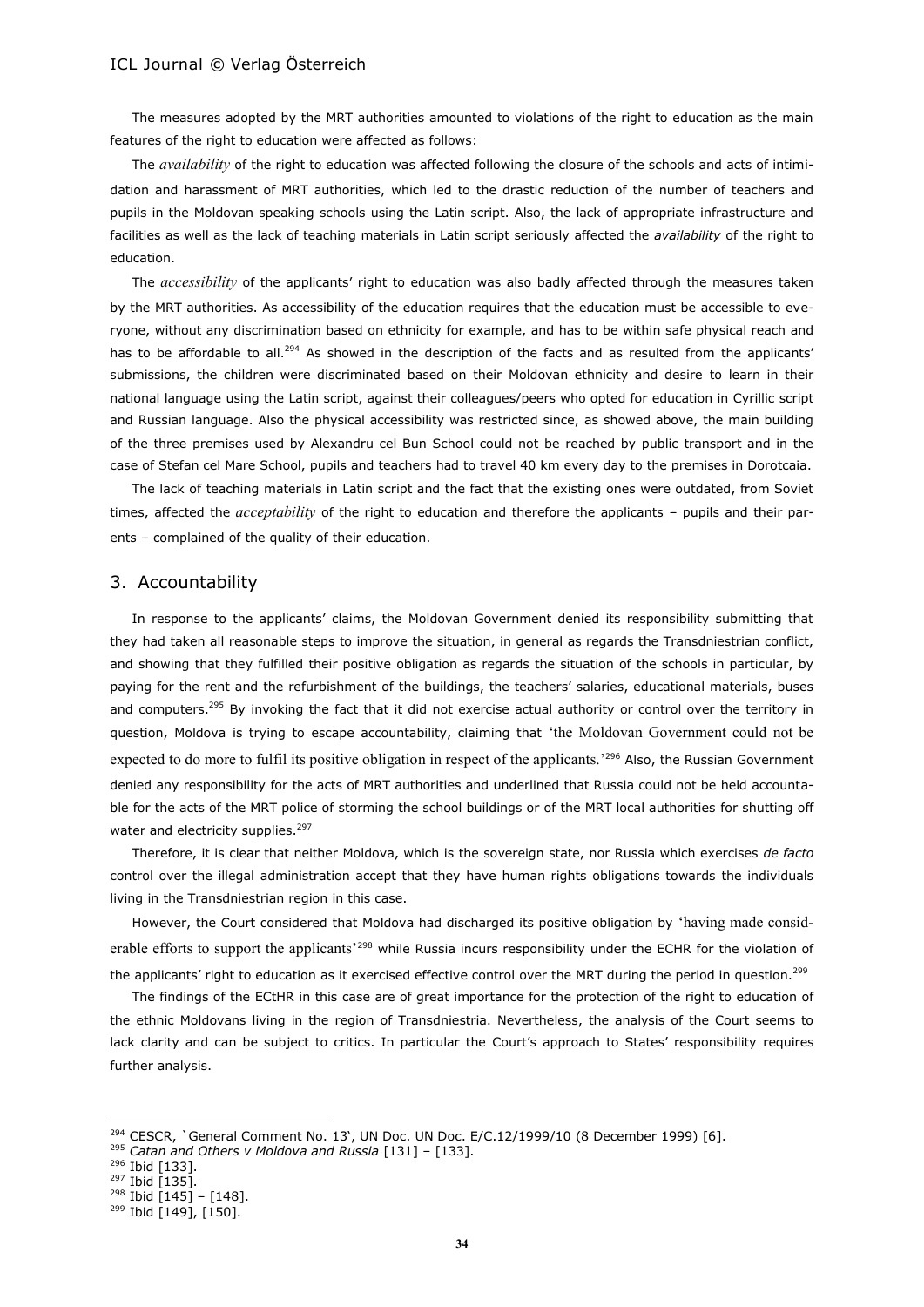The measures adopted by the MRT authorities amounted to violations of the right to education as the main features of the right to education were affected as follows:

The *availability* of the right to education was affected following the closure of the schools and acts of intimidation and harassment of MRT authorities, which led to the drastic reduction of the number of teachers and pupils in the Moldovan speaking schools using the Latin script. Also, the lack of appropriate infrastructure and facilities as well as the lack of teaching materials in Latin script seriously affected the *availability* of the right to education.

The *accessibility* of the applicants' right to education was also badly affected through the measures taken by the MRT authorities. As accessibility of the education requires that the education must be accessible to everyone, without any discrimination based on ethnicity for example, and has to be within safe physical reach and has to be affordable to all.[294] As showed in the description of the facts and as resulted from the applicants' submissions, the children were discriminated based on their Moldovan ethnicity and desire to learn in their national language using the Latin script, against their colleagues/peers who opted for education in Cyrillic script and Russian language. Also the physical accessibility was restricted since, as showed above, the main building of the three premises used by Alexandru cel Bun School could not be reached by public transport and in the case of Stefan cel Mare School, pupils and teachers had to travel 40 km every day to the premises in Dorotcaia.

The lack of teaching materials in Latin script and the fact that the existing ones were outdated, from Soviet times, affected the *acceptability* of the right to education and therefore the applicants – pupils and their parents – complained of the quality of their education.

## 3. Accountability

In response to the applicants' claims, the Moldovan Government denied its responsibility submitting that they had taken all reasonable steps to improve the situation, in general as regards the Transdniestrian conflict, and showing that they fulfilled their positive obligation as regards the situation of the schools in particular, by paying for the rent and the refurbishment of the buildings, the teachers' salaries, educational materials, buses and computers.[295] By invoking the fact that it did not exercise actual authority or control over the territory in question, Moldova is trying to escape accountability, claiming that 'the Moldovan Government could not be expected to do more to fulfil its positive obligation in respect of the applicants.'[296] Also, the Russian Government denied any responsibility for the acts of MRT authorities and underlined that Russia could not be held accountable for the acts of the MRT police of storming the school buildings or of the MRT local authorities for shutting off water and electricity supplies.[297]

Therefore, it is clear that neither Moldova, which is the sovereign state, nor Russia which exercises *de facto* control over the illegal administration accept that they have human rights obligations towards the individuals living in the Transdniestrian region in this case.

However, the Court considered that Moldova had discharged its positive obligation by 'having made considerable efforts to support the applicants'[298] while Russia incurs responsibility under the ECHR for the violation of the applicants' right to education as it exercised effective control over the MRT during the period in question.[299]

The findings of the ECtHR in this case are of great importance for the protection of the right to education of the ethnic Moldovans living in the region of Transdniestria. Nevertheless, the analysis of the Court seems to lack clarity and can be subject to critics. In particular the Court's approach to States' responsibility requires further analysis.

---

[294] CESCR, `General Comment No. 13', UN Doc. UN Doc. E/C.12/1999/10 (8 December 1999) [6].

[295] *Catan and Others v Moldova and Russia* [131] – [133].

[296] Ibid [133].

[297] Ibid [135].

[298] Ibid [145] – [148].

[299] Ibid [149], [150].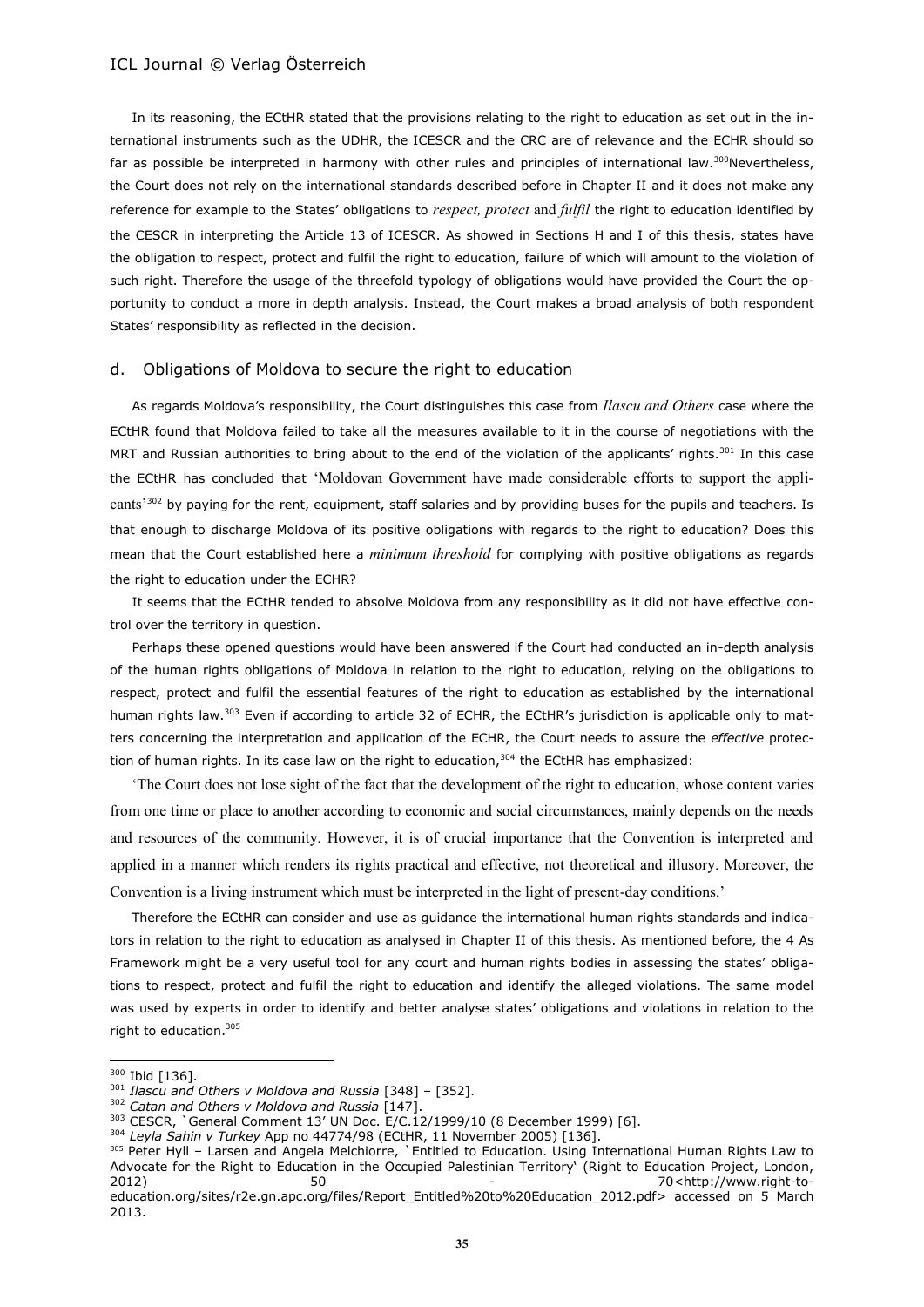In its reasoning, the ECtHR stated that the provisions relating to the right to education as set out in the international instruments such as the UDHR, the ICESCR and the CRC are of relevance and the ECHR should so far as possible be interpreted in harmony with other rules and principles of international law.[300] Nevertheless, the Court does not rely on the international standards described before in Chapter II and it does not make any reference for example to the States' obligations to *respect, protect* and *fulfil* the right to education identified by the CESCR in interpreting the Article 13 of ICESCR. As showed in Sections H and I of this thesis, states have the obligation to respect, protect and fulfil the right to education, failure of which will amount to the violation of such right. Therefore the usage of the threefold typology of obligations would have provided the Court the opportunity to conduct a more in depth analysis. Instead, the Court makes a broad analysis of both respondent States' responsibility as reflected in the decision.

### d. Obligations of Moldova to secure the right to education

As regards Moldova's responsibility, the Court distinguishes this case from *Ilascu and Others* case where the ECtHR found that Moldova failed to take all the measures available to it in the course of negotiations with the MRT and Russian authorities to bring about to the end of the violation of the applicants' rights.[301] In this case the ECtHR has concluded that 'Moldovan Government have made considerable efforts to support the applicants'[302] by paying for the rent, equipment, staff salaries and by providing buses for the pupils and teachers. Is that enough to discharge Moldova of its positive obligations with regards to the right to education? Does this mean that the Court established here a *minimum threshold* for complying with positive obligations as regards the right to education under the ECHR?

It seems that the ECtHR tended to absolve Moldova from any responsibility as it did not have effective control over the territory in question.

Perhaps these opened questions would have been answered if the Court had conducted an in-depth analysis of the human rights obligations of Moldova in relation to the right to education, relying on the obligations to respect, protect and fulfil the essential features of the right to education as established by the international human rights law.[303] Even if according to article 32 of ECHR, the ECtHR's jurisdiction is applicable only to matters concerning the interpretation and application of the ECHR, the Court needs to assure the *effective* protection of human rights. In its case law on the right to education,[304] the ECtHR has emphasized:

'The Court does not lose sight of the fact that the development of the right to education, whose content varies from one time or place to another according to economic and social circumstances, mainly depends on the needs and resources of the community. However, it is of crucial importance that the Convention is interpreted and applied in a manner which renders its rights practical and effective, not theoretical and illusory. Moreover, the Convention is a living instrument which must be interpreted in the light of present-day conditions.'

Therefore the ECtHR can consider and use as guidance the international human rights standards and indicators in relation to the right to education as analysed in Chapter II of this thesis. As mentioned before, the 4 As Framework might be a very useful tool for any court and human rights bodies in assessing the states' obligations to respect, protect and fulfil the right to education and identify the alleged violations. The same model was used by experts in order to identify and better analyse states' obligations and violations in relation to the right to education.[305]

---

[300] Ibid [136].

[301] *Ilascu and Others v Moldova and Russia* [348] – [352].

[302] *Catan and Others v Moldova and Russia* [147].

[303] CESCR, `General Comment 13' UN Doc. E/C.12/1999/10 (8 December 1999) [6].

[304] *Leyla Sahin v Turkey* App no 44774/98 (ECtHR, 11 November 2005) [136].

[305] Peter Hyll – Larsen and Angela Melchiorre, `Entitled to Education. Using International Human Rights Law to Advocate for the Right to Education in the Occupied Palestinian Territory' (Right to Education Project, London, 2012) 50 - 70<http://www.right-to-education.org/sites/r2e.gn.apc.org/files/Report_Entitled%20to%20Education_2012.pdf> accessed on 5 March 2013.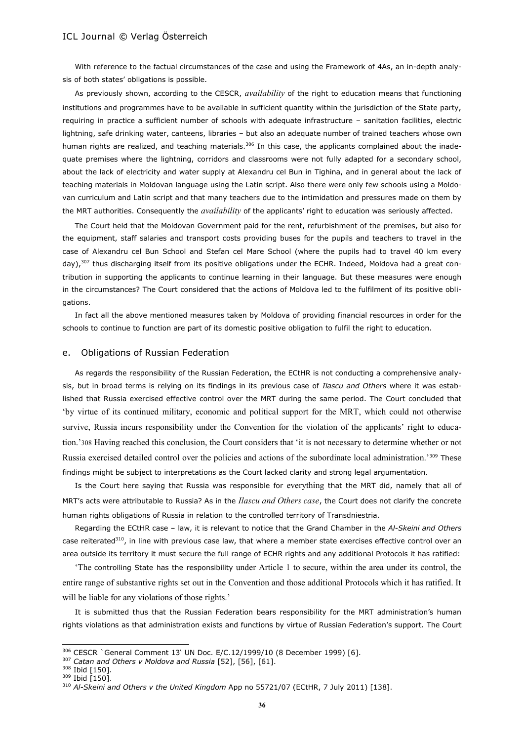With reference to the factual circumstances of the case and using the Framework of 4As, an in-depth analysis of both states' obligations is possible.

As previously shown, according to the CESCR, *availability* of the right to education means that functioning institutions and programmes have to be available in sufficient quantity within the jurisdiction of the State party, requiring in practice a sufficient number of schools with adequate infrastructure – sanitation facilities, electric lightning, safe drinking water, canteens, libraries – but also an adequate number of trained teachers whose own human rights are realized, and teaching materials.[306] In this case, the applicants complained about the inadequate premises where the lightning, corridors and classrooms were not fully adapted for a secondary school, about the lack of electricity and water supply at Alexandru cel Bun in Tighina, and in general about the lack of teaching materials in Moldovan language using the Latin script. Also there were only few schools using a Moldovan curriculum and Latin script and that many teachers due to the intimidation and pressures made on them by the MRT authorities. Consequently the *availability* of the applicants' right to education was seriously affected.

The Court held that the Moldovan Government paid for the rent, refurbishment of the premises, but also for the equipment, staff salaries and transport costs providing buses for the pupils and teachers to travel in the case of Alexandru cel Bun School and Stefan cel Mare School (where the pupils had to travel 40 km every day),[307] thus discharging itself from its positive obligations under the ECHR. Indeed, Moldova had a great contribution in supporting the applicants to continue learning in their language. But these measures were enough in the circumstances? The Court considered that the actions of Moldova led to the fulfilment of its positive obligations.

In fact all the above mentioned measures taken by Moldova of providing financial resources in order for the schools to continue to function are part of its domestic positive obligation to fulfil the right to education.

## e. Obligations of Russian Federation

As regards the responsibility of the Russian Federation, the ECtHR is not conducting a comprehensive analysis, but in broad terms is relying on its findings in its previous case of *Ilascu and Others* where it was established that Russia exercised effective control over the MRT during the same period. The Court concluded that 'by virtue of its continued military, economic and political support for the MRT, which could not otherwise survive, Russia incurs responsibility under the Convention for the violation of the applicants' right to education.'[308] Having reached this conclusion, the Court considers that 'it is not necessary to determine whether or not Russia exercised detailed control over the policies and actions of the subordinate local administration.'[309] These findings might be subject to interpretations as the Court lacked clarity and strong legal argumentation.

Is the Court here saying that Russia was responsible for everything that the MRT did, namely that all of MRT's acts were attributable to Russia? As in the *Ilascu and Others case*, the Court does not clarify the concrete human rights obligations of Russia in relation to the controlled territory of Transdniestria.

Regarding the ECtHR case – law, it is relevant to notice that the Grand Chamber in the *Al-Skeini and Others* case reiterated[310], in line with previous case law, that where a member state exercises effective control over an area outside its territory it must secure the full range of ECHR rights and any additional Protocols it has ratified:

'The controlling State has the responsibility under Article 1 to secure, within the area under its control, the entire range of substantive rights set out in the Convention and those additional Protocols which it has ratified. It will be liable for any violations of those rights.'

It is submitted thus that the Russian Federation bears responsibility for the MRT administration's human rights violations as that administration exists and functions by virtue of Russian Federation's support. The Court

---

[306] CESCR `General Comment 13' UN Doc. E/C.12/1999/10 (8 December 1999) [6].

[307] *Catan and Others v Moldova and Russia* [52], [56], [61].

[308] Ibid [150].

[309] Ibid [150].

[310] *Al-Skeini and Others v the United Kingdom* App no 55721/07 (ECtHR, 7 July 2011) [138].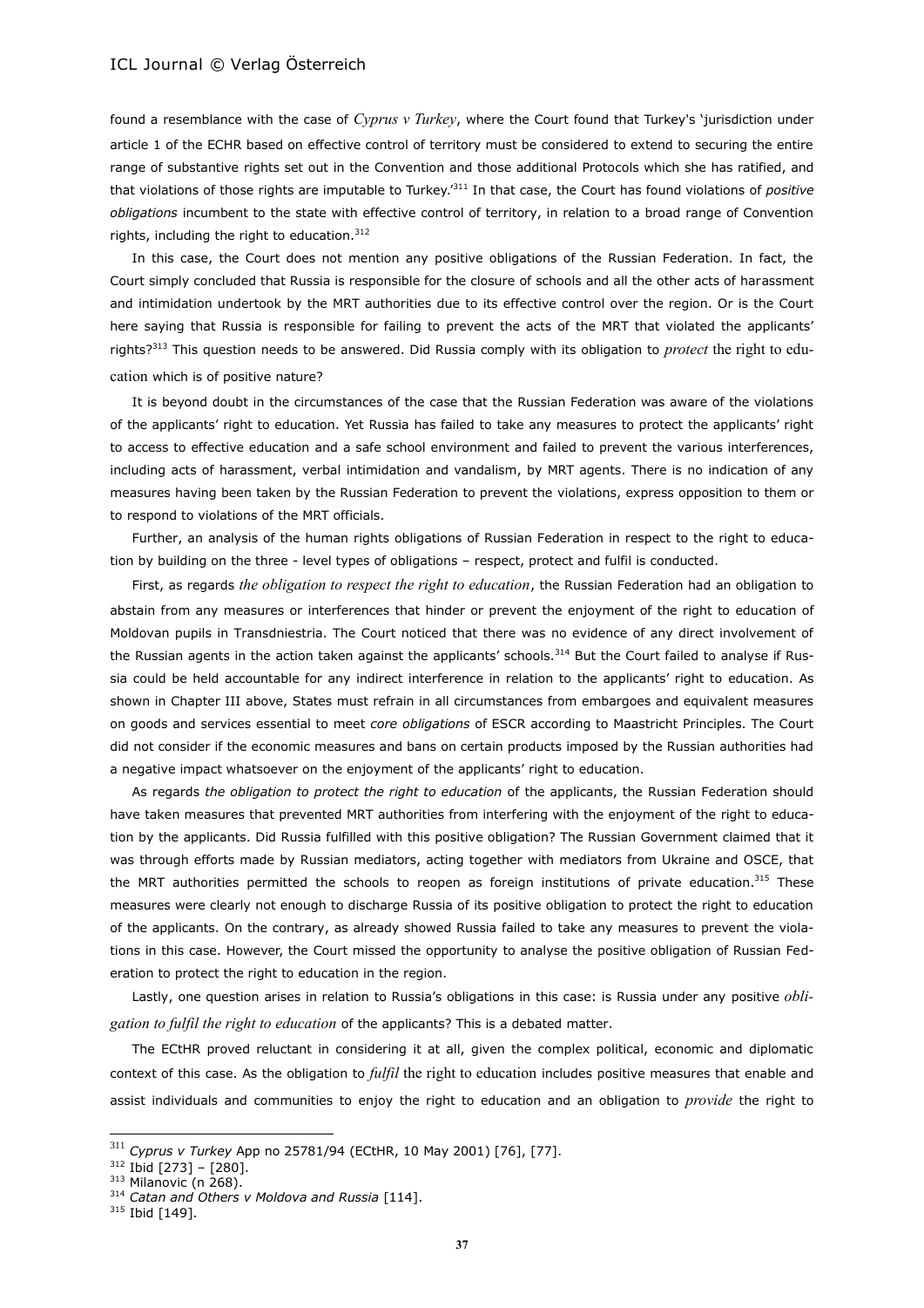found a resemblance with the case of *Cyprus v Turkey*, where the Court found that Turkey's 'jurisdiction under article 1 of the ECHR based on effective control of territory must be considered to extend to securing the entire range of substantive rights set out in the Convention and those additional Protocols which she has ratified, and that violations of those rights are imputable to Turkey.'[311] In that case, the Court has found violations of *positive obligations* incumbent to the state with effective control of territory, in relation to a broad range of Convention rights, including the right to education.[312]

In this case, the Court does not mention any positive obligations of the Russian Federation. In fact, the Court simply concluded that Russia is responsible for the closure of schools and all the other acts of harassment and intimidation undertook by the MRT authorities due to its effective control over the region. Or is the Court here saying that Russia is responsible for failing to prevent the acts of the MRT that violated the applicants' rights?[313] This question needs to be answered. Did Russia comply with its obligation to *protect* the right to education which is of positive nature?

It is beyond doubt in the circumstances of the case that the Russian Federation was aware of the violations of the applicants' right to education. Yet Russia has failed to take any measures to protect the applicants' right to access to effective education and a safe school environment and failed to prevent the various interferences, including acts of harassment, verbal intimidation and vandalism, by MRT agents. There is no indication of any measures having been taken by the Russian Federation to prevent the violations, express opposition to them or to respond to violations of the MRT officials.

Further, an analysis of the human rights obligations of Russian Federation in respect to the right to education by building on the three - level types of obligations – respect, protect and fulfil is conducted.

First, as regards *the obligation to respect the right to education*, the Russian Federation had an obligation to abstain from any measures or interferences that hinder or prevent the enjoyment of the right to education of Moldovan pupils in Transdniestria. The Court noticed that there was no evidence of any direct involvement of the Russian agents in the action taken against the applicants' schools.[314] But the Court failed to analyse if Russia could be held accountable for any indirect interference in relation to the applicants' right to education. As shown in Chapter III above, States must refrain in all circumstances from embargoes and equivalent measures on goods and services essential to meet *core obligations* of ESCR according to Maastricht Principles. The Court did not consider if the economic measures and bans on certain products imposed by the Russian authorities had a negative impact whatsoever on the enjoyment of the applicants' right to education.

As regards *the obligation to protect the right to education* of the applicants, the Russian Federation should have taken measures that prevented MRT authorities from interfering with the enjoyment of the right to education by the applicants. Did Russia fulfilled with this positive obligation? The Russian Government claimed that it was through efforts made by Russian mediators, acting together with mediators from Ukraine and OSCE, that the MRT authorities permitted the schools to reopen as foreign institutions of private education.[315] These measures were clearly not enough to discharge Russia of its positive obligation to protect the right to education of the applicants. On the contrary, as already showed Russia failed to take any measures to prevent the violations in this case. However, the Court missed the opportunity to analyse the positive obligation of Russian Federation to protect the right to education in the region.

Lastly, one question arises in relation to Russia's obligations in this case: is Russia under any positive *obligation to fulfil the right to education* of the applicants? This is a debated matter.

The ECtHR proved reluctant in considering it at all, given the complex political, economic and diplomatic context of this case. As the obligation to *fulfil* the right to education includes positive measures that enable and assist individuals and communities to enjoy the right to education and an obligation to *provide* the right to

---

[311] *Cyprus v Turkey* App no 25781/94 (ECtHR, 10 May 2001) [76], [77].

[312] Ibid [273] – [280].

[313] Milanovic (n 268).

[314] *Catan and Others v Moldova and Russia* [114].

[315] Ibid [149].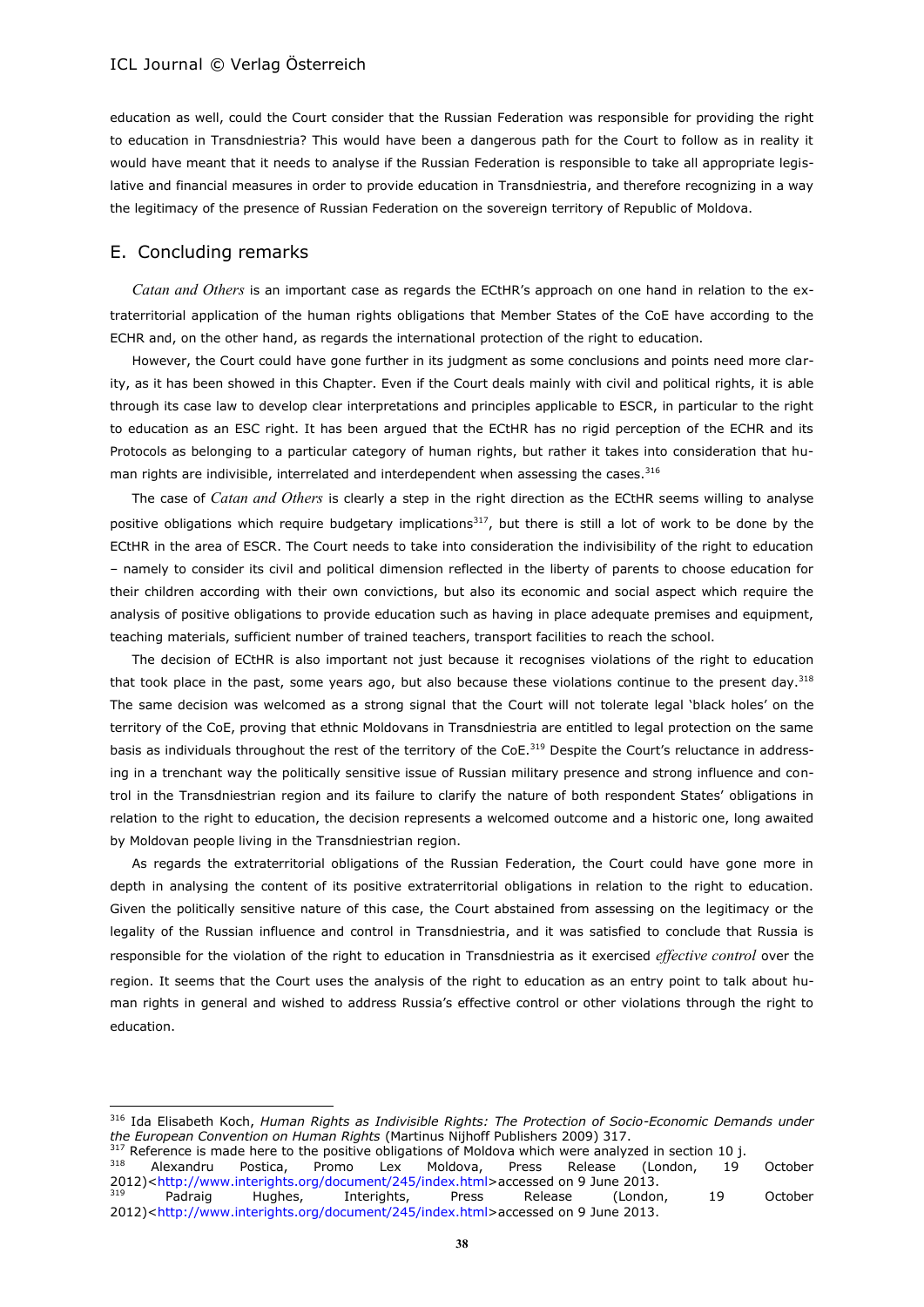education as well, could the Court consider that the Russian Federation was responsible for providing the right to education in Transdniestria? This would have been a dangerous path for the Court to follow as in reality it would have meant that it needs to analyse if the Russian Federation is responsible to take all appropriate legislative and financial measures in order to provide education in Transdniestria, and therefore recognizing in a way the legitimacy of the presence of Russian Federation on the sovereign territory of Republic of Moldova.

## E. Concluding remarks

*Catan and Others* is an important case as regards the ECtHR's approach on one hand in relation to the extraterritorial application of the human rights obligations that Member States of the CoE have according to the ECHR and, on the other hand, as regards the international protection of the right to education.

However, the Court could have gone further in its judgment as some conclusions and points need more clarity, as it has been showed in this Chapter. Even if the Court deals mainly with civil and political rights, it is able through its case law to develop clear interpretations and principles applicable to ESCR, in particular to the right to education as an ESC right. It has been argued that the ECtHR has no rigid perception of the ECHR and its Protocols as belonging to a particular category of human rights, but rather it takes into consideration that human rights are indivisible, interrelated and interdependent when assessing the cases.[316]

The case of *Catan and Others* is clearly a step in the right direction as the ECtHR seems willing to analyse positive obligations which require budgetary implications[317], but there is still a lot of work to be done by the ECtHR in the area of ESCR. The Court needs to take into consideration the indivisibility of the right to education – namely to consider its civil and political dimension reflected in the liberty of parents to choose education for their children according with their own convictions, but also its economic and social aspect which require the analysis of positive obligations to provide education such as having in place adequate premises and equipment, teaching materials, sufficient number of trained teachers, transport facilities to reach the school.

The decision of ECtHR is also important not just because it recognises violations of the right to education that took place in the past, some years ago, but also because these violations continue to the present day.[318] The same decision was welcomed as a strong signal that the Court will not tolerate legal 'black holes' on the territory of the CoE, proving that ethnic Moldovans in Transdniestria are entitled to legal protection on the same basis as individuals throughout the rest of the territory of the CoE.[319] Despite the Court's reluctance in addressing in a trenchant way the politically sensitive issue of Russian military presence and strong influence and control in the Transdniestrian region and its failure to clarify the nature of both respondent States' obligations in relation to the right to education, the decision represents a welcomed outcome and a historic one, long awaited by Moldovan people living in the Transdniestrian region.

As regards the extraterritorial obligations of the Russian Federation, the Court could have gone more in depth in analysing the content of its positive extraterritorial obligations in relation to the right to education. Given the politically sensitive nature of this case, the Court abstained from assessing on the legitimacy or the legality of the Russian influence and control in Transdniestria, and it was satisfied to conclude that Russia is responsible for the violation of the right to education in Transdniestria as it exercised *effective control* over the region. It seems that the Court uses the analysis of the right to education as an entry point to talk about human rights in general and wished to address Russia's effective control or other violations through the right to education.

---

[316] Ida Elisabeth Koch, *Human Rights as Indivisible Rights: The Protection of Socio-Economic Demands under the European Convention on Human Rights* (Martinus Nijhoff Publishers 2009) 317.

[317] Reference is made here to the positive obligations of Moldova which were analyzed in section 10 j.

[318] Alexandru Postica, Promo Lex Moldova, Press Release (London, 19 October 2012)<http://www.interights.org/document/245/index.html>accessed on 9 June 2013.

[319] Padraig Hughes, Interights, Press Release (London, 19 October 2012)<http://www.interights.org/document/245/index.html>accessed on 9 June 2013.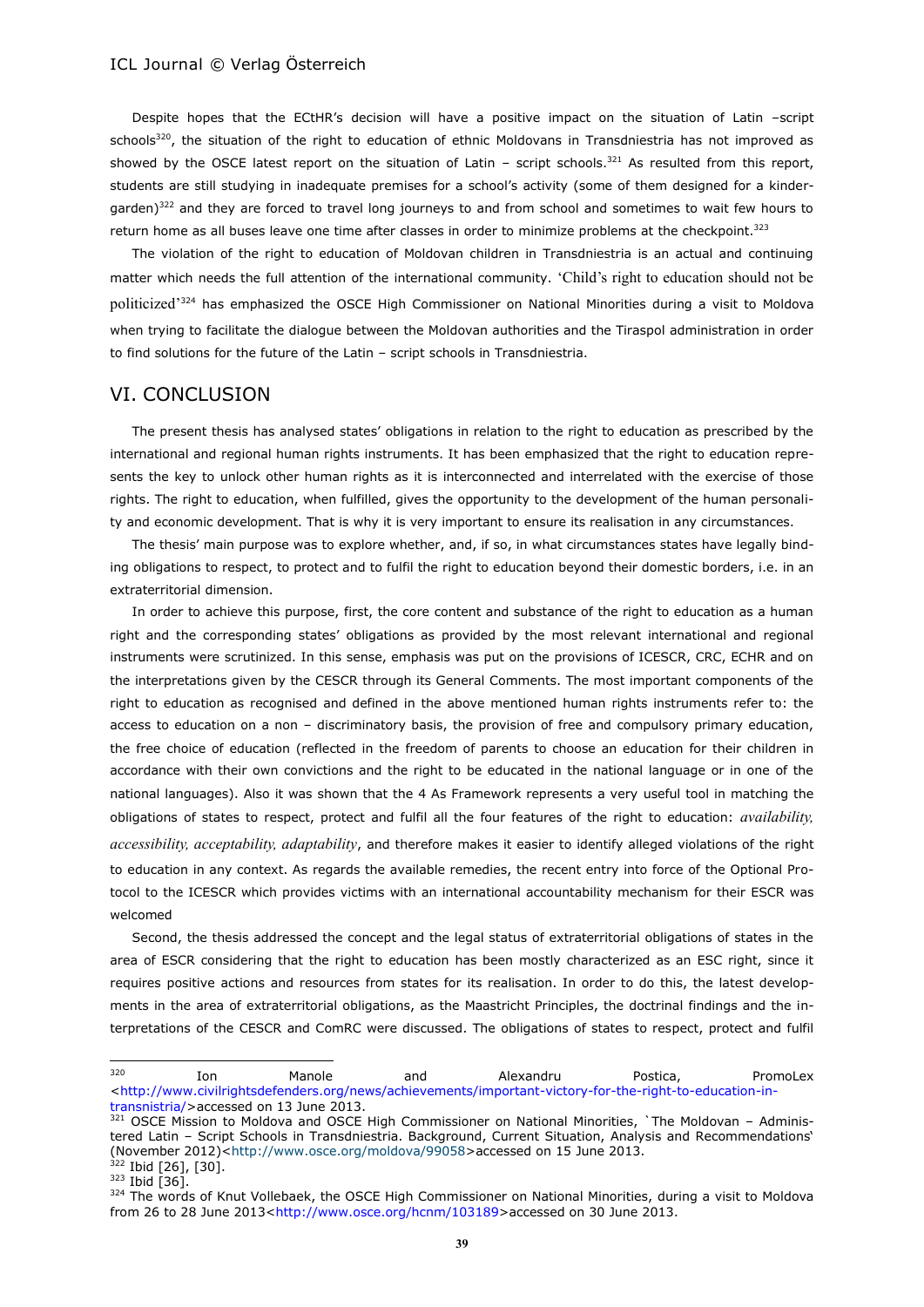Despite hopes that the ECtHR's decision will have a positive impact on the situation of Latin –script schools[320], the situation of the right to education of ethnic Moldovans in Transdniestria has not improved as showed by the OSCE latest report on the situation of Latin – script schools.[321] As resulted from this report, students are still studying in inadequate premises for a school's activity (some of them designed for a kindergarden)[322] and they are forced to travel long journeys to and from school and sometimes to wait few hours to return home as all buses leave one time after classes in order to minimize problems at the checkpoint.[323]

The violation of the right to education of Moldovan children in Transdniestria is an actual and continuing matter which needs the full attention of the international community. 'Child's right to education should not be politicized'[324] has emphasized the OSCE High Commissioner on National Minorities during a visit to Moldova when trying to facilitate the dialogue between the Moldovan authorities and the Tiraspol administration in order to find solutions for the future of the Latin – script schools in Transdniestria.

## VI. CONCLUSION

The present thesis has analysed states' obligations in relation to the right to education as prescribed by the international and regional human rights instruments. It has been emphasized that the right to education represents the key to unlock other human rights as it is interconnected and interrelated with the exercise of those rights. The right to education, when fulfilled, gives the opportunity to the development of the human personality and economic development. That is why it is very important to ensure its realisation in any circumstances.

The thesis' main purpose was to explore whether, and, if so, in what circumstances states have legally binding obligations to respect, to protect and to fulfil the right to education beyond their domestic borders, i.e. in an extraterritorial dimension.

In order to achieve this purpose, first, the core content and substance of the right to education as a human right and the corresponding states' obligations as provided by the most relevant international and regional instruments were scrutinized. In this sense, emphasis was put on the provisions of ICESCR, CRC, ECHR and on the interpretations given by the CESCR through its General Comments. The most important components of the right to education as recognised and defined in the above mentioned human rights instruments refer to: the access to education on a non – discriminatory basis, the provision of free and compulsory primary education, the free choice of education (reflected in the freedom of parents to choose an education for their children in accordance with their own convictions and the right to be educated in the national language or in one of the national languages). Also it was shown that the 4 As Framework represents a very useful tool in matching the obligations of states to respect, protect and fulfil all the four features of the right to education: *availability, accessibility, acceptability, adaptability*, and therefore makes it easier to identify alleged violations of the right to education in any context. As regards the available remedies, the recent entry into force of the Optional Protocol to the ICESCR which provides victims with an international accountability mechanism for their ESCR was welcomed

Second, the thesis addressed the concept and the legal status of extraterritorial obligations of states in the area of ESCR considering that the right to education has been mostly characterized as an ESC right, since it requires positive actions and resources from states for its realisation. In order to do this, the latest developments in the area of extraterritorial obligations, as the Maastricht Principles, the doctrinal findings and the interpretations of the CESCR and ComRC were discussed. The obligations of states to respect, protect and fulfil

---

[320] Ion Manole and Alexandru Postica, PromoLex <http://www.civilrightsdefenders.org/news/achievements/important-victory-for-the-right-to-education-in-transnistria/>accessed on 13 June 2013.

[321] OSCE Mission to Moldova and OSCE High Commissioner on National Minorities, `The Moldovan – Administered Latin – Script Schools in Transdniestria. Background, Current Situation, Analysis and Recommendations' (November 2012)<http://www.osce.org/moldova/99058>accessed on 15 June 2013.

[322] Ibid [26], [30].

[323] Ibid [36].

[324] The words of Knut Vollebaek, the OSCE High Commissioner on National Minorities, during a visit to Moldova from 26 to 28 June 2013<http://www.osce.org/hcnm/103189>accessed on 30 June 2013.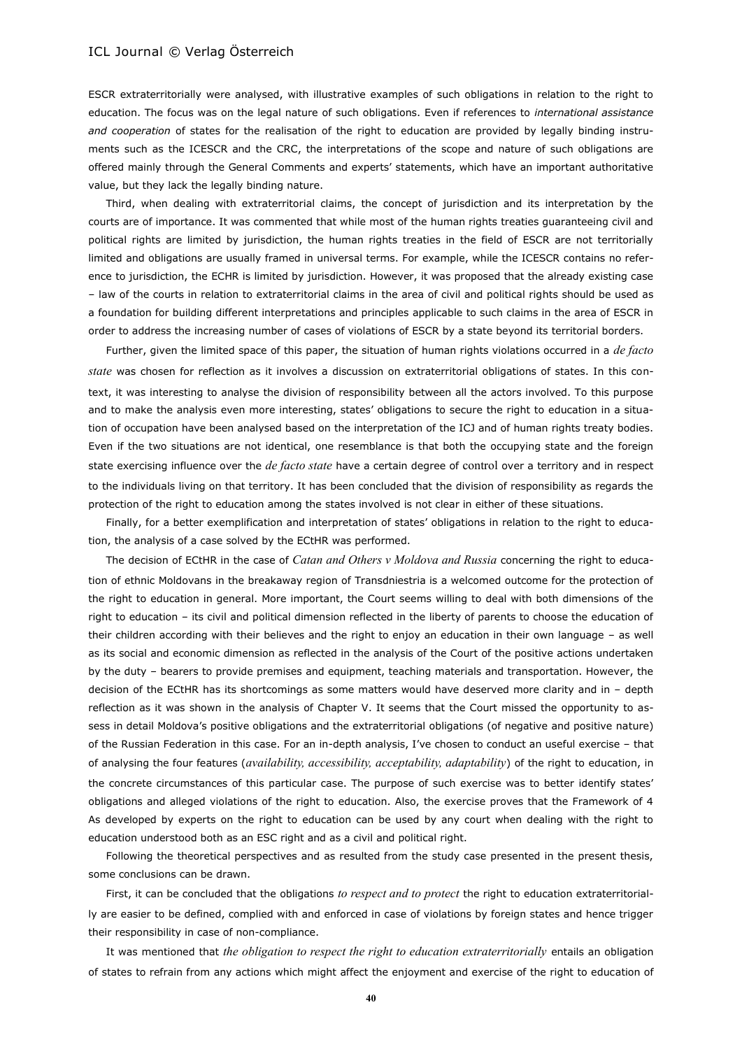ESCR extraterritorially were analysed, with illustrative examples of such obligations in relation to the right to education. The focus was on the legal nature of such obligations. Even if references to *international assistance and cooperation* of states for the realisation of the right to education are provided by legally binding instruments such as the ICESCR and the CRC, the interpretations of the scope and nature of such obligations are offered mainly through the General Comments and experts' statements, which have an important authoritative value, but they lack the legally binding nature.

Third, when dealing with extraterritorial claims, the concept of jurisdiction and its interpretation by the courts are of importance. It was commented that while most of the human rights treaties guaranteeing civil and political rights are limited by jurisdiction, the human rights treaties in the field of ESCR are not territorially limited and obligations are usually framed in universal terms. For example, while the ICESCR contains no reference to jurisdiction, the ECHR is limited by jurisdiction. However, it was proposed that the already existing case – law of the courts in relation to extraterritorial claims in the area of civil and political rights should be used as a foundation for building different interpretations and principles applicable to such claims in the area of ESCR in order to address the increasing number of cases of violations of ESCR by a state beyond its territorial borders.

Further, given the limited space of this paper, the situation of human rights violations occurred in a *de facto state* was chosen for reflection as it involves a discussion on extraterritorial obligations of states. In this context, it was interesting to analyse the division of responsibility between all the actors involved. To this purpose and to make the analysis even more interesting, states' obligations to secure the right to education in a situation of occupation have been analysed based on the interpretation of the ICJ and of human rights treaty bodies. Even if the two situations are not identical, one resemblance is that both the occupying state and the foreign state exercising influence over the *de facto state* have a certain degree of control over a territory and in respect to the individuals living on that territory. It has been concluded that the division of responsibility as regards the protection of the right to education among the states involved is not clear in either of these situations.

Finally, for a better exemplification and interpretation of states' obligations in relation to the right to education, the analysis of a case solved by the ECtHR was performed.

The decision of ECtHR in the case of *Catan and Others v Moldova and Russia* concerning the right to education of ethnic Moldovans in the breakaway region of Transdniestria is a welcomed outcome for the protection of the right to education in general. More important, the Court seems willing to deal with both dimensions of the right to education – its civil and political dimension reflected in the liberty of parents to choose the education of their children according with their believes and the right to enjoy an education in their own language – as well as its social and economic dimension as reflected in the analysis of the Court of the positive actions undertaken by the duty – bearers to provide premises and equipment, teaching materials and transportation. However, the decision of the ECtHR has its shortcomings as some matters would have deserved more clarity and in – depth reflection as it was shown in the analysis of Chapter V. It seems that the Court missed the opportunity to assess in detail Moldova's positive obligations and the extraterritorial obligations (of negative and positive nature) of the Russian Federation in this case. For an in-depth analysis, I've chosen to conduct an useful exercise – that of analysing the four features (*availability, accessibility, acceptability, adaptability*) of the right to education, in the concrete circumstances of this particular case. The purpose of such exercise was to better identify states' obligations and alleged violations of the right to education. Also, the exercise proves that the Framework of 4 As developed by experts on the right to education can be used by any court when dealing with the right to education understood both as an ESC right and as a civil and political right.

Following the theoretical perspectives and as resulted from the study case presented in the present thesis, some conclusions can be drawn.

First, it can be concluded that the obligations *to respect and to protect* the right to education extraterritorially are easier to be defined, complied with and enforced in case of violations by foreign states and hence trigger their responsibility in case of non-compliance.

It was mentioned that *the obligation to respect the right to education extraterritorially* entails an obligation of states to refrain from any actions which might affect the enjoyment and exercise of the right to education of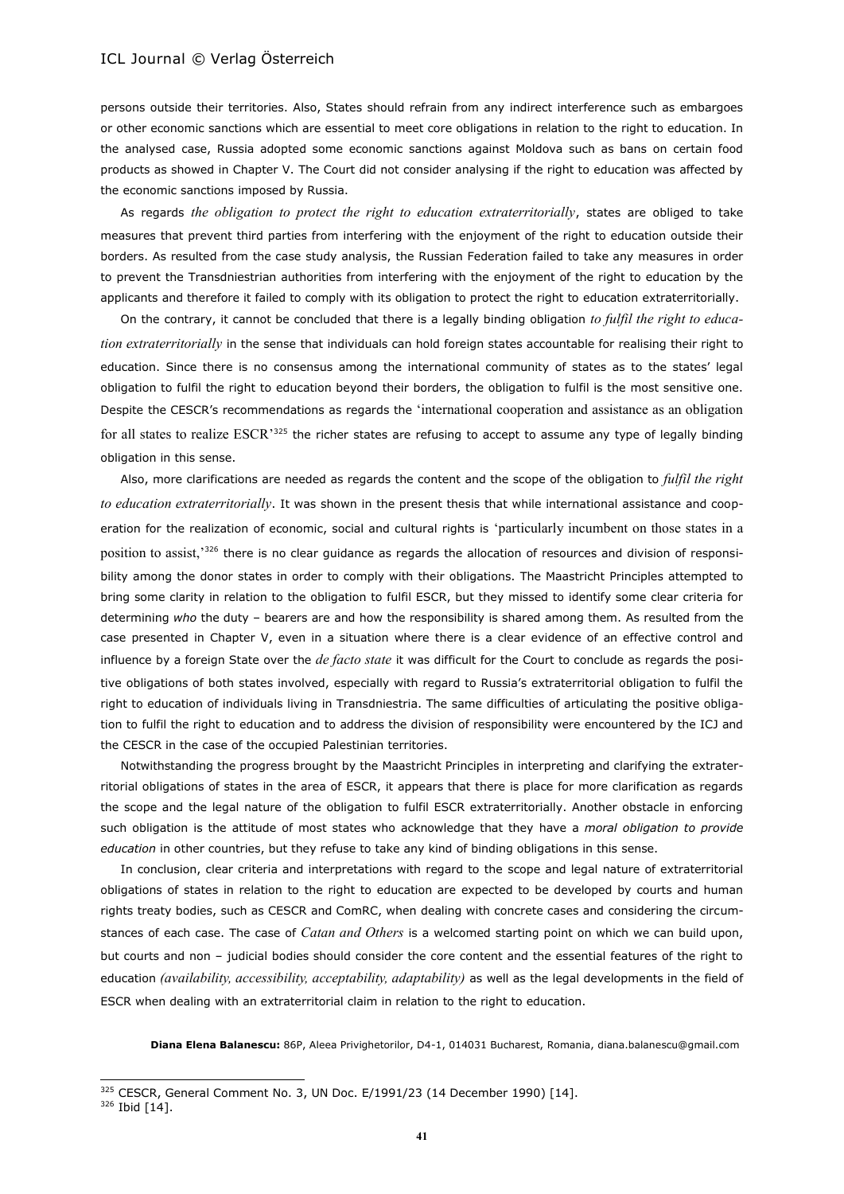persons outside their territories. Also, States should refrain from any indirect interference such as embargoes or other economic sanctions which are essential to meet core obligations in relation to the right to education. In the analysed case, Russia adopted some economic sanctions against Moldova such as bans on certain food products as showed in Chapter V. The Court did not consider analysing if the right to education was affected by the economic sanctions imposed by Russia.

As regards *the obligation to protect the right to education extraterritorially*, states are obliged to take measures that prevent third parties from interfering with the enjoyment of the right to education outside their borders. As resulted from the case study analysis, the Russian Federation failed to take any measures in order to prevent the Transdniestrian authorities from interfering with the enjoyment of the right to education by the applicants and therefore it failed to comply with its obligation to protect the right to education extraterritorially.

On the contrary, it cannot be concluded that there is a legally binding obligation *to fulfil the right to education extraterritorially* in the sense that individuals can hold foreign states accountable for realising their right to education. Since there is no consensus among the international community of states as to the states' legal obligation to fulfil the right to education beyond their borders, the obligation to fulfil is the most sensitive one. Despite the CESCR's recommendations as regards the 'international cooperation and assistance as an obligation for all states to realize ESCR'[325] the richer states are refusing to accept to assume any type of legally binding obligation in this sense.

Also, more clarifications are needed as regards the content and the scope of the obligation to *fulfil the right to education extraterritorially*. It was shown in the present thesis that while international assistance and cooperation for the realization of economic, social and cultural rights is 'particularly incumbent on those states in a position to assist,'[326] there is no clear guidance as regards the allocation of resources and division of responsibility among the donor states in order to comply with their obligations. The Maastricht Principles attempted to bring some clarity in relation to the obligation to fulfil ESCR, but they missed to identify some clear criteria for determining *who* the duty – bearers are and how the responsibility is shared among them. As resulted from the case presented in Chapter V, even in a situation where there is a clear evidence of an effective control and influence by a foreign State over the *de facto state* it was difficult for the Court to conclude as regards the positive obligations of both states involved, especially with regard to Russia's extraterritorial obligation to fulfil the right to education of individuals living in Transdniestria. The same difficulties of articulating the positive obligation to fulfil the right to education and to address the division of responsibility were encountered by the ICJ and the CESCR in the case of the occupied Palestinian territories.

Notwithstanding the progress brought by the Maastricht Principles in interpreting and clarifying the extraterritorial obligations of states in the area of ESCR, it appears that there is place for more clarification as regards the scope and the legal nature of the obligation to fulfil ESCR extraterritorially. Another obstacle in enforcing such obligation is the attitude of most states who acknowledge that they have a *moral obligation to provide education* in other countries, but they refuse to take any kind of binding obligations in this sense.

In conclusion, clear criteria and interpretations with regard to the scope and legal nature of extraterritorial obligations of states in relation to the right to education are expected to be developed by courts and human rights treaty bodies, such as CESCR and ComRC, when dealing with concrete cases and considering the circumstances of each case. The case of *Catan and Others* is a welcomed starting point on which we can build upon, but courts and non – judicial bodies should consider the core content and the essential features of the right to education *(availability, accessibility, acceptability, adaptability)* as well as the legal developments in the field of ESCR when dealing with an extraterritorial claim in relation to the right to education.

**Diana Elena Balanescu:** 86P, Aleea Privighetorilor, D4-1, 014031 Bucharest, Romania, diana.balanescu@gmail.com

---

[325] CESCR, General Comment No. 3, UN Doc. E/1991/23 (14 December 1990) [14].

[326] Ibid [14].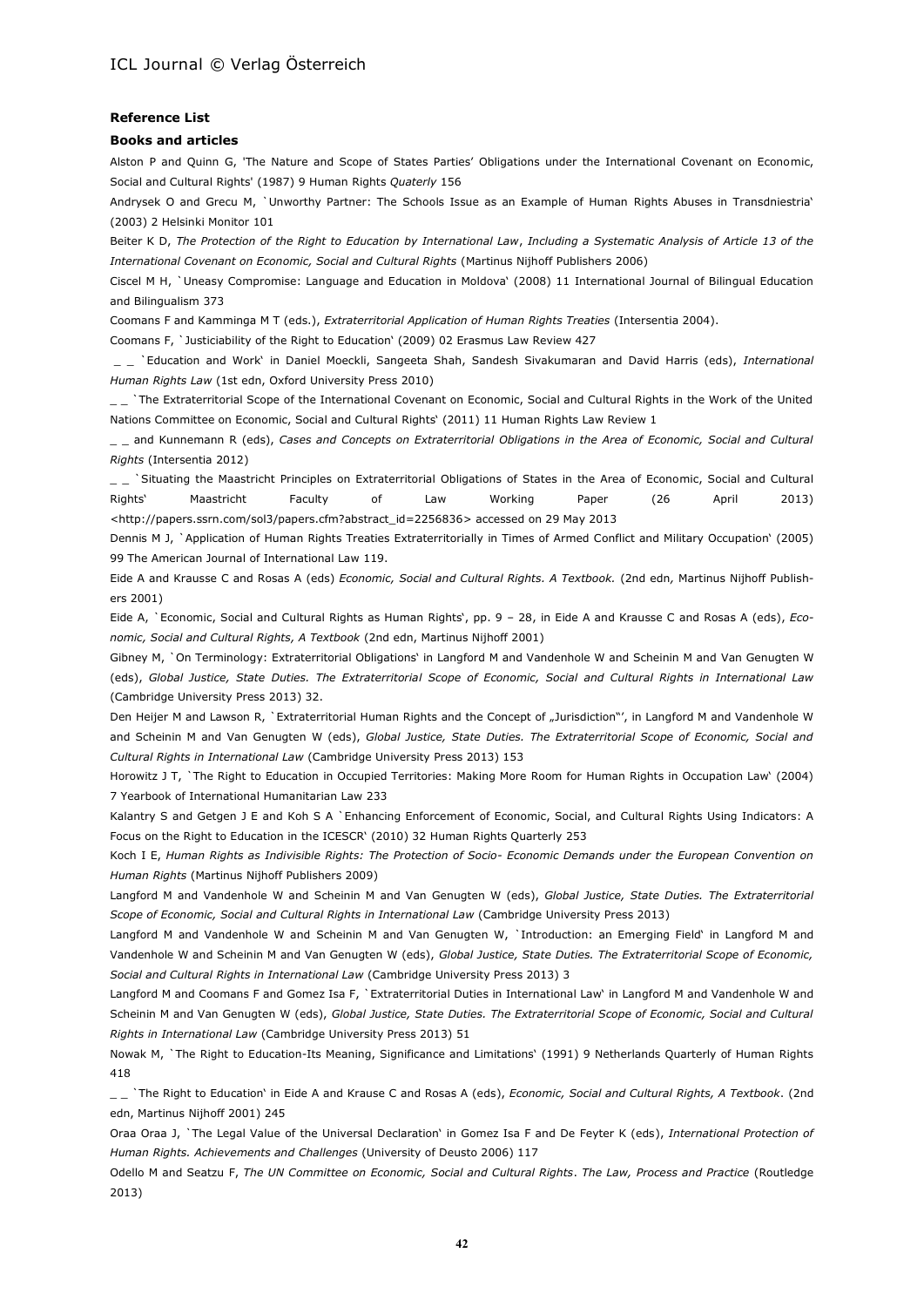**Reference List**

**Books and articles**

Alston P and Quinn G, 'The Nature and Scope of States Parties' Obligations under the International Covenant on Economic, Social and Cultural Rights' (1987) 9 Human Rights *Quaterly* 156

Andrysek O and Grecu M, `Unworthy Partner: The Schools Issue as an Example of Human Rights Abuses in Transdniestria' (2003) 2 Helsinki Monitor 101

Beiter K D, *The Protection of the Right to Education by International Law*, *Including a Systematic Analysis of Article 13 of the International Covenant on Economic, Social and Cultural Rights* (Martinus Nijhoff Publishers 2006)

Ciscel M H, `Uneasy Compromise: Language and Education in Moldova' (2008) 11 International Journal of Bilingual Education and Bilingualism 373

Coomans F and Kamminga M T (eds.), *Extraterritorial Application of Human Rights Treaties* (Intersentia 2004).

Coomans F, `Justiciability of the Right to Education' (2009) 02 Erasmus Law Review 427

_ _ `Education and Work' in Daniel Moeckli, Sangeeta Shah, Sandesh Sivakumaran and David Harris (eds), *International Human Rights Law* (1st edn, Oxford University Press 2010)

_ _ `The Extraterritorial Scope of the International Covenant on Economic, Social and Cultural Rights in the Work of the United Nations Committee on Economic, Social and Cultural Rights' (2011) 11 Human Rights Law Review 1

_ _ and Kunnemann R (eds), *Cases and Concepts on Extraterritorial Obligations in the Area of Economic, Social and Cultural Rights* (Intersentia 2012)

_ _ `Situating the Maastricht Principles on Extraterritorial Obligations of States in the Area of Economic, Social and Cultural Rights' Maastricht Faculty of Law Working Paper (26 April 2013) <http://papers.ssrn.com/sol3/papers.cfm?abstract_id=2256836> accessed on 29 May 2013

Dennis M J, `Application of Human Rights Treaties Extraterritorially in Times of Armed Conflict and Military Occupation' (2005) 99 The American Journal of International Law 119.

Eide A and Krausse C and Rosas A (eds) *Economic, Social and Cultural Rights. A Textbook.* (2nd edn, Martinus Nijhoff Publishers 2001)

Eide A, `Economic, Social and Cultural Rights as Human Rights', pp. 9 – 28, in Eide A and Krausse C and Rosas A (eds), *Economic, Social and Cultural Rights, A Textbook* (2nd edn, Martinus Nijhoff 2001)

Gibney M, `On Terminology: Extraterritorial Obligations' in Langford M and Vandenhole W and Scheinin M and Van Genugten W (eds), *Global Justice, State Duties. The Extraterritorial Scope of Economic, Social and Cultural Rights in International Law* (Cambridge University Press 2013) 32.

Den Heijer M and Lawson R, `Extraterritorial Human Rights and the Concept of „Jurisdiction"', in Langford M and Vandenhole W and Scheinin M and Van Genugten W (eds), *Global Justice, State Duties. The Extraterritorial Scope of Economic, Social and Cultural Rights in International Law* (Cambridge University Press 2013) 153

Horowitz J T, `The Right to Education in Occupied Territories: Making More Room for Human Rights in Occupation Law' (2004) 7 Yearbook of International Humanitarian Law 233

Kalantry S and Getgen J E and Koh S A `Enhancing Enforcement of Economic, Social, and Cultural Rights Using Indicators: A Focus on the Right to Education in the ICESCR' (2010) 32 Human Rights Quarterly 253

Koch I E, *Human Rights as Indivisible Rights: The Protection of Socio- Economic Demands under the European Convention on Human Rights* (Martinus Nijhoff Publishers 2009)

Langford M and Vandenhole W and Scheinin M and Van Genugten W (eds), *Global Justice, State Duties. The Extraterritorial Scope of Economic, Social and Cultural Rights in International Law* (Cambridge University Press 2013)

Langford M and Vandenhole W and Scheinin M and Van Genugten W, `Introduction: an Emerging Field' in Langford M and Vandenhole W and Scheinin M and Van Genugten W (eds), *Global Justice, State Duties. The Extraterritorial Scope of Economic, Social and Cultural Rights in International Law* (Cambridge University Press 2013) 3

Langford M and Coomans F and Gomez Isa F, `Extraterritorial Duties in International Law' in Langford M and Vandenhole W and Scheinin M and Van Genugten W (eds), *Global Justice, State Duties. The Extraterritorial Scope of Economic, Social and Cultural Rights in International Law* (Cambridge University Press 2013) 51

Nowak M, `The Right to Education-Its Meaning, Significance and Limitations' (1991) 9 Netherlands Quarterly of Human Rights 418

_ _ `The Right to Education' in Eide A and Krause C and Rosas A (eds), *Economic, Social and Cultural Rights, A Textbook*. (2nd edn, Martinus Nijhoff 2001) 245

Oraa Oraa J, `The Legal Value of the Universal Declaration' in Gomez Isa F and De Feyter K (eds), *International Protection of Human Rights. Achievements and Challenges* (University of Deusto 2006) 117

Odello M and Seatzu F, *The UN Committee on Economic, Social and Cultural Rights*. *The Law, Process and Practice* (Routledge 2013)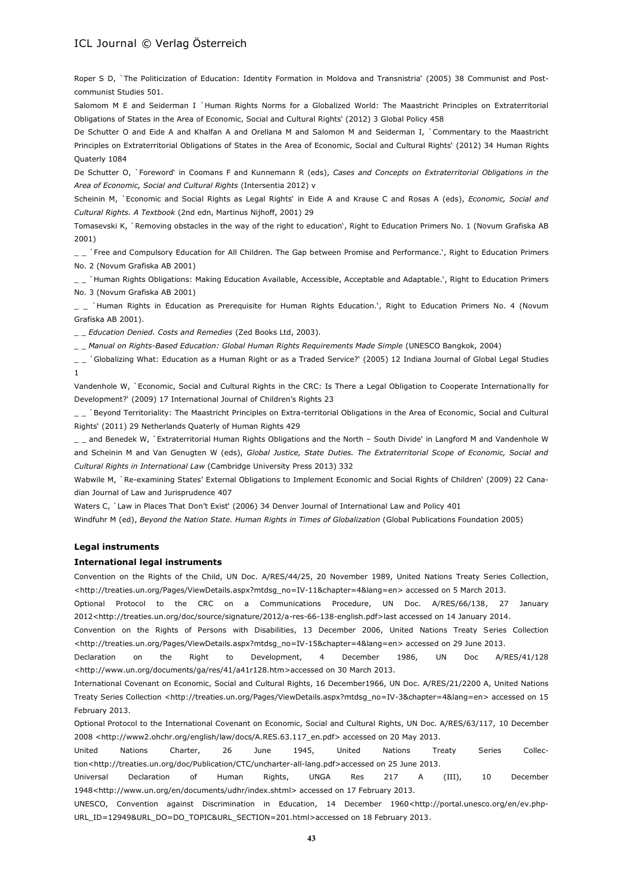Roper S D, `The Politicization of Education: Identity Formation in Moldova and Transnistria‘ (2005) 38 Communist and Post-communist Studies 501.

Salomom M E and Seiderman I `Human Rights Norms for a Globalized World: The Maastricht Principles on Extraterritorial Obligations of States in the Area of Economic, Social and Cultural Rights‘ (2012) 3 Global Policy 458

De Schutter O and Eide A and Khalfan A and Orellana M and Salomon M and Seiderman I, `Commentary to the Maastricht Principles on Extraterritorial Obligations of States in the Area of Economic, Social and Cultural Rights‘ (2012) 34 Human Rights Quaterly 1084

De Schutter O, `Foreword‘ in Coomans F and Kunnemann R (eds), *Cases and Concepts on Extraterritorial Obligations in the Area of Economic, Social and Cultural Rights* (Intersentia 2012) v

Scheinin M, `Economic and Social Rights as Legal Rights‘ in Eide A and Krause C and Rosas A (eds), *Economic, Social and Cultural Rights. A Textbook* (2nd edn, Martinus Nijhoff, 2001) 29

Tomasevski K, `Removing obstacles in the way of the right to education‘, Right to Education Primers No. 1 (Novum Grafiska AB 2001)

_ _ `Free and Compulsory Education for All Children. The Gap between Promise and Performance.‘, Right to Education Primers No. 2 (Novum Grafiska AB 2001)

_ _ `Human Rights Obligations: Making Education Available, Accessible, Acceptable and Adaptable.‘, Right to Education Primers No. 3 (Novum Grafiska AB 2001)

_ _ `Human Rights in Education as Prerequisite for Human Rights Education.‘, Right to Education Primers No. 4 (Novum Grafiska AB 2001).

_ _ *Education Denied. Costs and Remedies* (Zed Books Ltd, 2003).

_ _ *Manual on Rights-Based Education: Global Human Rights Requirements Made Simple* (UNESCO Bangkok, 2004)

_ _ `Globalizing What: Education as a Human Right or as a Traded Service?‘ (2005) 12 Indiana Journal of Global Legal Studies 1

Vandenhole W, `Economic, Social and Cultural Rights in the CRC: Is There a Legal Obligation to Cooperate Internationally for Development?‘ (2009) 17 International Journal of Children's Rights 23

_ _ `Beyond Territoriality: The Maastricht Principles on Extra-territorial Obligations in the Area of Economic, Social and Cultural Rights‘ (2011) 29 Netherlands Quaterly of Human Rights 429

_ _ and Benedek W, `Extraterritorial Human Rights Obligations and the North – South Divide‘ in Langford M and Vandenhole W and Scheinin M and Van Genugten W (eds), *Global Justice, State Duties. The Extraterritorial Scope of Economic, Social and Cultural Rights in International Law* (Cambridge University Press 2013) 332

Wabwile M, `Re-examining States' External Obligations to Implement Economic and Social Rights of Children‘ (2009) 22 Canadian Journal of Law and Jurisprudence 407

Waters C, `Law in Places That Don't Exist‘ (2006) 34 Denver Journal of International Law and Policy 401

Windfuhr M (ed), *Beyond the Nation State. Human Rights in Times of Globalization* (Global Publications Foundation 2005)

### Legal instruments

#### International legal instruments

Convention on the Rights of the Child, UN Doc. A/RES/44/25, 20 November 1989, United Nations Treaty Series Collection, <http://treaties.un.org/Pages/ViewDetails.aspx?mtdsg_no=IV-11&chapter=4&lang=en> accessed on 5 March 2013.

Optional Protocol to the CRC on a Communications Procedure, UN Doc. A/RES/66/138, 27 January 2012<http://treaties.un.org/doc/source/signature/2012/a-res-66-138-english.pdf>last accessed on 14 January 2014.

Convention on the Rights of Persons with Disabilities, 13 December 2006, United Nations Treaty Series Collection <http://treaties.un.org/Pages/ViewDetails.aspx?mtdsg_no=IV-15&chapter=4&lang=en> accessed on 29 June 2013.

Declaration on the Right to Development, 4 December 1986, UN Doc A/RES/41/128 <http://www.un.org/documents/ga/res/41/a41r128.htm>accessed on 30 March 2013.

International Covenant on Economic, Social and Cultural Rights, 16 December1966, UN Doc. A/RES/21/2200 A, United Nations Treaty Series Collection <http://treaties.un.org/Pages/ViewDetails.aspx?mtdsg_no=IV-3&chapter=4&lang=en> accessed on 15 February 2013.

Optional Protocol to the International Covenant on Economic, Social and Cultural Rights, UN Doc. A/RES/63/117, 10 December 2008 <http://www2.ohchr.org/english/law/docs/A.RES.63.117_en.pdf> accessed on 20 May 2013.

United Nations Charter, 26 June 1945, United Nations Treaty Series Collection<http://treaties.un.org/doc/Publication/CTC/uncharter-all-lang.pdf>accessed on 25 June 2013.

Universal Declaration of Human Rights, UNGA Res 217 A (III), 10 December 1948<http://www.un.org/en/documents/udhr/index.shtml> accessed on 17 February 2013.

UNESCO, Convention against Discrimination in Education, 14 December 1960<http://portal.unesco.org/en/ev.php-URL_ID=12949&URL_DO=DO_TOPIC&URL_SECTION=201.html>accessed on 18 February 2013.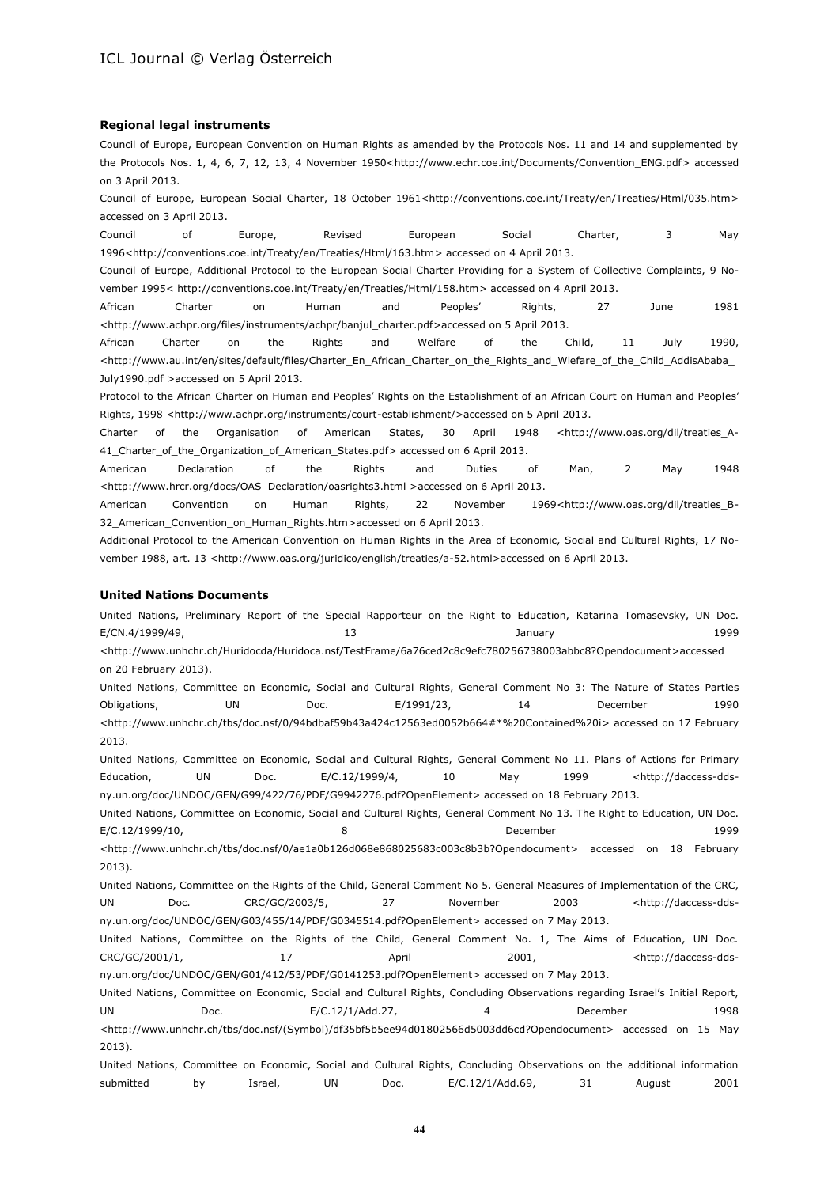#### Regional legal instruments

Council of Europe, European Convention on Human Rights as amended by the Protocols Nos. 11 and 14 and supplemented by the Protocols Nos. 1, 4, 6, 7, 12, 13, 4 November 1950<http://www.echr.coe.int/Documents/Convention_ENG.pdf> accessed on 3 April 2013.

Council of Europe, European Social Charter, 18 October 1961<http://conventions.coe.int/Treaty/en/Treaties/Html/035.htm> accessed on 3 April 2013.

Council of Europe, Revised European Social Charter, 3 May 1996<http://conventions.coe.int/Treaty/en/Treaties/Html/163.htm> accessed on 4 April 2013.

Council of Europe, Additional Protocol to the European Social Charter Providing for a System of Collective Complaints, 9 November 1995< http://conventions.coe.int/Treaty/en/Treaties/Html/158.htm> accessed on 4 April 2013.

African Charter on Human and Peoples' Rights, 27 June 1981 <http://www.achpr.org/files/instruments/achpr/banjul_charter.pdf>accessed on 5 April 2013.

African Charter on the Rights and Welfare of the Child, 11 July 1990, <http://www.au.int/en/sites/default/files/Charter_En_African_Charter_on_the_Rights_and_Wlefare_of_the_Child_AddisAbaba_July1990.pdf >accessed on 5 April 2013.

Protocol to the African Charter on Human and Peoples' Rights on the Establishment of an African Court on Human and Peoples' Rights, 1998 <http://www.achpr.org/instruments/court-establishment/>accessed on 5 April 2013.

Charter of the Organisation of American States, 30 April 1948 <http://www.oas.org/dil/treaties_A-41_Charter_of_the_Organization_of_American_States.pdf> accessed on 6 April 2013.

American Declaration of the Rights and Duties of Man, 2 May 1948 <http://www.hrcr.org/docs/OAS_Declaration/oasrights3.html >accessed on 6 April 2013.

American Convention on Human Rights, 22 November 1969<http://www.oas.org/dil/treaties_B-32_American_Convention_on_Human_Rights.htm>accessed on 6 April 2013.

Additional Protocol to the American Convention on Human Rights in the Area of Economic, Social and Cultural Rights, 17 November 1988, art. 13 <http://www.oas.org/juridico/english/treaties/a-52.html>accessed on 6 April 2013.

#### United Nations Documents

United Nations, Preliminary Report of the Special Rapporteur on the Right to Education, Katarina Tomasevsky, UN Doc. E/CN.4/1999/49, 13 January 1999 <http://www.unhchr.ch/Huridocda/Huridoca.nsf/TestFrame/6a76ced2c8c9efc780256738003abbc8?Opendocument>accessed on 20 February 2013).

United Nations, Committee on Economic, Social and Cultural Rights, General Comment No 3: The Nature of States Parties Obligations, UN Doc. E/1991/23, 14 December 1990 <http://www.unhchr.ch/tbs/doc.nsf/0/94bdbaf59b43a424c12563ed0052b664#*%20Contained%20i> accessed on 17 February 2013.

United Nations, Committee on Economic, Social and Cultural Rights, General Comment No 11. Plans of Actions for Primary Education, UN Doc. E/C.12/1999/4, 10 May 1999 <http://daccess-dds-ny.un.org/doc/UNDOC/GEN/G99/422/76/PDF/G9942276.pdf?OpenElement> accessed on 18 February 2013.

United Nations, Committee on Economic, Social and Cultural Rights, General Comment No 13. The Right to Education, UN Doc. E/C.12/1999/10, 8 December 1999 <http://www.unhchr.ch/tbs/doc.nsf/0/ae1a0b126d068e868025683c003c8b3b?Opendocument> accessed on 18 February 2013).

United Nations, Committee on the Rights of the Child, General Comment No 5. General Measures of Implementation of the CRC, UN Doc. CRC/GC/2003/5, 27 November 2003 <http://daccess-dds-ny.un.org/doc/UNDOC/GEN/G03/455/14/PDF/G0345514.pdf?OpenElement> accessed on 7 May 2013.

United Nations, Committee on the Rights of the Child, General Comment No. 1, The Aims of Education, UN Doc. CRC/GC/2001/1, 17 April 2001, <http://daccess-dds-ny.un.org/doc/UNDOC/GEN/G01/412/53/PDF/G0141253.pdf?OpenElement> accessed on 7 May 2013.

United Nations, Committee on Economic, Social and Cultural Rights, Concluding Observations regarding Israel's Initial Report, UN Doc. E/C.12/1/Add.27, 4 December 1998 <http://www.unhchr.ch/tbs/doc.nsf/(Symbol)/df35bf5b5ee94d01802566d5003dd6cd?Opendocument> accessed on 15 May 2013).

United Nations, Committee on Economic, Social and Cultural Rights, Concluding Observations on the additional information submitted by Israel, UN Doc. E/C.12/1/Add.69, 31 August 2001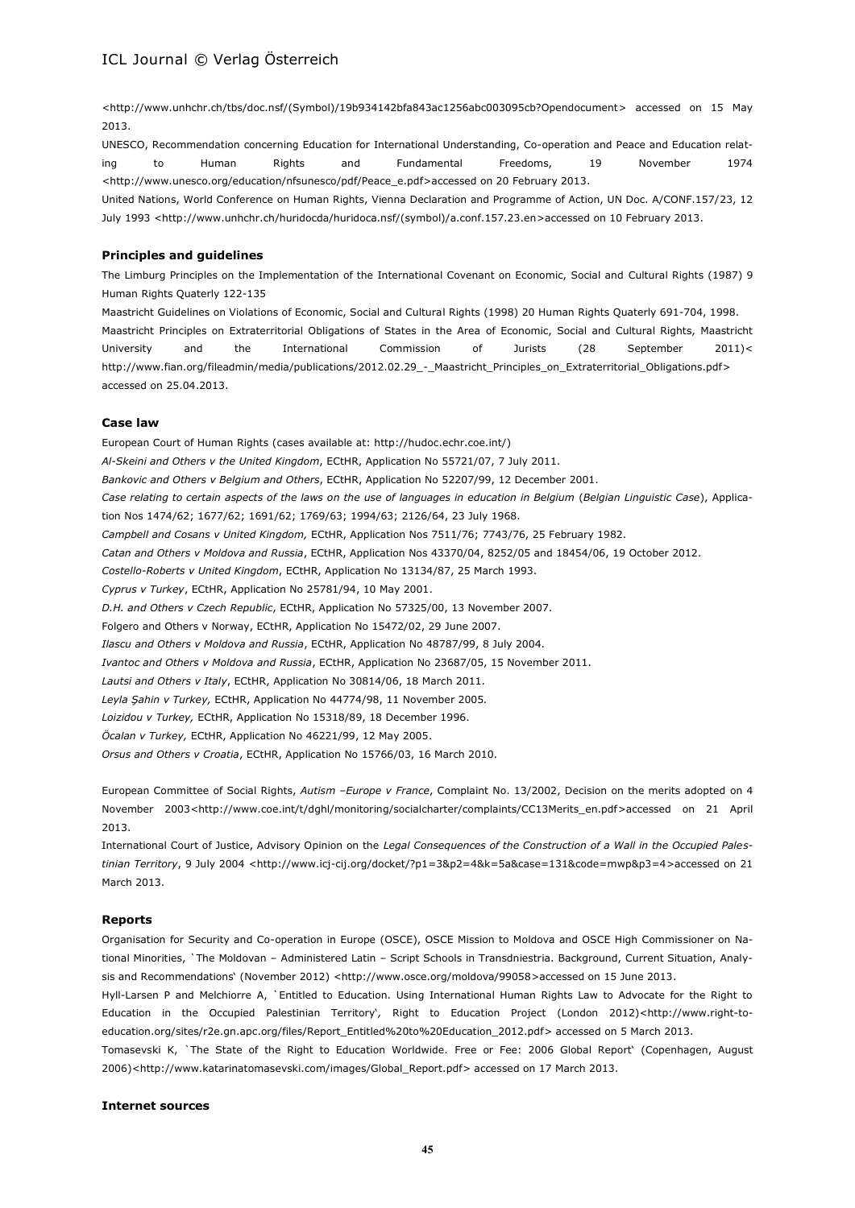<http://www.unhchr.ch/tbs/doc.nsf/(Symbol)/19b934142bfa843ac1256abc003095cb?Opendocument> accessed on 15 May 2013.

UNESCO, Recommendation concerning Education for International Understanding, Co-operation and Peace and Education relating to Human Rights and Fundamental Freedoms, 19 November 1974 <http://www.unesco.org/education/nfsunesco/pdf/Peace_e.pdf>accessed on 20 February 2013.

United Nations, World Conference on Human Rights, Vienna Declaration and Programme of Action, UN Doc. A/CONF.157/23, 12 July 1993 <http://www.unhchr.ch/huridocda/huridoca.nsf/(symbol)/a.conf.157.23.en>accessed on 10 February 2013.

### Principles and guidelines

The Limburg Principles on the Implementation of the International Covenant on Economic, Social and Cultural Rights (1987) 9 Human Rights Quaterly 122-135

Maastricht Guidelines on Violations of Economic, Social and Cultural Rights (1998) 20 Human Rights Quaterly 691-704, 1998.

Maastricht Principles on Extraterritorial Obligations of States in the Area of Economic, Social and Cultural Rights, Maastricht University and the International Commission of Jurists (28 September 2011)< http://www.fian.org/fileadmin/media/publications/2012.02.29_-_Maastricht_Principles_on_Extraterritorial_Obligations.pdf> accessed on 25.04.2013.

### Case law

European Court of Human Rights (cases available at: http://hudoc.echr.coe.int/)

*Al-Skeini and Others v the United Kingdom*, ECtHR, Application No 55721/07, 7 July 2011.

*Bankovic and Others v Belgium and Others*, ECtHR, Application No 52207/99, 12 December 2001.

*Case relating to certain aspects of the laws on the use of languages in education in Belgium* (*Belgian Linguistic Case*), Application Nos 1474/62; 1677/62; 1691/62; 1769/63; 1994/63; 2126/64, 23 July 1968.

*Campbell and Cosans v United Kingdom,* ECtHR, Application Nos 7511/76; 7743/76, 25 February 1982.

*Catan and Others v Moldova and Russia*, ECtHR, Application Nos 43370/04, 8252/05 and 18454/06, 19 October 2012.

*Costello-Roberts v United Kingdom*, ECtHR, Application No 13134/87, 25 March 1993.

*Cyprus v Turkey*, ECtHR, Application No 25781/94, 10 May 2001.

*D.H. and Others v Czech Republic*, ECtHR, Application No 57325/00, 13 November 2007.

Folgero and Others v Norway, ECtHR, Application No 15472/02, 29 June 2007.

*Ilascu and Others v Moldova and Russia*, ECtHR, Application No 48787/99, 8 July 2004.

*Ivantoc and Others v Moldova and Russia*, ECtHR, Application No 23687/05, 15 November 2011.

*Lautsi and Others v Italy*, ECtHR, Application No 30814/06, 18 March 2011.

*Leyla Şahin v Turkey,* ECtHR, Application No 44774/98, 11 November 2005.

*Loizidou v Turkey,* ECtHR, Application No 15318/89, 18 December 1996.

*Öcalan v Turkey,* ECtHR, Application No 46221/99, 12 May 2005.

*Orsus and Others v Croatia*, ECtHR, Application No 15766/03, 16 March 2010.

European Committee of Social Rights, *Autism –Europe v France*, Complaint No. 13/2002, Decision on the merits adopted on 4 November 2003<http://www.coe.int/t/dghl/monitoring/socialcharter/complaints/CC13Merits_en.pdf>accessed on 21 April 2013.

International Court of Justice, Advisory Opinion on the *Legal Consequences of the Construction of a Wall in the Occupied Palestinian Territory*, 9 July 2004 <http://www.icj-cij.org/docket/?p1=3&p2=4&k=5a&case=131&code=mwp&p3=4>accessed on 21 March 2013.

### Reports

Organisation for Security and Co-operation in Europe (OSCE), OSCE Mission to Moldova and OSCE High Commissioner on National Minorities, `The Moldovan – Administered Latin – Script Schools in Transdniestria. Background, Current Situation, Analysis and Recommendations' (November 2012) <http://www.osce.org/moldova/99058>accessed on 15 June 2013.

Hyll-Larsen P and Melchiorre A, `Entitled to Education. Using International Human Rights Law to Advocate for the Right to Education in the Occupied Palestinian Territory', Right to Education Project (London 2012)<http://www.right-to-education.org/sites/r2e.gn.apc.org/files/Report_Entitled%20to%20Education_2012.pdf> accessed on 5 March 2013.

Tomasevski K, `The State of the Right to Education Worldwide. Free or Fee: 2006 Global Report' (Copenhagen, August 2006)<http://www.katarinatomasevski.com/images/Global_Report.pdf> accessed on 17 March 2013.

### Internet sources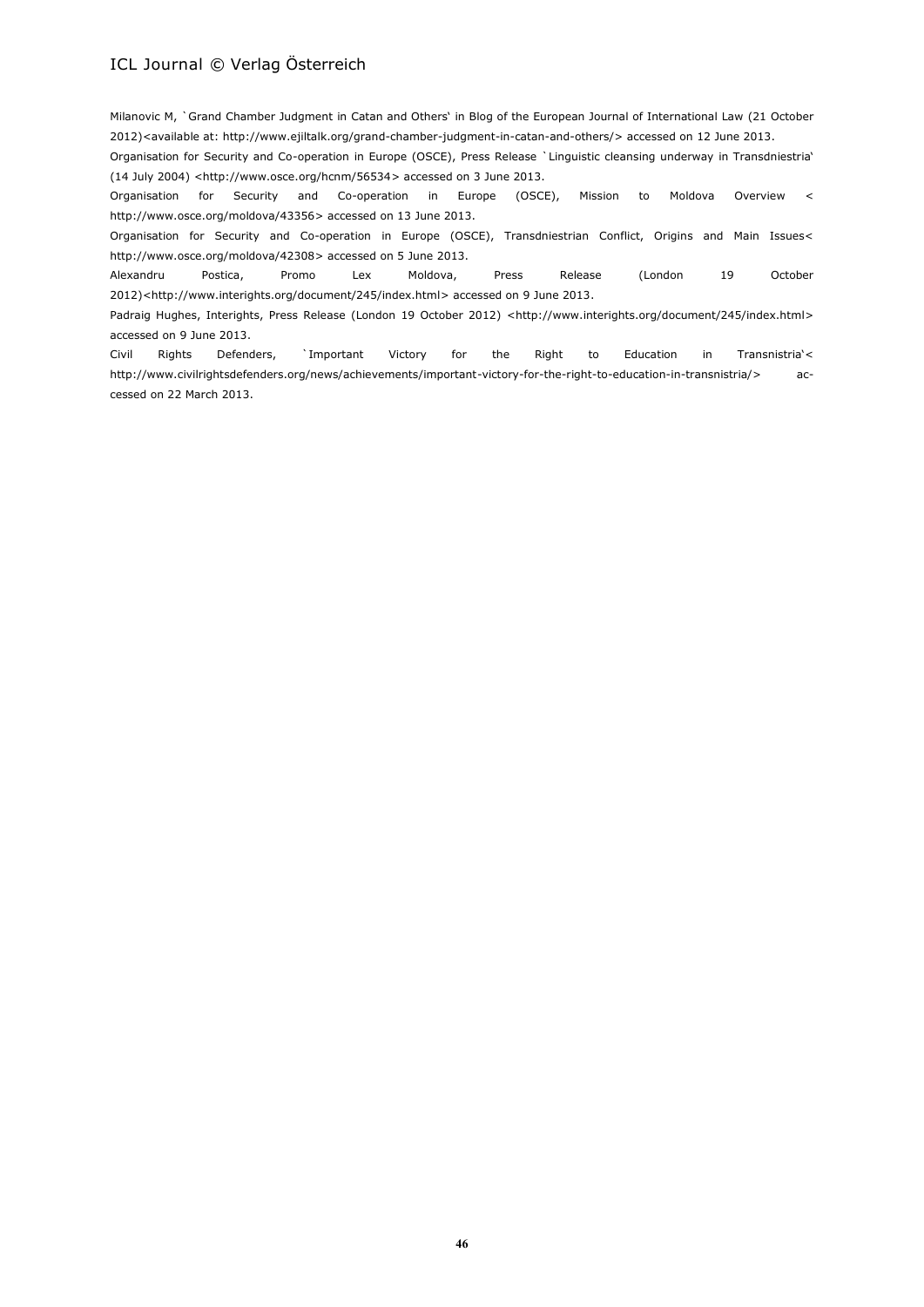Milanovic M, `Grand Chamber Judgment in Catan and Others' in Blog of the European Journal of International Law (21 October 2012)<available at: http://www.ejiltalk.org/grand-chamber-judgment-in-catan-and-others/> accessed on 12 June 2013.

Organisation for Security and Co-operation in Europe (OSCE), Press Release `Linguistic cleansing underway in Transdniestria' (14 July 2004) <http://www.osce.org/hcnm/56534> accessed on 3 June 2013.

Organisation for Security and Co-operation in Europe (OSCE), Mission to Moldova Overview < http://www.osce.org/moldova/43356> accessed on 13 June 2013.

Organisation for Security and Co-operation in Europe (OSCE), Transdniestrian Conflict, Origins and Main Issues< http://www.osce.org/moldova/42308> accessed on 5 June 2013.

Alexandru Postica, Promo Lex Moldova, Press Release (London 19 October 2012)<http://www.interights.org/document/245/index.html> accessed on 9 June 2013.

Padraig Hughes, Interights, Press Release (London 19 October 2012) <http://www.interights.org/document/245/index.html> accessed on 9 June 2013.

Civil Rights Defenders, `Important Victory for the Right to Education in Transnistria'< http://www.civilrightsdefenders.org/news/achievements/important-victory-for-the-right-to-education-in-transnistria/> accessed on 22 March 2013.